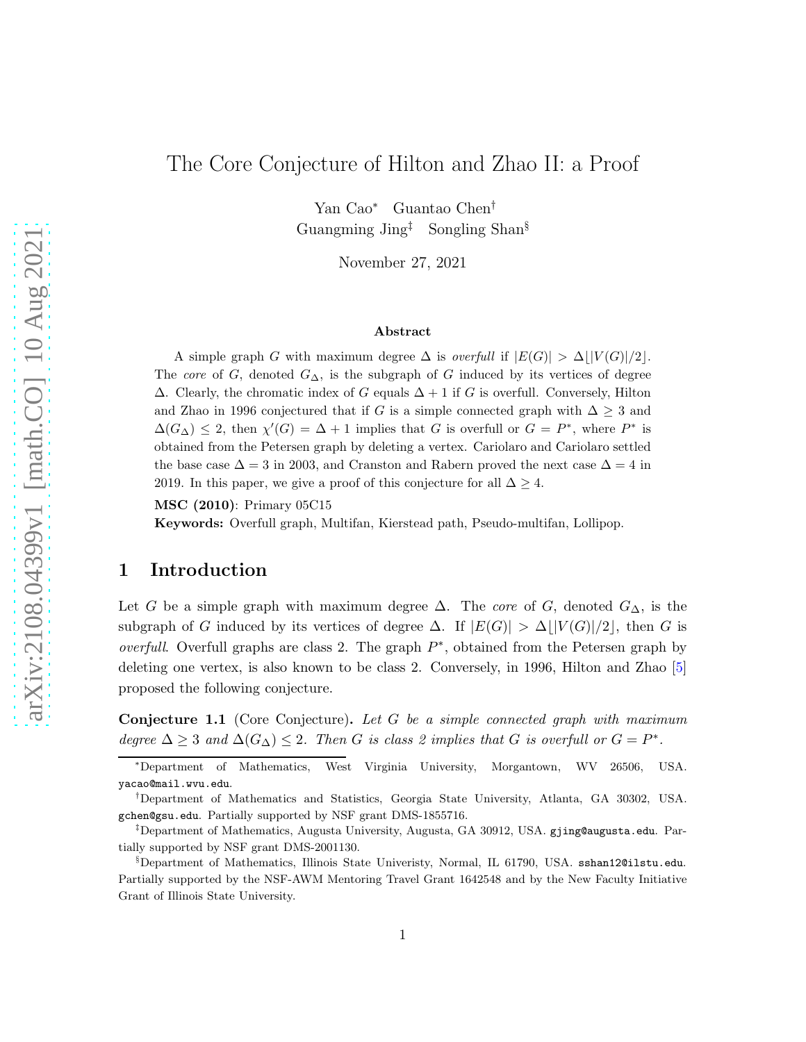# The Core Conjecture of Hilton and Zhao II: a Proof

Yan Cao[*] Guantao Chen[†]
Guangming Jing[‡] Songling Shan[§]

November 27, 2021

### Abstract

A simple graph $G$ with maximum degree $\Delta$ is *overfull* if $|E(G)| > \Delta\lfloor |V(G)|/2 \rfloor$. The *core* of $G$, denoted $G_\Delta$, is the subgraph of $G$ induced by its vertices of degree $\Delta$. Clearly, the chromatic index of $G$ equals $\Delta+1$ if $G$ is overfull. Conversely, Hilton and Zhao in 1996 conjectured that if $G$ is a simple connected graph with $\Delta \geq 3$ and $\Delta(G_\Delta) \leq 2$, then $\chi'(G) = \Delta + 1$ implies that $G$ is overfull or $G = P^*$, where $P^*$ is obtained from the Petersen graph by deleting a vertex. Cariolaro and Cariolaro settled the base case $\Delta = 3$ in 2003, and Cranston and Rabern proved the next case $\Delta = 4$ in 2019. In this paper, we give a proof of this conjecture for all $\Delta \geq 4$.

**MSC (2010)**: Primary 05C15

**Keywords:** Overfull graph, Multifan, Kierstead path, Pseudo-multifan, Lollipop.

## 1 Introduction

Let $G$ be a simple graph with maximum degree $\Delta$. The *core* of $G$, denoted $G_\Delta$, is the subgraph of $G$ induced by its vertices of degree $\Delta$. If $|E(G)| > \Delta\lfloor |V(G)|/2 \rfloor$, then $G$ is *overfull*. Overfull graphs are class 2. The graph $P^*$, obtained from the Petersen graph by deleting one vertex, is also known to be class 2. Conversely, in 1996, Hilton and Zhao [5] proposed the following conjecture.

**Conjecture 1.1** (Core Conjecture)**.** *Let $G$ be a simple connected graph with maximum degree $\Delta \geq 3$ and $\Delta(G_\Delta) \leq 2$. Then $G$ is class 2 implies that $G$ is overfull or $G = P^*$.*

---

[*] Department of Mathematics, West Virginia University, Morgantown, WV 26506, USA. yacao@mail.wvu.edu.

[†] Department of Mathematics and Statistics, Georgia State University, Atlanta, GA 30302, USA. gchen@gsu.edu. Partially supported by NSF grant DMS-1855716.

[‡] Department of Mathematics, Augusta University, Augusta, GA 30912, USA. gjing@augusta.edu. Partially supported by NSF grant DMS-2001130.

[§] Department of Mathematics, Illinois State Univeristy, Normal, IL 61790, USA. sshan12@ilstu.edu. Partially supported by the NSF-AWM Mentoring Travel Grant 1642548 and by the New Faculty Initiative Grant of Illinois State University.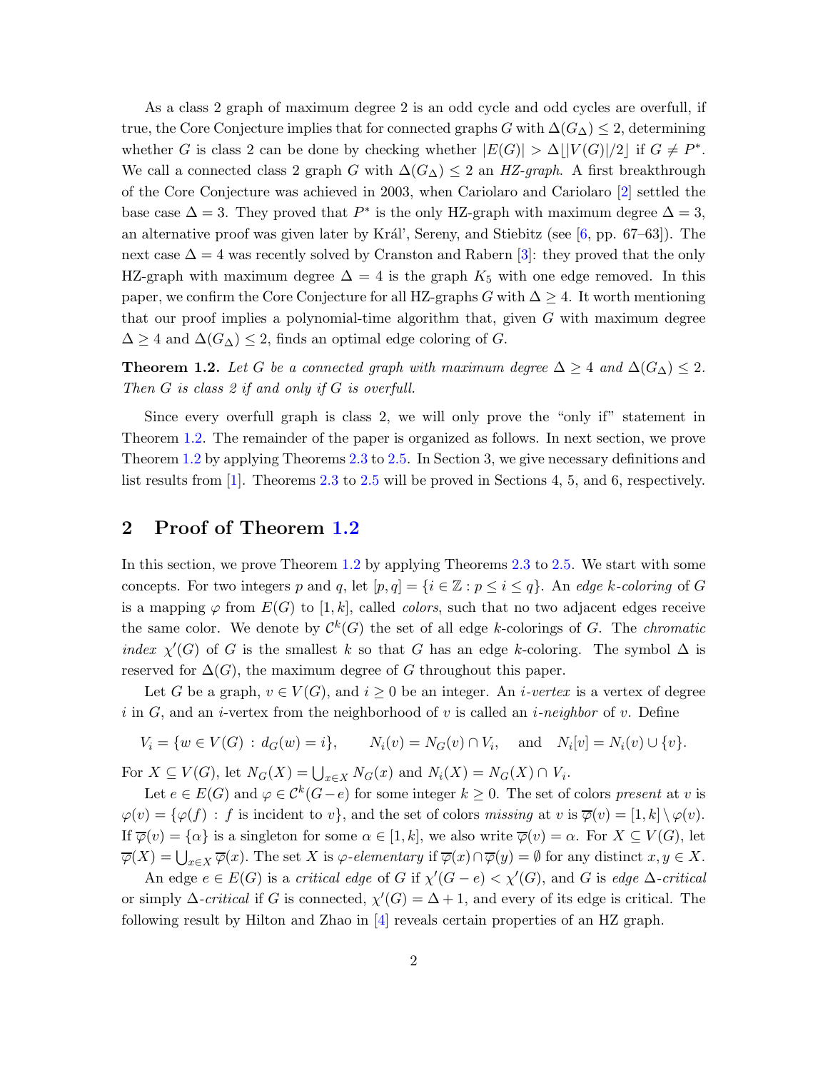As a class 2 graph of maximum degree 2 is an odd cycle and odd cycles are overfull, if true, the Core Conjecture implies that for connected graphs $G$ with $\Delta(G_\Delta) \le 2$, determining whether $G$ is class 2 can be done by checking whether $|E(G)| > \Delta\lfloor |V(G)|/2 \rfloor$ if $G \ne P^*$. We call a connected class 2 graph $G$ with $\Delta(G_\Delta) \le 2$ an *HZ-graph*. A first breakthrough of the Core Conjecture was achieved in 2003, when Cariolaro and Cariolaro [2] settled the base case $\Delta = 3$. They proved that $P^*$ is the only HZ-graph with maximum degree $\Delta = 3$, an alternative proof was given later by Král', Sereny, and Stiebitz (see [6, pp. 67–63]). The next case $\Delta = 4$ was recently solved by Cranston and Rabern [3]: they proved that the only HZ-graph with maximum degree $\Delta = 4$ is the graph $K_5$ with one edge removed. In this paper, we confirm the Core Conjecture for all HZ-graphs $G$ with $\Delta \ge 4$. It worth mentioning that our proof implies a polynomial-time algorithm that, given $G$ with maximum degree $\Delta \ge 4$ and $\Delta(G_\Delta) \le 2$, finds an optimal edge coloring of $G$.

**Theorem 1.2.** *Let $G$ be a connected graph with maximum degree $\Delta \ge 4$ and $\Delta(G_\Delta) \le 2$. Then $G$ is class 2 if and only if $G$ is overfull.*

Since every overfull graph is class 2, we will only prove the "only if" statement in Theorem 1.2. The remainder of the paper is organized as follows. In next section, we prove Theorem 1.2 by applying Theorems 2.3 to 2.5. In Section 3, we give necessary definitions and list results from [1]. Theorems 2.3 to 2.5 will be proved in Sections 4, 5, and 6, respectively.

## 2 Proof of Theorem 1.2

In this section, we prove Theorem 1.2 by applying Theorems 2.3 to 2.5. We start with some concepts. For two integers $p$ and $q$, let $[p, q] = \{i \in \mathbb{Z} : p \le i \le q\}$. An *edge $k$-coloring* of $G$ is a mapping $\varphi$ from $E(G)$ to $[1, k]$, called *colors*, such that no two adjacent edges receive the same color. We denote by $\mathcal{C}^k(G)$ the set of all edge $k$-colorings of $G$. The *chromatic index* $\chi'(G)$ of $G$ is the smallest $k$ so that $G$ has an edge $k$-coloring. The symbol $\Delta$ is reserved for $\Delta(G)$, the maximum degree of $G$ throughout this paper.

Let $G$ be a graph, $v \in V(G)$, and $i \ge 0$ be an integer. An *$i$-vertex* is a vertex of degree $i$ in $G$, and an $i$-vertex from the neighborhood of $v$ is called an *$i$-neighbor* of $v$. Define

$$V_i = \{w \in V(G) : d_G(w) = i\}, \qquad N_i(v) = N_G(v) \cap V_i, \quad \text{and} \quad N_i[v] = N_i(v) \cup \{v\}.$$

For $X \subseteq V(G)$, let $N_G(X) = \bigcup_{x \in X} N_G(x)$ and $N_i(X) = N_G(X) \cap V_i$.

Let $e \in E(G)$ and $\varphi \in \mathcal{C}^k(G - e)$ for some integer $k \ge 0$. The set of colors *present* at $v$ is $\varphi(v) = \{\varphi(f) : f \text{ is incident to } v\}$, and the set of colors *missing* at $v$ is $\overline{\varphi}(v) = [1, k] \setminus \varphi(v)$. If $\overline{\varphi}(v) = \{\alpha\}$ is a singleton for some $\alpha \in [1, k]$, we also write $\overline{\varphi}(v) = \alpha$. For $X \subseteq V(G)$, let $\overline{\varphi}(X) = \bigcup_{x \in X} \overline{\varphi}(x)$. The set $X$ is *$\varphi$-elementary* if $\overline{\varphi}(x) \cap \overline{\varphi}(y) = \emptyset$ for any distinct $x, y \in X$.

An edge $e \in E(G)$ is a *critical edge* of $G$ if $\chi'(G - e) < \chi'(G)$, and $G$ is *edge $\Delta$-critical* or simply *$\Delta$-critical* if $G$ is connected, $\chi'(G) = \Delta + 1$, and every of its edge is critical. The following result by Hilton and Zhao in [4] reveals certain properties of an HZ graph.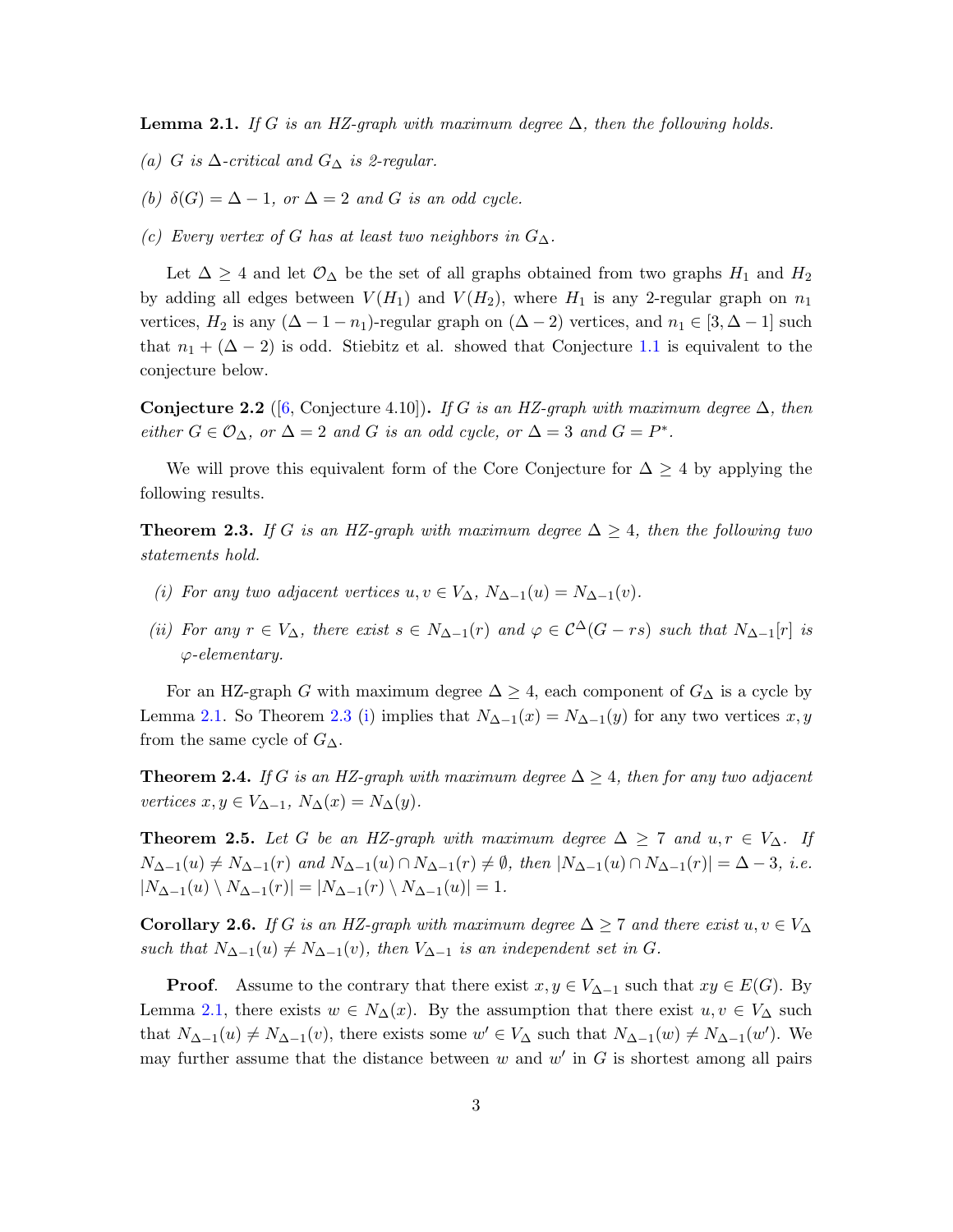**Lemma 2.1.** *If $G$ is an HZ-graph with maximum degree $\Delta$, then the following holds.*

*(a) $G$ is $\Delta$-critical and $G_\Delta$ is 2-regular.*

*(b) $\delta(G) = \Delta - 1$, or $\Delta = 2$ and $G$ is an odd cycle.*

*(c) Every vertex of $G$ has at least two neighbors in $G_\Delta$.*

Let $\Delta \geq 4$ and let $\mathcal{O}_\Delta$ be the set of all graphs obtained from two graphs $H_1$ and $H_2$ by adding all edges between $V(H_1)$ and $V(H_2)$, where $H_1$ is any 2-regular graph on $n_1$ vertices, $H_2$ is any $(\Delta - 1 - n_1)$-regular graph on $(\Delta - 2)$ vertices, and $n_1 \in [3, \Delta - 1]$ such that $n_1 + (\Delta - 2)$ is odd. Stiebitz et al. showed that Conjecture 1.1 is equivalent to the conjecture below.

**Conjecture 2.2** ([6, Conjecture 4.10])**.** *If $G$ is an HZ-graph with maximum degree $\Delta$, then either $G \in \mathcal{O}_\Delta$, or $\Delta = 2$ and $G$ is an odd cycle, or $\Delta = 3$ and $G = P^*$.*

We will prove this equivalent form of the Core Conjecture for $\Delta \geq 4$ by applying the following results.

**Theorem 2.3.** *If $G$ is an HZ-graph with maximum degree $\Delta \geq 4$, then the following two statements hold.*

*(i) For any two adjacent vertices $u, v \in V_\Delta$, $N_{\Delta-1}(u) = N_{\Delta-1}(v)$.*

*(ii) For any $r \in V_\Delta$, there exist $s \in N_{\Delta-1}(r)$ and $\varphi \in \mathcal{C}^\Delta(G - rs)$ such that $N_{\Delta-1}[r]$ is $\varphi$-elementary.*

For an HZ-graph $G$ with maximum degree $\Delta \geq 4$, each component of $G_\Delta$ is a cycle by Lemma 2.1. So Theorem 2.3 (i) implies that $N_{\Delta-1}(x) = N_{\Delta-1}(y)$ for any two vertices $x, y$ from the same cycle of $G_\Delta$.

**Theorem 2.4.** *If $G$ is an HZ-graph with maximum degree $\Delta \geq 4$, then for any two adjacent vertices $x, y \in V_{\Delta-1}$, $N_\Delta(x) = N_\Delta(y)$.*

**Theorem 2.5.** *Let $G$ be an HZ-graph with maximum degree $\Delta \geq 7$ and $u, r \in V_\Delta$. If $N_{\Delta-1}(u) \neq N_{\Delta-1}(r)$ and $N_{\Delta-1}(u) \cap N_{\Delta-1}(r) \neq \emptyset$, then $|N_{\Delta-1}(u) \cap N_{\Delta-1}(r)| = \Delta - 3$, i.e. $|N_{\Delta-1}(u) \setminus N_{\Delta-1}(r)| = |N_{\Delta-1}(r) \setminus N_{\Delta-1}(u)| = 1$.*

**Corollary 2.6.** *If $G$ is an HZ-graph with maximum degree $\Delta \geq 7$ and there exist $u, v \in V_\Delta$ such that $N_{\Delta-1}(u) \neq N_{\Delta-1}(v)$, then $V_{\Delta-1}$ is an independent set in $G$.*

**Proof**. Assume to the contrary that there exist $x, y \in V_{\Delta-1}$ such that $xy \in E(G)$. By Lemma 2.1, there exists $w \in N_\Delta(x)$. By the assumption that there exist $u, v \in V_\Delta$ such that $N_{\Delta-1}(u) \neq N_{\Delta-1}(v)$, there exists some $w' \in V_\Delta$ such that $N_{\Delta-1}(w) \neq N_{\Delta-1}(w')$. We may further assume that the distance between $w$ and $w'$ in $G$ is shortest among all pairs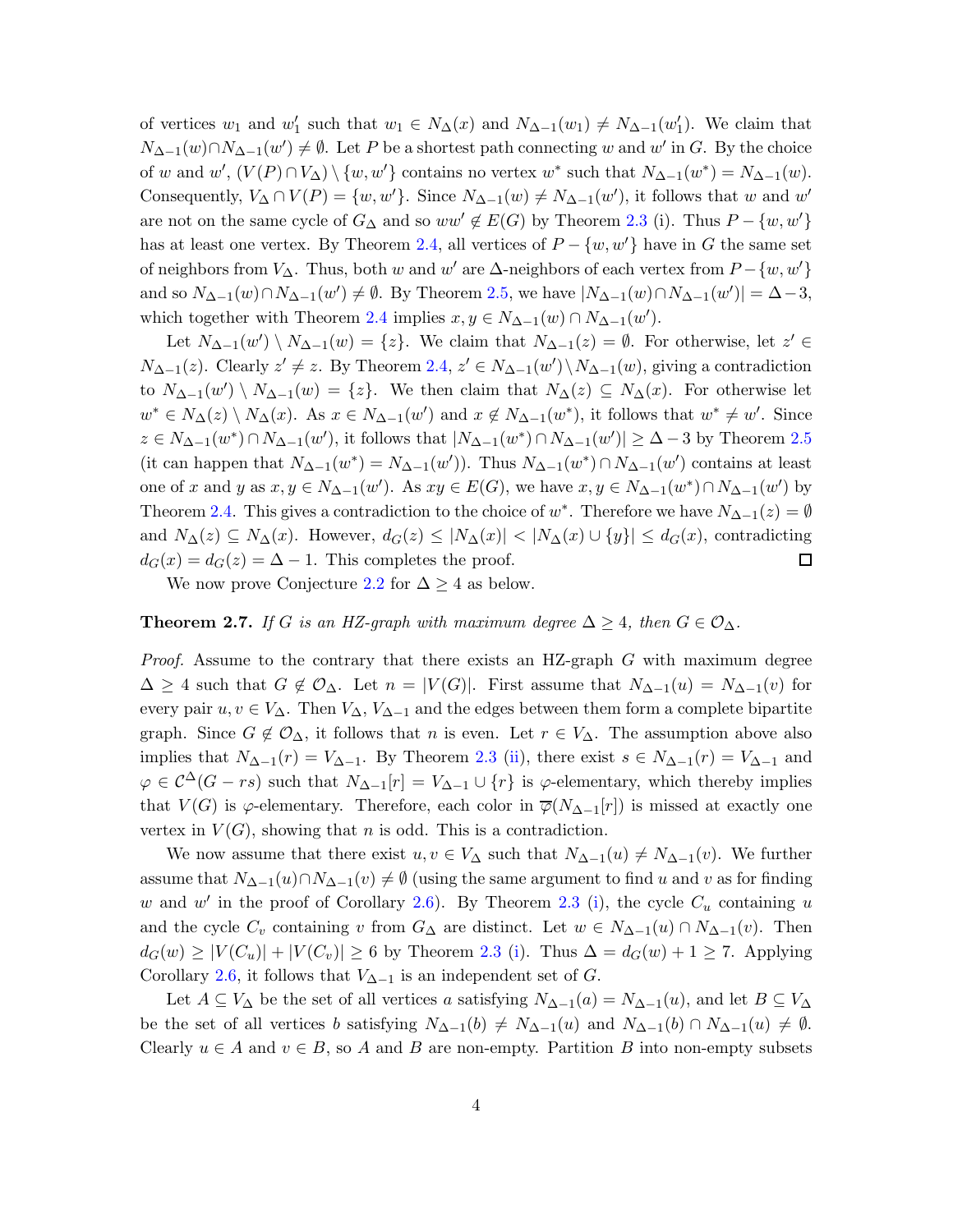of vertices $w_1$ and $w_1'$ such that $w_1 \in N_\Delta(x)$ and $N_{\Delta-1}(w_1) \neq N_{\Delta-1}(w_1')$. We claim that $N_{\Delta-1}(w) \cap N_{\Delta-1}(w') \neq \emptyset$. Let $P$ be a shortest path connecting $w$ and $w'$ in $G$. By the choice of $w$ and $w'$, $(V(P) \cap V_\Delta) \setminus \{w, w'\}$ contains no vertex $w^*$ such that $N_{\Delta-1}(w^*) = N_{\Delta-1}(w)$. Consequently, $V_\Delta \cap V(P) = \{w, w'\}$. Since $N_{\Delta-1}(w) \neq N_{\Delta-1}(w')$, it follows that $w$ and $w'$ are not on the same cycle of $G_\Delta$ and so $ww' \notin E(G)$ by Theorem 2.3 (i). Thus $P - \{w, w'\}$ has at least one vertex. By Theorem 2.4, all vertices of $P - \{w, w'\}$ have in $G$ the same set of neighbors from $V_\Delta$. Thus, both $w$ and $w'$ are $\Delta$-neighbors of each vertex from $P - \{w, w'\}$ and so $N_{\Delta-1}(w) \cap N_{\Delta-1}(w') \neq \emptyset$. By Theorem 2.5, we have $|N_{\Delta-1}(w) \cap N_{\Delta-1}(w')| = \Delta - 3$, which together with Theorem 2.4 implies $x, y \in N_{\Delta-1}(w) \cap N_{\Delta-1}(w')$.

Let $N_{\Delta-1}(w') \setminus N_{\Delta-1}(w) = \{z\}$. We claim that $N_{\Delta-1}(z) = \emptyset$. For otherwise, let $z' \in N_{\Delta-1}(z)$. Clearly $z' \neq z$. By Theorem 2.4, $z' \in N_{\Delta-1}(w') \setminus N_{\Delta-1}(w)$, giving a contradiction to $N_{\Delta-1}(w') \setminus N_{\Delta-1}(w) = \{z\}$. We then claim that $N_\Delta(z) \subseteq N_\Delta(x)$. For otherwise let $w^* \in N_\Delta(z) \setminus N_\Delta(x)$. As $x \in N_{\Delta-1}(w')$ and $x \notin N_{\Delta-1}(w^*)$, it follows that $w^* \neq w'$. Since $z \in N_{\Delta-1}(w^*) \cap N_{\Delta-1}(w')$, it follows that $|N_{\Delta-1}(w^*) \cap N_{\Delta-1}(w')| \geq \Delta - 3$ by Theorem 2.5 (it can happen that $N_{\Delta-1}(w^*) = N_{\Delta-1}(w')$). Thus $N_{\Delta-1}(w^*) \cap N_{\Delta-1}(w')$ contains at least one of $x$ and $y$ as $x, y \in N_{\Delta-1}(w')$. As $xy \in E(G)$, we have $x, y \in N_{\Delta-1}(w^*) \cap N_{\Delta-1}(w')$ by Theorem 2.4. This gives a contradiction to the choice of $w^*$. Therefore we have $N_{\Delta-1}(z) = \emptyset$ and $N_\Delta(z) \subseteq N_\Delta(x)$. However, $d_G(z) \leq |N_\Delta(x)| < |N_\Delta(x) \cup \{y\}| \leq d_G(x)$, contradicting $d_G(x) = d_G(z) = \Delta - 1$. This completes the proof. $\square$

We now prove Conjecture 2.2 for $\Delta \geq 4$ as below.

**Theorem 2.7.** *If $G$ is an HZ-graph with maximum degree $\Delta \geq 4$, then $G \in \mathcal{O}_\Delta$.*

*Proof.* Assume to the contrary that there exists an HZ-graph $G$ with maximum degree $\Delta \geq 4$ such that $G \notin \mathcal{O}_\Delta$. Let $n = |V(G)|$. First assume that $N_{\Delta-1}(u) = N_{\Delta-1}(v)$ for every pair $u, v \in V_\Delta$. Then $V_\Delta$, $V_{\Delta-1}$ and the edges between them form a complete bipartite graph. Since $G \notin \mathcal{O}_\Delta$, it follows that $n$ is even. Let $r \in V_\Delta$. The assumption above also implies that $N_{\Delta-1}(r) = V_{\Delta-1}$. By Theorem 2.3 (ii), there exist $s \in N_{\Delta-1}(r) = V_{\Delta-1}$ and $\varphi \in \mathcal{C}^\Delta(G - rs)$ such that $N_{\Delta-1}[r] = V_{\Delta-1} \cup \{r\}$ is $\varphi$-elementary, which thereby implies that $V(G)$ is $\varphi$-elementary. Therefore, each color in $\overline{\varphi}(N_{\Delta-1}[r])$ is missed at exactly one vertex in $V(G)$, showing that $n$ is odd. This is a contradiction.

We now assume that there exist $u, v \in V_\Delta$ such that $N_{\Delta-1}(u) \neq N_{\Delta-1}(v)$. We further assume that $N_{\Delta-1}(u) \cap N_{\Delta-1}(v) \neq \emptyset$ (using the same argument to find $u$ and $v$ as for finding $w$ and $w'$ in the proof of Corollary 2.6). By Theorem 2.3 (i), the cycle $C_u$ containing $u$ and the cycle $C_v$ containing $v$ from $G_\Delta$ are distinct. Let $w \in N_{\Delta-1}(u) \cap N_{\Delta-1}(v)$. Then $d_G(w) \geq |V(C_u)| + |V(C_v)| \geq 6$ by Theorem 2.3 (i). Thus $\Delta = d_G(w) + 1 \geq 7$. Applying Corollary 2.6, it follows that $V_{\Delta-1}$ is an independent set of $G$.

Let $A \subseteq V_\Delta$ be the set of all vertices $a$ satisfying $N_{\Delta-1}(a) = N_{\Delta-1}(u)$, and let $B \subseteq V_\Delta$ be the set of all vertices $b$ satisfying $N_{\Delta-1}(b) \neq N_{\Delta-1}(u)$ and $N_{\Delta-1}(b) \cap N_{\Delta-1}(u) \neq \emptyset$. Clearly $u \in A$ and $v \in B$, so $A$ and $B$ are non-empty. Partition $B$ into non-empty subsets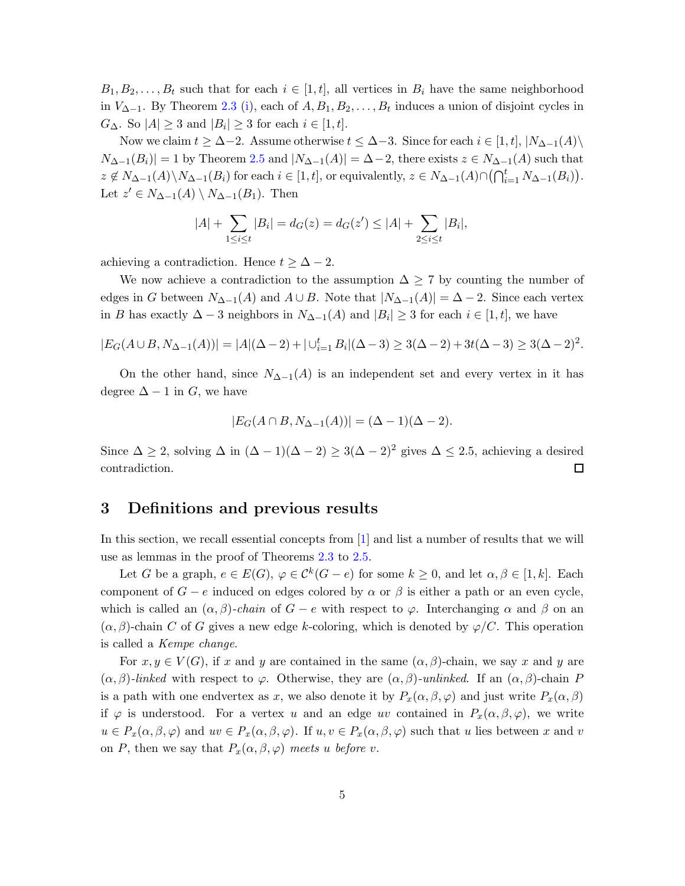$B_1, B_2, \ldots, B_t$ such that for each $i \in [1,t]$, all vertices in $B_i$ have the same neighborhood in $V_{\Delta-1}$. By Theorem 2.3 (i), each of $A, B_1, B_2, \ldots, B_t$ induces a union of disjoint cycles in $G_\Delta$. So $|A| \geq 3$ and $|B_i| \geq 3$ for each $i \in [1,t]$.

Now we claim $t \geq \Delta-2$. Assume otherwise $t \leq \Delta-3$. Since for each $i \in [1,t]$, $|N_{\Delta-1}(A) \setminus N_{\Delta-1}(B_i)| = 1$ by Theorem 2.5 and $|N_{\Delta-1}(A)| = \Delta-2$, there exists $z \in N_{\Delta-1}(A)$ such that $z \notin N_{\Delta-1}(A) \setminus N_{\Delta-1}(B_i)$ for each $i \in [1,t]$, or equivalently, $z \in N_{\Delta-1}(A) \cap \left(\bigcap_{i=1}^{t} N_{\Delta-1}(B_i)\right)$. Let $z' \in N_{\Delta-1}(A) \setminus N_{\Delta-1}(B_1)$. Then

$$|A| + \sum_{1 \leq i \leq t} |B_i| = d_G(z) = d_G(z') \leq |A| + \sum_{2 \leq i \leq t} |B_i|,$$

achieving a contradiction. Hence $t \geq \Delta - 2$.

We now achieve a contradiction to the assumption $\Delta \geq 7$ by counting the number of edges in $G$ between $N_{\Delta-1}(A)$ and $A \cup B$. Note that $|N_{\Delta-1}(A)| = \Delta - 2$. Since each vertex in $B$ has exactly $\Delta - 3$ neighbors in $N_{\Delta-1}(A)$ and $|B_i| \geq 3$ for each $i \in [1,t]$, we have

$$|E_G(A \cup B, N_{\Delta-1}(A))| = |A|(\Delta-2) + |\cup_{i=1}^{t} B_i|(\Delta-3) \geq 3(\Delta-2) + 3t(\Delta-3) \geq 3(\Delta-2)^2.$$

On the other hand, since $N_{\Delta-1}(A)$ is an independent set and every vertex in it has degree $\Delta - 1$ in $G$, we have

$$|E_G(A \cap B, N_{\Delta-1}(A))| = (\Delta-1)(\Delta-2).$$

Since $\Delta \geq 2$, solving $\Delta$ in $(\Delta-1)(\Delta-2) \geq 3(\Delta-2)^2$ gives $\Delta \leq 2.5$, achieving a desired contradiction. □

## 3 Definitions and previous results

In this section, we recall essential concepts from [1] and list a number of results that we will use as lemmas in the proof of Theorems 2.3 to 2.5.

Let $G$ be a graph, $e \in E(G)$, $\varphi \in \mathcal{C}^k(G-e)$ for some $k \geq 0$, and let $\alpha, \beta \in [1,k]$. Each component of $G-e$ induced on edges colored by $\alpha$ or $\beta$ is either a path or an even cycle, which is called an *$(\alpha,\beta)$-chain* of $G-e$ with respect to $\varphi$. Interchanging $\alpha$ and $\beta$ on an $(\alpha,\beta)$-chain $C$ of $G$ gives a new edge $k$-coloring, which is denoted by $\varphi/C$. This operation is called a *Kempe change*.

For $x, y \in V(G)$, if $x$ and $y$ are contained in the same $(\alpha,\beta)$-chain, we say $x$ and $y$ are *$(\alpha,\beta)$-linked* with respect to $\varphi$. Otherwise, they are *$(\alpha,\beta)$-unlinked*. If an $(\alpha,\beta)$-chain $P$ is a path with one endvertex as $x$, we also denote it by $P_x(\alpha,\beta,\varphi)$ and just write $P_x(\alpha,\beta)$ if $\varphi$ is understood. For a vertex $u$ and an edge $uv$ contained in $P_x(\alpha,\beta,\varphi)$, we write $u \in P_x(\alpha,\beta,\varphi)$ and $uv \in P_x(\alpha,\beta,\varphi)$. If $u, v \in P_x(\alpha,\beta,\varphi)$ such that $u$ lies between $x$ and $v$ on $P$, then we say that $P_x(\alpha,\beta,\varphi)$ *meets $u$ before $v$*.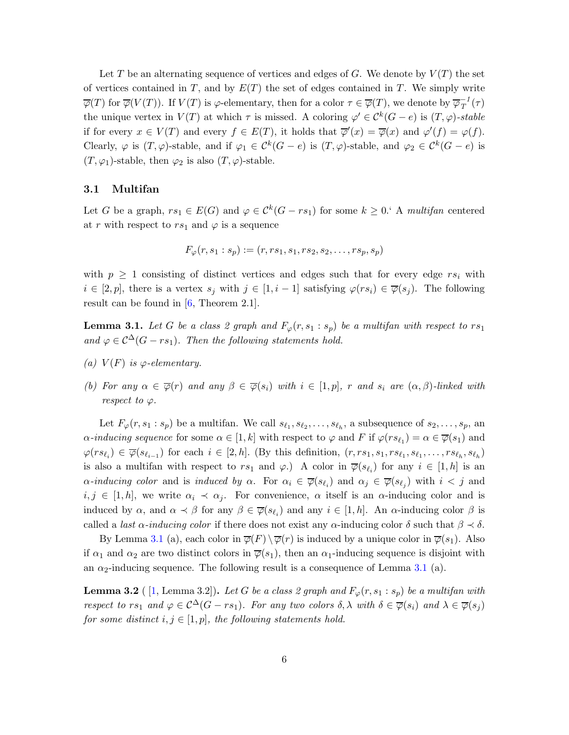Let $T$ be an alternating sequence of vertices and edges of $G$. We denote by $V(T)$ the set of vertices contained in $T$, and by $E(T)$ the set of edges contained in $T$. We simply write $\overline{\varphi}(T)$ for $\overline{\varphi}(V(T))$. If $V(T)$ is $\varphi$-elementary, then for a color $\tau \in \overline{\varphi}(T)$, we denote by $\overline{\varphi}_T^{-1}(\tau)$ the unique vertex in $V(T)$ at which $\tau$ is missed. A coloring $\varphi' \in \mathcal{C}^k(G-e)$ is $(T,\varphi)$-*stable* if for every $x \in V(T)$ and every $f \in E(T)$, it holds that $\overline{\varphi}'(x) = \overline{\varphi}(x)$ and $\varphi'(f) = \varphi(f)$. Clearly, $\varphi$ is $(T,\varphi)$-stable, and if $\varphi_1 \in \mathcal{C}^k(G-e)$ is $(T,\varphi)$-stable, and $\varphi_2 \in \mathcal{C}^k(G-e)$ is $(T,\varphi_1)$-stable, then $\varphi_2$ is also $(T,\varphi)$-stable.

### 3.1 Multifan

Let $G$ be a graph, $rs_1 \in E(G)$ and $\varphi \in \mathcal{C}^k(G-rs_1)$ for some $k \geq 0$.' A *multifan* centered at $r$ with respect to $rs_1$ and $\varphi$ is a sequence

$$F_\varphi(r, s_1 : s_p) := (r, rs_1, s_1, rs_2, s_2, \ldots, rs_p, s_p)$$

with $p \geq 1$ consisting of distinct vertices and edges such that for every edge $rs_i$ with $i \in [2,p]$, there is a vertex $s_j$ with $j \in [1, i-1]$ satisfying $\varphi(rs_i) \in \overline{\varphi}(s_j)$. The following result can be found in [6, Theorem 2.1].

**Lemma 3.1.** *Let $G$ be a class 2 graph and $F_\varphi(r, s_1 : s_p)$ be a multifan with respect to $rs_1$ and $\varphi \in \mathcal{C}^\Delta(G - rs_1)$. Then the following statements hold.*

*(a) $V(F)$ is $\varphi$-elementary.*

*(b) For any $\alpha \in \overline{\varphi}(r)$ and any $\beta \in \overline{\varphi}(s_i)$ with $i \in [1,p]$, $r$ and $s_i$ are $(\alpha,\beta)$-linked with respect to $\varphi$.*

Let $F_\varphi(r, s_1 : s_p)$ be a multifan. We call $s_{\ell_1}, s_{\ell_2}, \ldots, s_{\ell_h}$, a subsequence of $s_2, \ldots, s_p$, an $\alpha$-*inducing sequence* for some $\alpha \in [1,k]$ with respect to $\varphi$ and $F$ if $\varphi(rs_{\ell_1}) = \alpha \in \overline{\varphi}(s_1)$ and $\varphi(rs_{\ell_i}) \in \overline{\varphi}(s_{\ell_{i-1}})$ for each $i \in [2,h]$. (By this definition, $(r, rs_1, s_1, rs_{\ell_1}, s_{\ell_1}, \ldots, rs_{\ell_h}, s_{\ell_h})$ is also a multifan with respect to $rs_1$ and $\varphi$.) A color in $\overline{\varphi}(s_{\ell_i})$ for any $i \in [1,h]$ is an $\alpha$-*inducing color* and is *induced by* $\alpha$. For $\alpha_i \in \overline{\varphi}(s_{\ell_i})$ and $\alpha_j \in \overline{\varphi}(s_{\ell_j})$ with $i < j$ and $i,j \in [1,h]$, we write $\alpha_i \prec \alpha_j$. For convenience, $\alpha$ itself is an $\alpha$-inducing color and is induced by $\alpha$, and $\alpha \prec \beta$ for any $\beta \in \overline{\varphi}(s_{\ell_i})$ and any $i \in [1,h]$. An $\alpha$-inducing color $\beta$ is called a *last $\alpha$-inducing color* if there does not exist any $\alpha$-inducing color $\delta$ such that $\beta \prec \delta$.

By Lemma 3.1 (a), each color in $\overline{\varphi}(F) \setminus \overline{\varphi}(r)$ is induced by a unique color in $\overline{\varphi}(s_1)$. Also if $\alpha_1$ and $\alpha_2$ are two distinct colors in $\overline{\varphi}(s_1)$, then an $\alpha_1$-inducing sequence is disjoint with an $\alpha_2$-inducing sequence. The following result is a consequence of Lemma 3.1 (a).

**Lemma 3.2** ( [1, Lemma 3.2])**.** *Let $G$ be a class 2 graph and $F_\varphi(r, s_1 : s_p)$ be a multifan with respect to $rs_1$ and $\varphi \in \mathcal{C}^\Delta(G - rs_1)$. For any two colors $\delta, \lambda$ with $\delta \in \overline{\varphi}(s_i)$ and $\lambda \in \overline{\varphi}(s_j)$ for some distinct $i, j \in [1,p]$, the following statements hold.*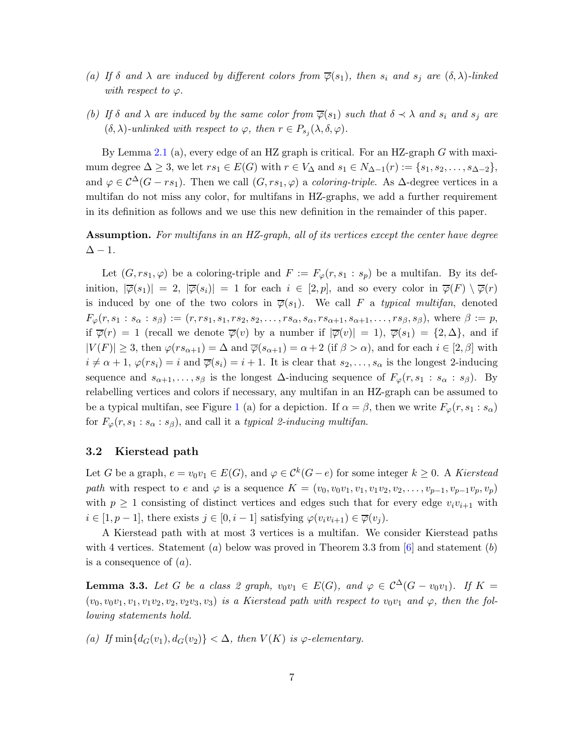*(a) If $\delta$ and $\lambda$ are induced by different colors from $\overline{\varphi}(s_1)$, then $s_i$ and $s_j$ are $(\delta, \lambda)$-linked with respect to $\varphi$.*

*(b) If $\delta$ and $\lambda$ are induced by the same color from $\overline{\varphi}(s_1)$ such that $\delta \prec \lambda$ and $s_i$ and $s_j$ are $(\delta, \lambda)$-unlinked with respect to $\varphi$, then $r \in P_{s_j}(\lambda, \delta, \varphi)$.*

By Lemma 2.1 (a), every edge of an HZ graph is critical. For an HZ-graph $G$ with maximum degree $\Delta \geq 3$, we let $rs_1 \in E(G)$ with $r \in V_\Delta$ and $s_1 \in N_{\Delta-1}(r) := \{s_1, s_2, \ldots, s_{\Delta-2}\}$, and $\varphi \in \mathcal{C}^\Delta(G - rs_1)$. Then we call $(G, rs_1, \varphi)$ a *coloring-triple*. As $\Delta$-degree vertices in a multifan do not miss any color, for multifans in HZ-graphs, we add a further requirement in its definition as follows and we use this new definition in the remainder of this paper.

**Assumption.** *For multifans in an HZ-graph, all of its vertices except the center have degree $\Delta - 1$.*

Let $(G, rs_1, \varphi)$ be a coloring-triple and $F := F_\varphi(r, s_1 : s_p)$ be a multifan. By its definition, $|\overline{\varphi}(s_1)| = 2$, $|\overline{\varphi}(s_i)| = 1$ for each $i \in [2, p]$, and so every color in $\overline{\varphi}(F) \setminus \overline{\varphi}(r)$ is induced by one of the two colors in $\overline{\varphi}(s_1)$. We call $F$ a *typical multifan*, denoted $F_\varphi(r, s_1 : s_\alpha : s_\beta) := (r, rs_1, s_1, rs_2, s_2, \ldots, rs_\alpha, s_\alpha, rs_{\alpha+1}, s_{\alpha+1}, \ldots, rs_\beta, s_\beta)$, where $\beta := p$, if $\overline{\varphi}(r) = 1$ (recall we denote $\overline{\varphi}(v)$ by a number if $|\overline{\varphi}(v)| = 1$), $\overline{\varphi}(s_1) = \{2, \Delta\}$, and if $|V(F)| \geq 3$, then $\varphi(rs_{\alpha+1}) = \Delta$ and $\overline{\varphi}(s_{\alpha+1}) = \alpha + 2$ (if $\beta > \alpha$), and for each $i \in [2, \beta]$ with $i \neq \alpha + 1$, $\varphi(rs_i) = i$ and $\overline{\varphi}(s_i) = i + 1$. It is clear that $s_2, \ldots, s_\alpha$ is the longest 2-inducing sequence and $s_{\alpha+1}, \ldots, s_\beta$ is the longest $\Delta$-inducing sequence of $F_\varphi(r, s_1 : s_\alpha : s_\beta)$. By relabelling vertices and colors if necessary, any multifan in an HZ-graph can be assumed to be a typical multifan, see Figure 1 (a) for a depiction. If $\alpha = \beta$, then we write $F_\varphi(r, s_1 : s_\alpha)$ for $F_\varphi(r, s_1 : s_\alpha : s_\beta)$, and call it a *typical 2-inducing multifan*.

### 3.2 Kierstead path

Let $G$ be a graph, $e = v_0v_1 \in E(G)$, and $\varphi \in \mathcal{C}^k(G - e)$ for some integer $k \geq 0$. A *Kierstead path* with respect to $e$ and $\varphi$ is a sequence $K = (v_0, v_0v_1, v_1, v_1v_2, v_2, \ldots, v_{p-1}, v_{p-1}v_p, v_p)$ with $p \geq 1$ consisting of distinct vertices and edges such that for every edge $v_iv_{i+1}$ with $i \in [1, p-1]$, there exists $j \in [0, i-1]$ satisfying $\varphi(v_iv_{i+1}) \in \overline{\varphi}(v_j)$.

A Kierstead path with at most 3 vertices is a multifan. We consider Kierstead paths with 4 vertices. Statement $(a)$ below was proved in Theorem 3.3 from [6] and statement $(b)$ is a consequence of $(a)$.

**Lemma 3.3.** *Let $G$ be a class 2 graph, $v_0v_1 \in E(G)$, and $\varphi \in \mathcal{C}^\Delta(G - v_0v_1)$. If $K = (v_0, v_0v_1, v_1, v_1v_2, v_2, v_2v_3, v_3)$ is a Kierstead path with respect to $v_0v_1$ and $\varphi$, then the following statements hold.*

*(a) If $\min\{d_G(v_1), d_G(v_2)\} < \Delta$, then $V(K)$ is $\varphi$-elementary.*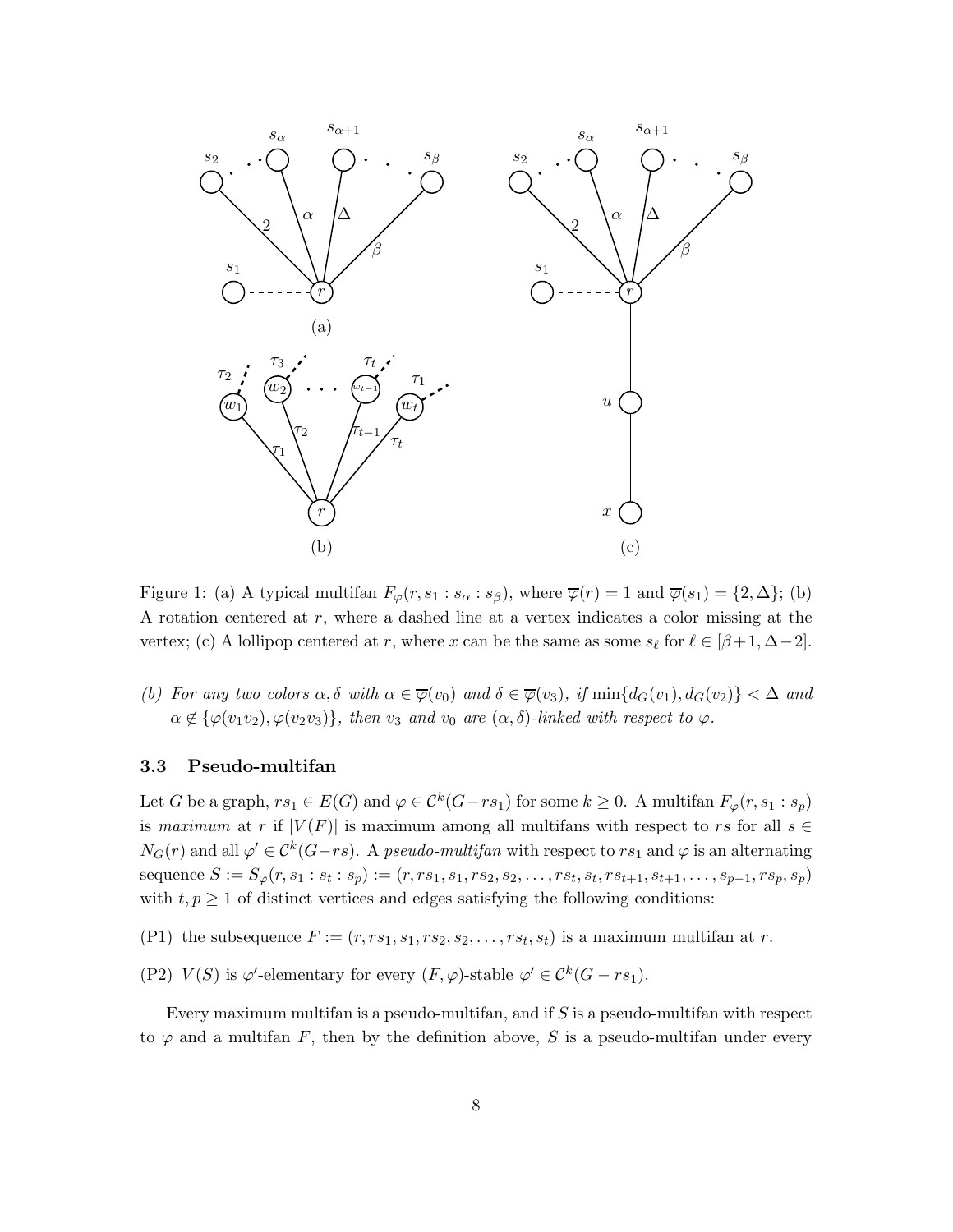Figure 1: (a) A typical multifan $F_\varphi(r, s_1 : s_\alpha : s_\beta)$, where $\overline{\varphi}(r) = 1$ and $\overline{\varphi}(s_1) = \{2, \Delta\}$; (b) A rotation centered at $r$, where a dashed line at a vertex indicates a color missing at the vertex; (c) A lollipop centered at $r$, where $x$ can be the same as some $s_\ell$ for $\ell \in [\beta+1, \Delta-2]$.

*(b) For any two colors $\alpha, \delta$ with $\alpha \in \overline{\varphi}(v_0)$ and $\delta \in \overline{\varphi}(v_3)$, if $\min\{d_G(v_1), d_G(v_2)\} < \Delta$ and $\alpha \notin \{\varphi(v_1v_2), \varphi(v_2v_3)\}$, then $v_3$ and $v_0$ are $(\alpha, \delta)$-linked with respect to $\varphi$.*

### 3.3 Pseudo-multifan

Let $G$ be a graph, $rs_1 \in E(G)$ and $\varphi \in \mathcal{C}^k(G - rs_1)$ for some $k \geq 0$. A multifan $F_\varphi(r, s_1 : s_p)$ is *maximum* at $r$ if $|V(F)|$ is maximum among all multifans with respect to $rs$ for all $s \in N_G(r)$ and all $\varphi' \in \mathcal{C}^k(G - rs)$. A *pseudo-multifan* with respect to $rs_1$ and $\varphi$ is an alternating sequence $S := S_\varphi(r, s_1 : s_t : s_p) := (r, rs_1, s_1, rs_2, s_2, \ldots, rs_t, s_t, rs_{t+1}, s_{t+1}, \ldots, s_{p-1}, rs_p, s_p)$ with $t, p \geq 1$ of distinct vertices and edges satisfying the following conditions:

(P1) the subsequence $F := (r, rs_1, s_1, rs_2, s_2, \ldots, rs_t, s_t)$ is a maximum multifan at $r$.

(P2) $V(S)$ is $\varphi'$-elementary for every $(F, \varphi)$-stable $\varphi' \in \mathcal{C}^k(G - rs_1)$.

Every maximum multifan is a pseudo-multifan, and if $S$ is a pseudo-multifan with respect to $\varphi$ and a multifan $F$, then by the definition above, $S$ is a pseudo-multifan under every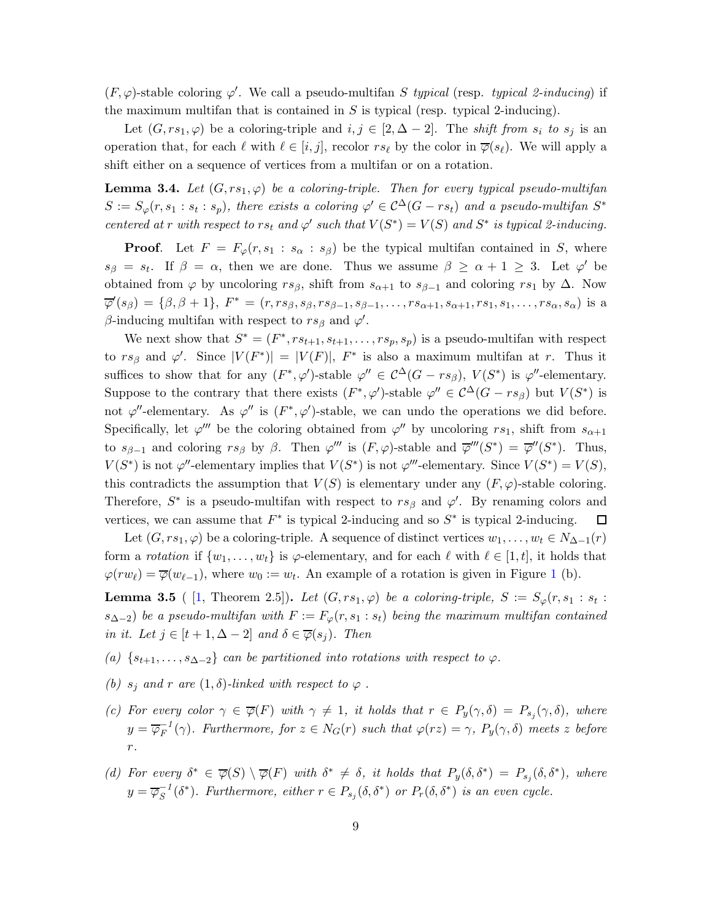$(F,\varphi)$-stable coloring $\varphi'$. We call a pseudo-multifan $S$ *typical* (resp. *typical 2-inducing*) if the maximum multifan that is contained in $S$ is typical (resp. typical 2-inducing).

Let $(G, rs_1, \varphi)$ be a coloring-triple and $i, j \in [2, \Delta-2]$. The *shift from $s_i$ to $s_j$* is an operation that, for each $\ell$ with $\ell \in [i,j]$, recolor $rs_\ell$ by the color in $\overline{\varphi}(s_\ell)$. We will apply a shift either on a sequence of vertices from a multifan or on a rotation.

**Lemma 3.4.** *Let $(G, rs_1, \varphi)$ be a coloring-triple. Then for every typical pseudo-multifan $S := S_\varphi(r, s_1 : s_t : s_p)$, there exists a coloring $\varphi' \in \mathcal{C}^\Delta(G - rs_t)$ and a pseudo-multifan $S^*$ centered at $r$ with respect to $rs_t$ and $\varphi'$ such that $V(S^*) = V(S)$ and $S^*$ is typical 2-inducing.*

**Proof**. Let $F = F_\varphi(r, s_1 : s_\alpha : s_\beta)$ be the typical multifan contained in $S$, where $s_\beta = s_t$. If $\beta = \alpha$, then we are done. Thus we assume $\beta \geq \alpha + 1 \geq 3$. Let $\varphi'$ be obtained from $\varphi$ by uncoloring $rs_\beta$, shift from $s_{\alpha+1}$ to $s_{\beta-1}$ and coloring $rs_1$ by $\Delta$. Now $\overline{\varphi}'(s_\beta) = \{\beta, \beta+1\}$, $F^* = (r, rs_\beta, s_\beta, rs_{\beta-1}, s_{\beta-1}, \ldots, rs_{\alpha+1}, s_{\alpha+1}, rs_1, s_1, \ldots, rs_\alpha, s_\alpha)$ is a $\beta$-inducing multifan with respect to $rs_\beta$ and $\varphi'$.

We next show that $S^* = (F^*, rs_{t+1}, s_{t+1}, \ldots, rs_p, s_p)$ is a pseudo-multifan with respect to $rs_\beta$ and $\varphi'$. Since $|V(F^*)| = |V(F)|$, $F^*$ is also a maximum multifan at $r$. Thus it suffices to show that for any $(F^*, \varphi')$-stable $\varphi'' \in \mathcal{C}^\Delta(G - rs_\beta)$, $V(S^*)$ is $\varphi''$-elementary. Suppose to the contrary that there exists $(F^*, \varphi')$-stable $\varphi'' \in \mathcal{C}^\Delta(G - rs_\beta)$ but $V(S^*)$ is not $\varphi''$-elementary. As $\varphi''$ is $(F^*, \varphi')$-stable, we can undo the operations we did before. Specifically, let $\varphi'''$ be the coloring obtained from $\varphi''$ by uncoloring $rs_1$, shift from $s_{\alpha+1}$ to $s_{\beta-1}$ and coloring $rs_\beta$ by $\beta$. Then $\varphi'''$ is $(F, \varphi)$-stable and $\overline{\varphi}'''(S^*) = \overline{\varphi}''(S^*)$. Thus, $V(S^*)$ is not $\varphi''$-elementary implies that $V(S^*)$ is not $\varphi'''$-elementary. Since $V(S^*) = V(S)$, this contradicts the assumption that $V(S)$ is elementary under any $(F,\varphi)$-stable coloring. Therefore, $S^*$ is a pseudo-multifan with respect to $rs_\beta$ and $\varphi'$. By renaming colors and vertices, we can assume that $F^*$ is typical 2-inducing and so $S^*$ is typical 2-inducing. $\square$

Let $(G, rs_1, \varphi)$ be a coloring-triple. A sequence of distinct vertices $w_1, \ldots, w_t \in N_{\Delta-1}(r)$ form a *rotation* if $\{w_1, \ldots, w_t\}$ is $\varphi$-elementary, and for each $\ell$ with $\ell \in [1,t]$, it holds that $\varphi(rw_\ell) = \overline{\varphi}(w_{\ell-1})$, where $w_0 := w_t$. An example of a rotation is given in Figure 1 (b).

**Lemma 3.5** ( [1, Theorem 2.5]). *Let $(G, rs_1, \varphi)$ be a coloring-triple, $S := S_\varphi(r, s_1 : s_t : s_{\Delta-2})$ be a pseudo-multifan with $F := F_\varphi(r, s_1 : s_t)$ being the maximum multifan contained in it. Let $j \in [t+1, \Delta-2]$ and $\delta \in \overline{\varphi}(s_j)$. Then*

*(a) $\{s_{t+1}, \ldots, s_{\Delta-2}\}$ can be partitioned into rotations with respect to $\varphi$.*

*(b) $s_j$ and $r$ are $(1,\delta)$-linked with respect to $\varphi$ .*

*(c) For every color $\gamma \in \overline{\varphi}(F)$ with $\gamma \neq 1$, it holds that $r \in P_y(\gamma, \delta) = P_{s_j}(\gamma, \delta)$, where $y = \overline{\varphi}_F^{-1}(\gamma)$. Furthermore, for $z \in N_G(r)$ such that $\varphi(rz) = \gamma$, $P_y(\gamma, \delta)$ meets $z$ before $r$.*

*(d) For every $\delta^* \in \overline{\varphi}(S) \setminus \overline{\varphi}(F)$ with $\delta^* \neq \delta$, it holds that $P_y(\delta, \delta^*) = P_{s_j}(\delta, \delta^*)$, where $y = \overline{\varphi}_S^{-1}(\delta^*)$. Furthermore, either $r \in P_{s_j}(\delta, \delta^*)$ or $P_r(\delta, \delta^*)$ is an even cycle.*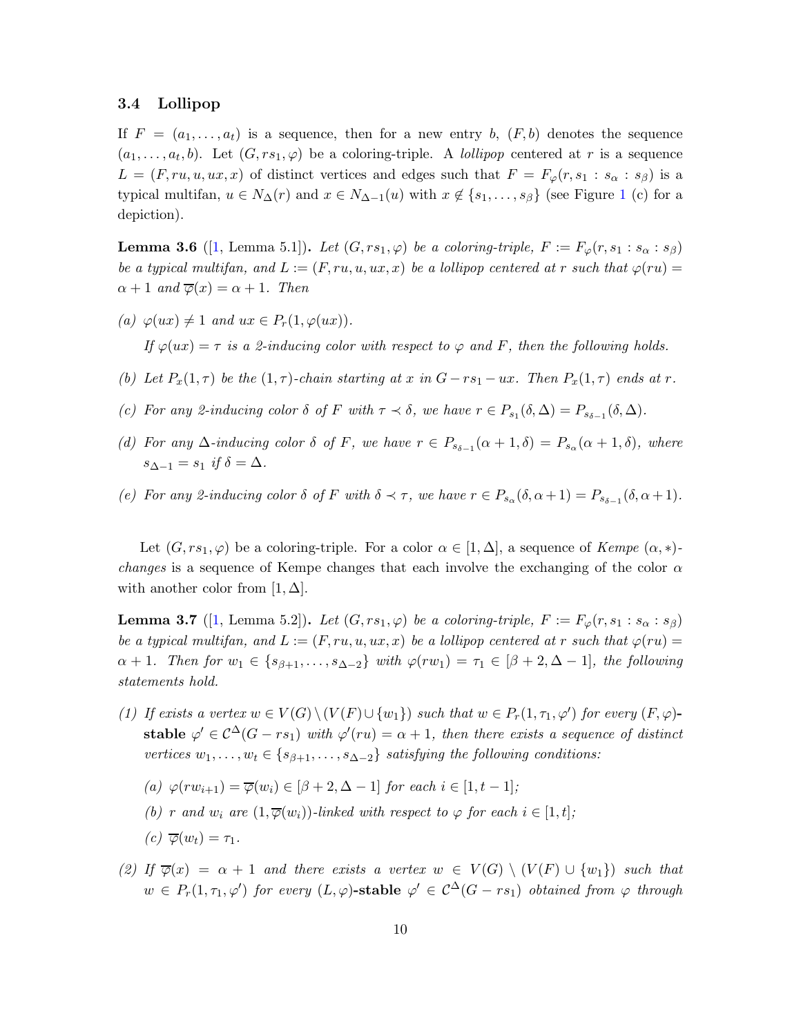### 3.4 Lollipop

If $F = (a_1, \ldots, a_t)$ is a sequence, then for a new entry $b$, $(F, b)$ denotes the sequence $(a_1, \ldots, a_t, b)$. Let $(G, rs_1, \varphi)$ be a coloring-triple. A *lollipop* centered at $r$ is a sequence $L = (F, ru, u, ux, x)$ of distinct vertices and edges such that $F = F_\varphi(r, s_1 : s_\alpha : s_\beta)$ is a typical multifan, $u \in N_\Delta(r)$ and $x \in N_{\Delta-1}(u)$ with $x \notin \{s_1, \ldots, s_\beta\}$ (see Figure 1 (c) for a depiction).

**Lemma 3.6** ([1, Lemma 5.1]). *Let $(G, rs_1, \varphi)$ be a coloring-triple, $F := F_\varphi(r, s_1 : s_\alpha : s_\beta)$ be a typical multifan, and $L := (F, ru, u, ux, x)$ be a lollipop centered at $r$ such that $\varphi(ru) = \alpha + 1$ and $\overline{\varphi}(x) = \alpha + 1$. Then*

*(a) $\varphi(ux) \neq 1$ and $ux \in P_r(1, \varphi(ux))$.*

*If $\varphi(ux) = \tau$ is a 2-inducing color with respect to $\varphi$ and $F$, then the following holds.*

*(b) Let $P_x(1, \tau)$ be the $(1, \tau)$-chain starting at $x$ in $G - rs_1 - ux$. Then $P_x(1, \tau)$ ends at $r$.*

*(c) For any 2-inducing color $\delta$ of $F$ with $\tau \prec \delta$, we have $r \in P_{s_1}(\delta, \Delta) = P_{s_{\delta-1}}(\delta, \Delta)$.*

*(d) For any $\Delta$-inducing color $\delta$ of $F$, we have $r \in P_{s_{\delta-1}}(\alpha + 1, \delta) = P_{s_\alpha}(\alpha + 1, \delta)$, where $s_{\Delta-1} = s_1$ if $\delta = \Delta$.*

*(e) For any 2-inducing color $\delta$ of $F$ with $\delta \prec \tau$, we have $r \in P_{s_\alpha}(\delta, \alpha+1) = P_{s_{\delta-1}}(\delta, \alpha+1)$.*

Let $(G, rs_1, \varphi)$ be a coloring-triple. For a color $\alpha \in [1, \Delta]$, a sequence of *Kempe $(\alpha, *)$-changes* is a sequence of Kempe changes that each involve the exchanging of the color $\alpha$ with another color from $[1, \Delta]$.

**Lemma 3.7** ([1, Lemma 5.2]). *Let $(G, rs_1, \varphi)$ be a coloring-triple, $F := F_\varphi(r, s_1 : s_\alpha : s_\beta)$ be a typical multifan, and $L := (F, ru, u, ux, x)$ be a lollipop centered at $r$ such that $\varphi(ru) = \alpha + 1$. Then for $w_1 \in \{s_{\beta+1}, \ldots, s_{\Delta-2}\}$ with $\varphi(rw_1) = \tau_1 \in [\beta + 2, \Delta - 1]$, the following statements hold.*

*(1) If exists a vertex $w \in V(G) \setminus (V(F) \cup \{w_1\})$ such that $w \in P_r(1, \tau_1, \varphi')$ for every $(F, \varphi)$-**stable** $\varphi' \in \mathcal{C}^\Delta(G - rs_1)$ with $\varphi'(ru) = \alpha + 1$, then there exists a sequence of distinct vertices $w_1, \ldots, w_t \in \{s_{\beta+1}, \ldots, s_{\Delta-2}\}$ satisfying the following conditions:*

*(a) $\varphi(rw_{i+1}) = \overline{\varphi}(w_i) \in [\beta + 2, \Delta - 1]$ for each $i \in [1, t - 1]$;*

*(b) $r$ and $w_i$ are $(1, \overline{\varphi}(w_i))$-linked with respect to $\varphi$ for each $i \in [1, t]$;*

*(c) $\overline{\varphi}(w_t) = \tau_1$.*

*(2) If $\overline{\varphi}(x) = \alpha + 1$ and there exists a vertex $w \in V(G) \setminus (V(F) \cup \{w_1\})$ such that $w \in P_r(1, \tau_1, \varphi')$ for every $(L, \varphi)$-**stable** $\varphi' \in \mathcal{C}^\Delta(G - rs_1)$ obtained from $\varphi$ through*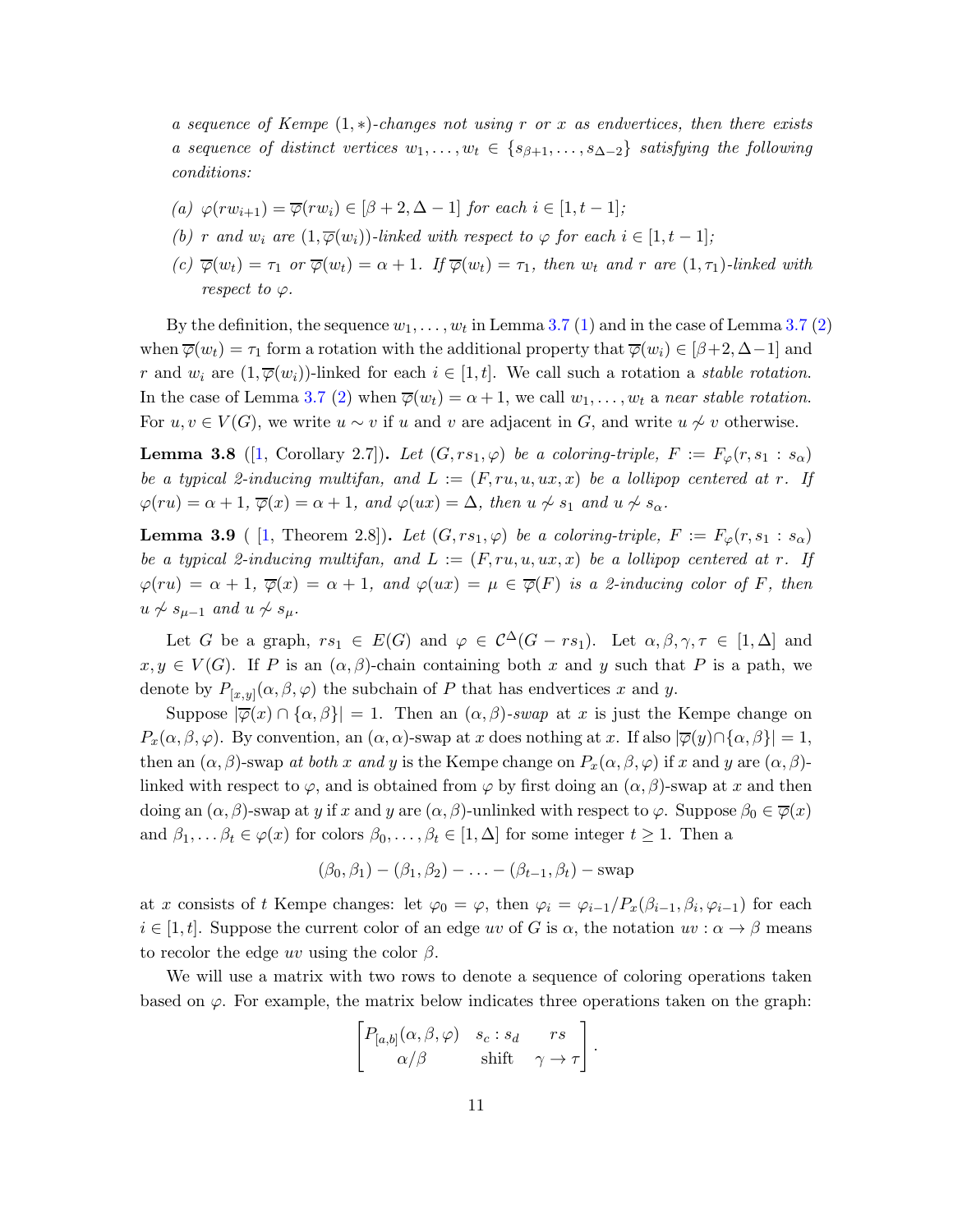*a sequence of Kempe $(1,*)$-changes not using $r$ or $x$ as endvertices, then there exists a sequence of distinct vertices $w_1,\ldots,w_t \in \{s_{\beta+1},\ldots,s_{\Delta-2}\}$ satisfying the following conditions:*

*(a) $\varphi(rw_{i+1}) = \overline{\varphi}(rw_i) \in [\beta+2,\Delta-1]$ for each $i \in [1,t-1]$;*

*(b) $r$ and $w_i$ are $(1,\overline{\varphi}(w_i))$-linked with respect to $\varphi$ for each $i \in [1,t-1]$;*

*(c) $\overline{\varphi}(w_t) = \tau_1$ or $\overline{\varphi}(w_t) = \alpha+1$. If $\overline{\varphi}(w_t) = \tau_1$, then $w_t$ and $r$ are $(1,\tau_1)$-linked with respect to $\varphi$.*

By the definition, the sequence $w_1,\ldots,w_t$ in Lemma 3.7 (1) and in the case of Lemma 3.7 (2) when $\overline{\varphi}(w_t) = \tau_1$ form a rotation with the additional property that $\overline{\varphi}(w_i) \in [\beta+2,\Delta-1]$ and $r$ and $w_i$ are $(1,\overline{\varphi}(w_i))$-linked for each $i \in [1,t]$. We call such a rotation a *stable rotation*. In the case of Lemma 3.7 (2) when $\overline{\varphi}(w_t) = \alpha+1$, we call $w_1,\ldots,w_t$ a *near stable rotation*. For $u,v \in V(G)$, we write $u \sim v$ if $u$ and $v$ are adjacent in $G$, and write $u \not\sim v$ otherwise.

**Lemma 3.8** ([1, Corollary 2.7])**.** *Let $(G, rs_1, \varphi)$ be a coloring-triple, $F := F_\varphi(r, s_1 : s_\alpha)$ be a typical 2-inducing multifan, and $L := (F, ru, u, ux, x)$ be a lollipop centered at $r$. If $\varphi(ru) = \alpha+1$, $\overline{\varphi}(x) = \alpha+1$, and $\varphi(ux) = \Delta$, then $u \not\sim s_1$ and $u \not\sim s_\alpha$.*

**Lemma 3.9** ( [1, Theorem 2.8])**.** *Let $(G, rs_1, \varphi)$ be a coloring-triple, $F := F_\varphi(r, s_1 : s_\alpha)$ be a typical 2-inducing multifan, and $L := (F, ru, u, ux, x)$ be a lollipop centered at $r$. If $\varphi(ru) = \alpha+1$, $\overline{\varphi}(x) = \alpha+1$, and $\varphi(ux) = \mu \in \overline{\varphi}(F)$ is a 2-inducing color of $F$, then $u \not\sim s_{\mu-1}$ and $u \not\sim s_\mu$.*

Let $G$ be a graph, $rs_1 \in E(G)$ and $\varphi \in \mathcal{C}^\Delta(G - rs_1)$. Let $\alpha,\beta,\gamma,\tau \in [1,\Delta]$ and $x,y \in V(G)$. If $P$ is an $(\alpha,\beta)$-chain containing both $x$ and $y$ such that $P$ is a path, we denote by $P_{[x,y]}(\alpha,\beta,\varphi)$ the subchain of $P$ that has endvertices $x$ and $y$.

Suppose $|\overline{\varphi}(x) \cap \{\alpha,\beta\}| = 1$. Then an $(\alpha,\beta)$-*swap* at $x$ is just the Kempe change on $P_x(\alpha,\beta,\varphi)$. By convention, an $(\alpha,\alpha)$-swap at $x$ does nothing at $x$. If also $|\overline{\varphi}(y) \cap \{\alpha,\beta\}| = 1$, then an $(\alpha,\beta)$-swap *at both $x$ and $y$* is the Kempe change on $P_x(\alpha,\beta,\varphi)$ if $x$ and $y$ are $(\alpha,\beta)$-linked with respect to $\varphi$, and is obtained from $\varphi$ by first doing an $(\alpha,\beta)$-swap at $x$ and then doing an $(\alpha,\beta)$-swap at $y$ if $x$ and $y$ are $(\alpha,\beta)$-unlinked with respect to $\varphi$. Suppose $\beta_0 \in \overline{\varphi}(x)$ and $\beta_1,\ldots\beta_t \in \varphi(x)$ for colors $\beta_0,\ldots,\beta_t \in [1,\Delta]$ for some integer $t \geq 1$. Then a

$$(\beta_0,\beta_1) - (\beta_1,\beta_2) - \ldots - (\beta_{t-1},\beta_t) - \text{swap}$$

at $x$ consists of $t$ Kempe changes: let $\varphi_0 = \varphi$, then $\varphi_i = \varphi_{i-1}/P_x(\beta_{i-1},\beta_i,\varphi_{i-1})$ for each $i \in [1,t]$. Suppose the current color of an edge $uv$ of $G$ is $\alpha$, the notation $uv : \alpha \to \beta$ means to recolor the edge $uv$ using the color $\beta$.

We will use a matrix with two rows to denote a sequence of coloring operations taken based on $\varphi$. For example, the matrix below indicates three operations taken on the graph:

$$\begin{bmatrix} P_{[a,b]}(\alpha,\beta,\varphi) & s_c : s_d & rs \\ \alpha/\beta & \text{shift} & \gamma \to \tau \end{bmatrix}.$$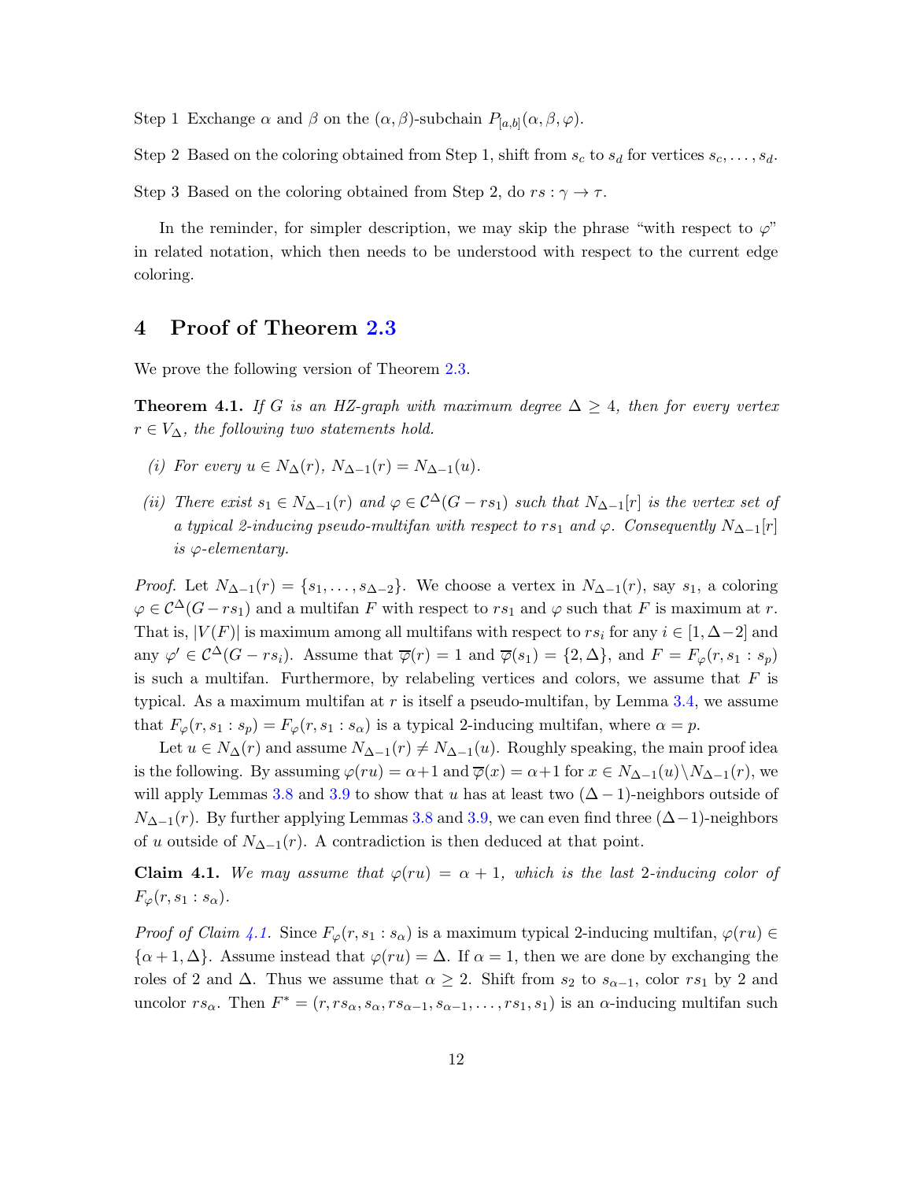Step 1 Exchange $\alpha$ and $\beta$ on the $(\alpha, \beta)$-subchain $P_{[a,b]}(\alpha, \beta, \varphi)$.

Step 2 Based on the coloring obtained from Step 1, shift from $s_c$ to $s_d$ for vertices $s_c, \ldots, s_d$.

Step 3 Based on the coloring obtained from Step 2, do $rs : \gamma \to \tau$.

In the reminder, for simpler description, we may skip the phrase "with respect to $\varphi$" in related notation, which then needs to be understood with respect to the current edge coloring.

# 4 Proof of Theorem 2.3

We prove the following version of Theorem 2.3.

**Theorem 4.1.** *If $G$ is an HZ-graph with maximum degree $\Delta \geq 4$, then for every vertex $r \in V_\Delta$, the following two statements hold.*

*(i) For every $u \in N_\Delta(r)$, $N_{\Delta-1}(r) = N_{\Delta-1}(u)$.*

*(ii) There exist $s_1 \in N_{\Delta-1}(r)$ and $\varphi \in \mathcal{C}^\Delta(G - rs_1)$ such that $N_{\Delta-1}[r]$ is the vertex set of a typical 2-inducing pseudo-multifan with respect to $rs_1$ and $\varphi$. Consequently $N_{\Delta-1}[r]$ is $\varphi$-elementary.*

*Proof.* Let $N_{\Delta-1}(r) = \{s_1, \ldots, s_{\Delta-2}\}$. We choose a vertex in $N_{\Delta-1}(r)$, say $s_1$, a coloring $\varphi \in \mathcal{C}^\Delta(G - rs_1)$ and a multifan $F$ with respect to $rs_1$ and $\varphi$ such that $F$ is maximum at $r$. That is, $|V(F)|$ is maximum among all multifans with respect to $rs_i$ for any $i \in [1, \Delta-2]$ and any $\varphi' \in \mathcal{C}^\Delta(G - rs_i)$. Assume that $\overline{\varphi}(r) = 1$ and $\overline{\varphi}(s_1) = \{2, \Delta\}$, and $F = F_\varphi(r, s_1 : s_p)$ is such a multifan. Furthermore, by relabeling vertices and colors, we assume that $F$ is typical. As a maximum multifan at $r$ is itself a pseudo-multifan, by Lemma 3.4, we assume that $F_\varphi(r, s_1 : s_p) = F_\varphi(r, s_1 : s_\alpha)$ is a typical 2-inducing multifan, where $\alpha = p$.

Let $u \in N_\Delta(r)$ and assume $N_{\Delta-1}(r) \neq N_{\Delta-1}(u)$. Roughly speaking, the main proof idea is the following. By assuming $\varphi(ru) = \alpha+1$ and $\overline{\varphi}(x) = \alpha+1$ for $x \in N_{\Delta-1}(u) \setminus N_{\Delta-1}(r)$, we will apply Lemmas 3.8 and 3.9 to show that $u$ has at least two $(\Delta-1)$-neighbors outside of $N_{\Delta-1}(r)$. By further applying Lemmas 3.8 and 3.9, we can even find three $(\Delta-1)$-neighbors of $u$ outside of $N_{\Delta-1}(r)$. A contradiction is then deduced at that point.

**Claim 4.1.** *We may assume that $\varphi(ru) = \alpha + 1$, which is the last 2-inducing color of $F_\varphi(r, s_1 : s_\alpha)$.*

*Proof of Claim 4.1.* Since $F_\varphi(r, s_1 : s_\alpha)$ is a maximum typical 2-inducing multifan, $\varphi(ru) \in \{\alpha+1, \Delta\}$. Assume instead that $\varphi(ru) = \Delta$. If $\alpha = 1$, then we are done by exchanging the roles of 2 and $\Delta$. Thus we assume that $\alpha \geq 2$. Shift from $s_2$ to $s_{\alpha-1}$, color $rs_1$ by 2 and uncolor $rs_\alpha$. Then $F^* = (r, rs_\alpha, s_\alpha, rs_{\alpha-1}, s_{\alpha-1}, \ldots, rs_1, s_1)$ is an $\alpha$-inducing multifan such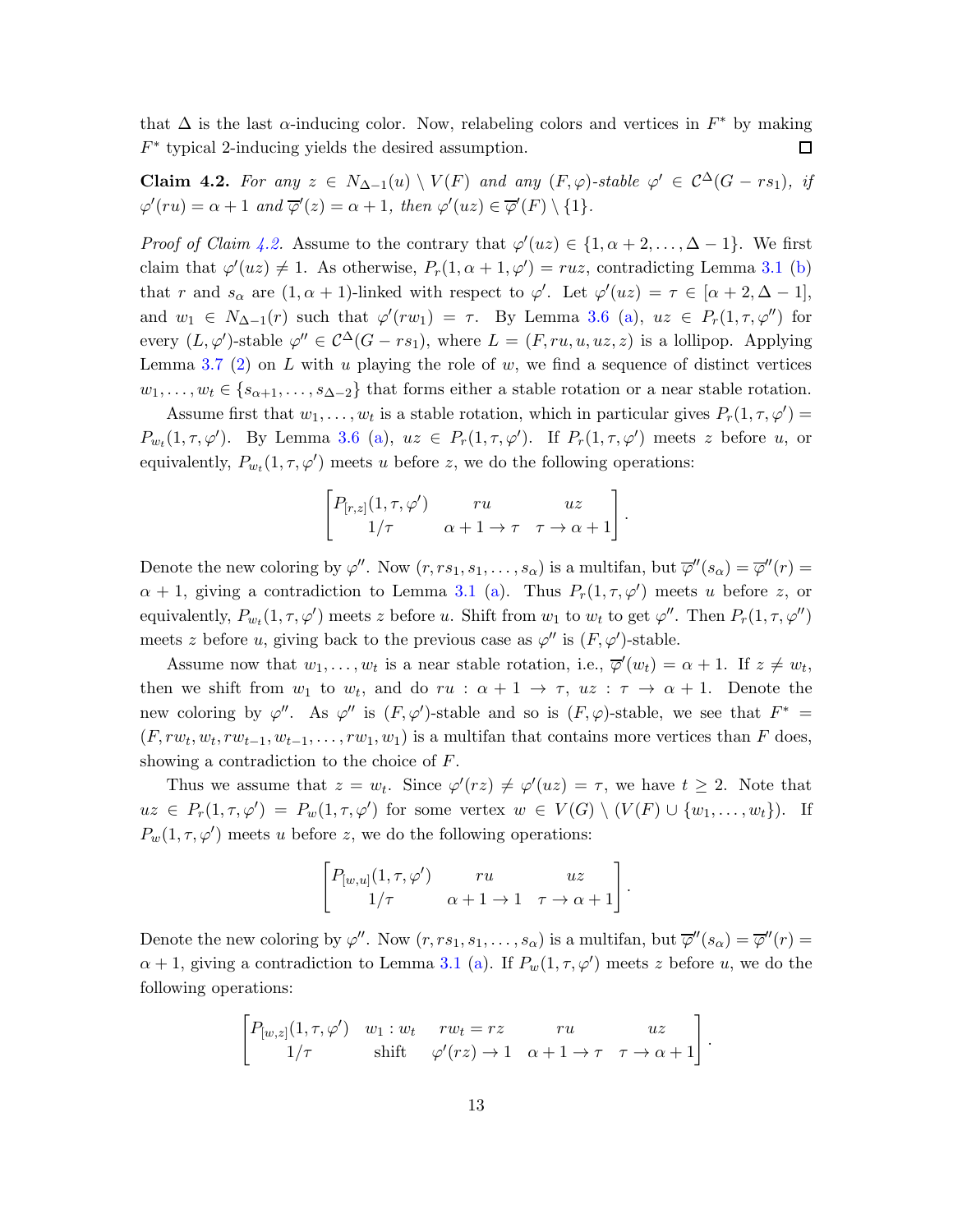that $\Delta$ is the last $\alpha$-inducing color. Now, relabeling colors and vertices in $F^*$ by making $F^*$ typical 2-inducing yields the desired assumption. $\square$

**Claim 4.2.** *For any $z \in N_{\Delta-1}(u) \setminus V(F)$ and any $(F,\varphi)$-stable $\varphi' \in \mathcal{C}^{\Delta}(G - rs_1)$, if $\varphi'(ru) = \alpha+1$ and $\overline{\varphi}'(z) = \alpha+1$, then $\varphi'(uz) \in \overline{\varphi}'(F) \setminus \{1\}$.*

*Proof of Claim 4.2.* Assume to the contrary that $\varphi'(uz) \in \{1, \alpha+2, \ldots, \Delta-1\}$. We first claim that $\varphi'(uz) \neq 1$. As otherwise, $P_r(1, \alpha+1, \varphi') = ruz$, contradicting Lemma 3.1 (b) that $r$ and $s_\alpha$ are $(1, \alpha+1)$-linked with respect to $\varphi'$. Let $\varphi'(uz) = \tau \in [\alpha+2, \Delta-1]$, and $w_1 \in N_{\Delta-1}(r)$ such that $\varphi'(rw_1) = \tau$. By Lemma 3.6 (a), $uz \in P_r(1, \tau, \varphi'')$ for every $(L, \varphi')$-stable $\varphi'' \in \mathcal{C}^{\Delta}(G - rs_1)$, where $L = (F, ru, u, uz, z)$ is a lollipop. Applying Lemma 3.7 (2) on $L$ with $u$ playing the role of $w$, we find a sequence of distinct vertices $w_1, \ldots, w_t \in \{s_{\alpha+1}, \ldots, s_{\Delta-2}\}$ that forms either a stable rotation or a near stable rotation.

Assume first that $w_1, \ldots, w_t$ is a stable rotation, which in particular gives $P_r(1, \tau, \varphi') = P_{w_t}(1, \tau, \varphi')$. By Lemma 3.6 (a), $uz \in P_r(1, \tau, \varphi')$. If $P_r(1, \tau, \varphi')$ meets $z$ before $u$, or equivalently, $P_{w_t}(1, \tau, \varphi')$ meets $u$ before $z$, we do the following operations:

$$\begin{bmatrix} P_{[r,z]}(1,\tau,\varphi') & ru & uz \\ 1/\tau & \alpha+1 \to \tau & \tau \to \alpha+1 \end{bmatrix}.$$

Denote the new coloring by $\varphi''$. Now $(r, rs_1, s_1, \ldots, s_\alpha)$ is a multifan, but $\overline{\varphi}''(s_\alpha) = \overline{\varphi}''(r) = \alpha+1$, giving a contradiction to Lemma 3.1 (a). Thus $P_r(1, \tau, \varphi')$ meets $u$ before $z$, or equivalently, $P_{w_t}(1, \tau, \varphi')$ meets $z$ before $u$. Shift from $w_1$ to $w_t$ to get $\varphi''$. Then $P_r(1, \tau, \varphi'')$ meets $z$ before $u$, giving back to the previous case as $\varphi''$ is $(F, \varphi')$-stable.

Assume now that $w_1, \ldots, w_t$ is a near stable rotation, i.e., $\overline{\varphi}'(w_t) = \alpha+1$. If $z \neq w_t$, then we shift from $w_1$ to $w_t$, and do $ru : \alpha+1 \to \tau$, $uz : \tau \to \alpha+1$. Denote the new coloring by $\varphi''$. As $\varphi''$ is $(F, \varphi')$-stable and so is $(F, \varphi)$-stable, we see that $F^* = (F, rw_t, w_t, rw_{t-1}, w_{t-1}, \ldots, rw_1, w_1)$ is a multifan that contains more vertices than $F$ does, showing a contradiction to the choice of $F$.

Thus we assume that $z = w_t$. Since $\varphi'(rz) \neq \varphi'(uz) = \tau$, we have $t \geq 2$. Note that $uz \in P_r(1, \tau, \varphi') = P_w(1, \tau, \varphi')$ for some vertex $w \in V(G) \setminus (V(F) \cup \{w_1, \ldots, w_t\})$. If $P_w(1, \tau, \varphi')$ meets $u$ before $z$, we do the following operations:

$$\begin{bmatrix} P_{[w,u]}(1,\tau,\varphi') & ru & uz \\ 1/\tau & \alpha+1 \to 1 & \tau \to \alpha+1 \end{bmatrix}.$$

Denote the new coloring by $\varphi''$. Now $(r, rs_1, s_1, \ldots, s_\alpha)$ is a multifan, but $\overline{\varphi}''(s_\alpha) = \overline{\varphi}''(r) = \alpha+1$, giving a contradiction to Lemma 3.1 (a). If $P_w(1, \tau, \varphi')$ meets $z$ before $u$, we do the following operations:

$$\begin{bmatrix} P_{[w,z]}(1,\tau,\varphi') & w_1 : w_t & rw_t = rz & ru & uz \\ 1/\tau & \text{shift} & \varphi'(rz) \to 1 & \alpha+1 \to \tau & \tau \to \alpha+1 \end{bmatrix}.$$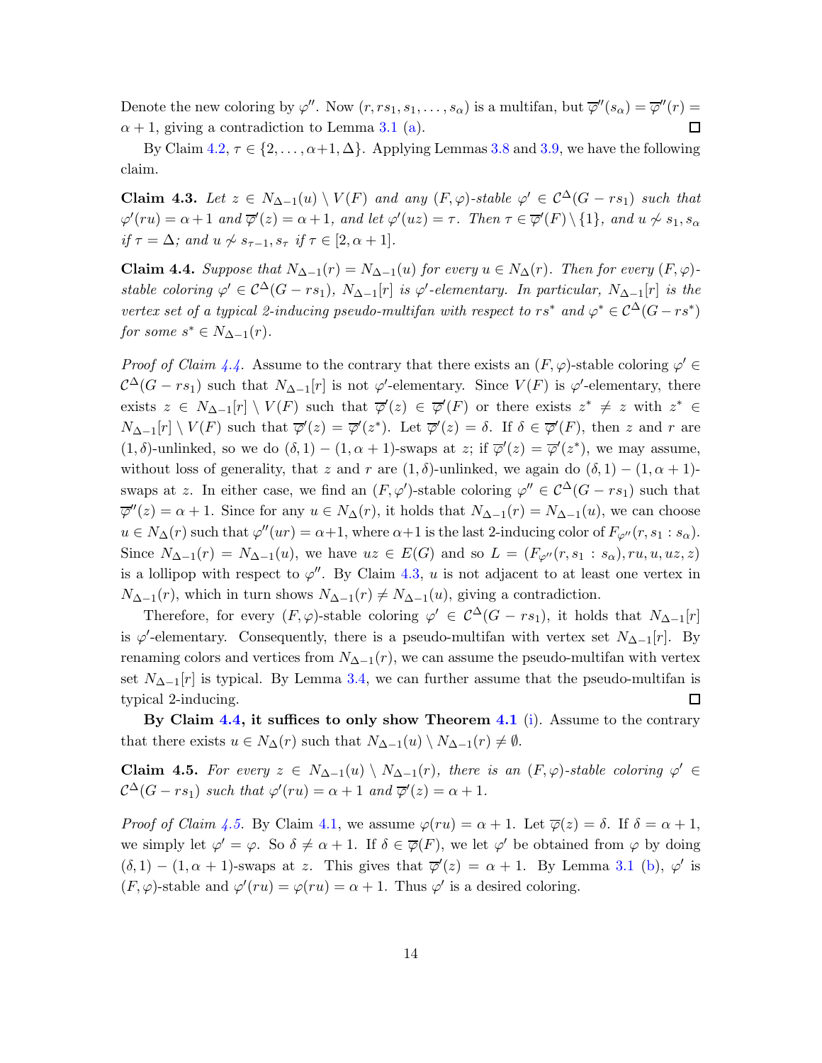Denote the new coloring by $\varphi''$. Now $(r, rs_1, s_1, \ldots, s_\alpha)$ is a multifan, but $\overline{\varphi}''(s_\alpha) = \overline{\varphi}''(r) = \alpha+1$, giving a contradiction to Lemma 3.1 (a). $\square$

By Claim 4.2, $\tau \in \{2, \ldots, \alpha+1, \Delta\}$. Applying Lemmas 3.8 and 3.9, we have the following claim.

**Claim 4.3.** *Let $z \in N_{\Delta-1}(u) \setminus V(F)$ and any $(F,\varphi)$-stable $\varphi' \in \mathcal{C}^\Delta(G - rs_1)$ such that $\varphi'(ru) = \alpha+1$ and $\overline{\varphi}'(z) = \alpha+1$, and let $\varphi'(uz) = \tau$. Then $\tau \in \overline{\varphi}'(F) \setminus \{1\}$, and $u \not\sim s_1, s_\alpha$ if $\tau = \Delta$; and $u \not\sim s_{\tau-1}, s_\tau$ if $\tau \in [2, \alpha+1]$.*

**Claim 4.4.** *Suppose that $N_{\Delta-1}(r) = N_{\Delta-1}(u)$ for every $u \in N_\Delta(r)$. Then for every $(F,\varphi)$-stable coloring $\varphi' \in \mathcal{C}^\Delta(G - rs_1)$, $N_{\Delta-1}[r]$ is $\varphi'$-elementary. In particular, $N_{\Delta-1}[r]$ is the vertex set of a typical 2-inducing pseudo-multifan with respect to $rs^*$ and $\varphi^* \in \mathcal{C}^\Delta(G - rs^*)$ for some $s^* \in N_{\Delta-1}(r)$.*

*Proof of Claim 4.4.* Assume to the contrary that there exists an $(F,\varphi)$-stable coloring $\varphi' \in \mathcal{C}^\Delta(G - rs_1)$ such that $N_{\Delta-1}[r]$ is not $\varphi'$-elementary. Since $V(F)$ is $\varphi'$-elementary, there exists $z \in N_{\Delta-1}[r] \setminus V(F)$ such that $\overline{\varphi}'(z) \in \overline{\varphi}'(F)$ or there exists $z^* \neq z$ with $z^* \in N_{\Delta-1}[r] \setminus V(F)$ such that $\overline{\varphi}'(z) = \overline{\varphi}'(z^*)$. Let $\overline{\varphi}'(z) = \delta$. If $\delta \in \overline{\varphi}'(F)$, then $z$ and $r$ are $(1,\delta)$-unlinked, so we do $(\delta,1)-(1,\alpha+1)$-swaps at $z$; if $\overline{\varphi}'(z) = \overline{\varphi}'(z^*)$, we may assume, without loss of generality, that $z$ and $r$ are $(1,\delta)$-unlinked, we again do $(\delta,1)-(1,\alpha+1)$-swaps at $z$. In either case, we find an $(F,\varphi')$-stable coloring $\varphi'' \in \mathcal{C}^\Delta(G - rs_1)$ such that $\overline{\varphi}''(z) = \alpha+1$. Since for any $u \in N_\Delta(r)$, it holds that $N_{\Delta-1}(r) = N_{\Delta-1}(u)$, we can choose $u \in N_\Delta(r)$ such that $\varphi''(ur) = \alpha+1$, where $\alpha+1$ is the last 2-inducing color of $F_{\varphi''}(r, s_1 : s_\alpha)$. Since $N_{\Delta-1}(r) = N_{\Delta-1}(u)$, we have $uz \in E(G)$ and so $L = (F_{\varphi''}(r, s_1 : s_\alpha), ru, u, uz, z)$ is a lollipop with respect to $\varphi''$. By Claim 4.3, $u$ is not adjacent to at least one vertex in $N_{\Delta-1}(r)$, which in turn shows $N_{\Delta-1}(r) \neq N_{\Delta-1}(u)$, giving a contradiction.

Therefore, for every $(F,\varphi)$-stable coloring $\varphi' \in \mathcal{C}^\Delta(G - rs_1)$, it holds that $N_{\Delta-1}[r]$ is $\varphi'$-elementary. Consequently, there is a pseudo-multifan with vertex set $N_{\Delta-1}[r]$. By renaming colors and vertices from $N_{\Delta-1}(r)$, we can assume the pseudo-multifan with vertex set $N_{\Delta-1}[r]$ is typical. By Lemma 3.4, we can further assume that the pseudo-multifan is typical 2-inducing. $\square$

**By Claim 4.4, it suffices to only show Theorem 4.1** (i). Assume to the contrary that there exists $u \in N_\Delta(r)$ such that $N_{\Delta-1}(u) \setminus N_{\Delta-1}(r) \neq \emptyset$.

**Claim 4.5.** *For every $z \in N_{\Delta-1}(u) \setminus N_{\Delta-1}(r)$, there is an $(F,\varphi)$-stable coloring $\varphi' \in \mathcal{C}^\Delta(G - rs_1)$ such that $\varphi'(ru) = \alpha+1$ and $\overline{\varphi}'(z) = \alpha+1$.*

*Proof of Claim 4.5.* By Claim 4.1, we assume $\varphi(ru) = \alpha+1$. Let $\overline{\varphi}(z) = \delta$. If $\delta = \alpha+1$, we simply let $\varphi' = \varphi$. So $\delta \neq \alpha+1$. If $\delta \in \overline{\varphi}(F)$, we let $\varphi'$ be obtained from $\varphi$ by doing $(\delta,1)-(1,\alpha+1)$-swaps at $z$. This gives that $\overline{\varphi}'(z) = \alpha+1$. By Lemma 3.1 (b), $\varphi'$ is $(F,\varphi)$-stable and $\varphi'(ru) = \varphi(ru) = \alpha+1$. Thus $\varphi'$ is a desired coloring.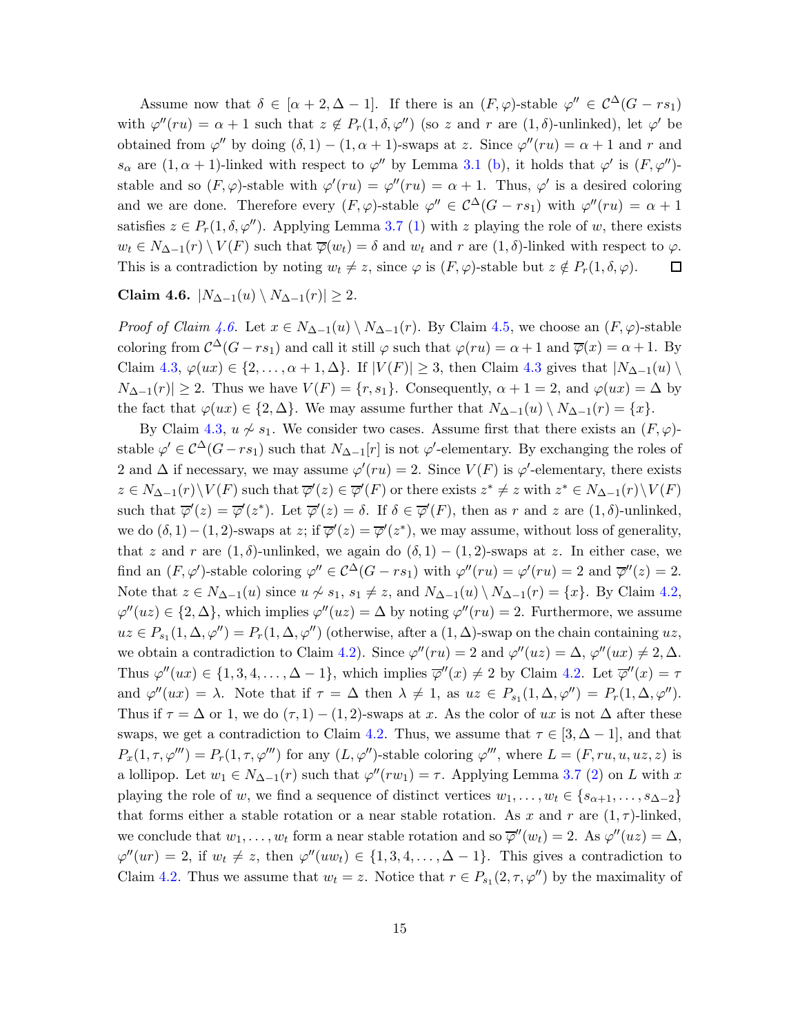Assume now that $\delta \in [\alpha+2, \Delta-1]$. If there is an $(F,\varphi)$-stable $\varphi'' \in \mathcal{C}^\Delta(G - rs_1)$ with $\varphi''(ru) = \alpha+1$ such that $z \notin P_r(1,\delta,\varphi'')$ (so $z$ and $r$ are $(1,\delta)$-unlinked), let $\varphi'$ be obtained from $\varphi''$ by doing $(\delta,1)-(1,\alpha+1)$-swaps at $z$. Since $\varphi''(ru) = \alpha+1$ and $r$ and $s_\alpha$ are $(1,\alpha+1)$-linked with respect to $\varphi''$ by Lemma 3.1 (b), it holds that $\varphi'$ is $(F,\varphi'')$-stable and so $(F,\varphi)$-stable with $\varphi'(ru) = \varphi''(ru) = \alpha+1$. Thus, $\varphi'$ is a desired coloring and we are done. Therefore every $(F,\varphi)$-stable $\varphi'' \in \mathcal{C}^\Delta(G - rs_1)$ with $\varphi''(ru) = \alpha+1$ satisfies $z \in P_r(1,\delta,\varphi'')$. Applying Lemma 3.7 (1) with $z$ playing the role of $w$, there exists $w_t \in N_{\Delta-1}(r) \setminus V(F)$ such that $\overline{\varphi}(w_t) = \delta$ and $w_t$ and $r$ are $(1,\delta)$-linked with respect to $\varphi$. This is a contradiction by noting $w_t \neq z$, since $\varphi$ is $(F,\varphi)$-stable but $z \notin P_r(1,\delta,\varphi)$. $\square$

**Claim 4.6.** $|N_{\Delta-1}(u) \setminus N_{\Delta-1}(r)| \geq 2$.

*Proof of Claim 4.6.* Let $x \in N_{\Delta-1}(u) \setminus N_{\Delta-1}(r)$. By Claim 4.5, we choose an $(F,\varphi)$-stable coloring from $\mathcal{C}^\Delta(G - rs_1)$ and call it still $\varphi$ such that $\varphi(ru) = \alpha+1$ and $\overline{\varphi}(x) = \alpha+1$. By Claim 4.3, $\varphi(ux) \in \{2,\ldots,\alpha+1,\Delta\}$. If $|V(F)| \geq 3$, then Claim 4.3 gives that $|N_{\Delta-1}(u) \setminus N_{\Delta-1}(r)| \geq 2$. Thus we have $V(F) = \{r, s_1\}$. Consequently, $\alpha+1 = 2$, and $\varphi(ux) = \Delta$ by the fact that $\varphi(ux) \in \{2,\Delta\}$. We may assume further that $N_{\Delta-1}(u) \setminus N_{\Delta-1}(r) = \{x\}$.

By Claim 4.3, $u \not\sim s_1$. We consider two cases. Assume first that there exists an $(F,\varphi)$-stable $\varphi' \in \mathcal{C}^\Delta(G - rs_1)$ such that $N_{\Delta-1}[r]$ is not $\varphi'$-elementary. By exchanging the roles of 2 and $\Delta$ if necessary, we may assume $\varphi'(ru) = 2$. Since $V(F)$ is $\varphi'$-elementary, there exists $z \in N_{\Delta-1}(r) \setminus V(F)$ such that $\overline{\varphi}'(z) \in \overline{\varphi}'(F)$ or there exists $z^* \neq z$ with $z^* \in N_{\Delta-1}(r) \setminus V(F)$ such that $\overline{\varphi}'(z) = \overline{\varphi}'(z^*)$. Let $\overline{\varphi}'(z) = \delta$. If $\delta \in \overline{\varphi}'(F)$, then as $r$ and $z$ are $(1,\delta)$-unlinked, we do $(\delta,1)-(1,2)$-swaps at $z$; if $\overline{\varphi}'(z) = \overline{\varphi}'(z^*)$, we may assume, without loss of generality, that $z$ and $r$ are $(1,\delta)$-unlinked, we again do $(\delta,1)-(1,2)$-swaps at $z$. In either case, we find an $(F,\varphi')$-stable coloring $\varphi'' \in \mathcal{C}^\Delta(G - rs_1)$ with $\varphi''(ru) = \varphi'(ru) = 2$ and $\overline{\varphi}''(z) = 2$. Note that $z \in N_{\Delta-1}(u)$ since $u \not\sim s_1$, $s_1 \neq z$, and $N_{\Delta-1}(u) \setminus N_{\Delta-1}(r) = \{x\}$. By Claim 4.2, $\varphi''(uz) \in \{2,\Delta\}$, which implies $\varphi''(uz) = \Delta$ by noting $\varphi''(ru) = 2$. Furthermore, we assume $uz \in P_{s_1}(1,\Delta,\varphi'') = P_r(1,\Delta,\varphi'')$ (otherwise, after a $(1,\Delta)$-swap on the chain containing $uz$, we obtain a contradiction to Claim 4.2). Since $\varphi''(ru) = 2$ and $\varphi''(uz) = \Delta$, $\varphi''(ux) \neq 2,\Delta$. Thus $\varphi''(ux) \in \{1,3,4,\ldots,\Delta-1\}$, which implies $\overline{\varphi}''(x) \neq 2$ by Claim 4.2. Let $\overline{\varphi}''(x) = \tau$ and $\varphi''(ux) = \lambda$. Note that if $\tau = \Delta$ then $\lambda \neq 1$, as $uz \in P_{s_1}(1,\Delta,\varphi'') = P_r(1,\Delta,\varphi'')$. Thus if $\tau = \Delta$ or 1, we do $(\tau,1)-(1,2)$-swaps at $x$. As the color of $ux$ is not $\Delta$ after these swaps, we get a contradiction to Claim 4.2. Thus, we assume that $\tau \in [3,\Delta-1]$, and that $P_x(1,\tau,\varphi''') = P_r(1,\tau,\varphi''')$ for any $(L,\varphi'')$-stable coloring $\varphi'''$, where $L = (F, ru, u, uz, z)$ is a lollipop. Let $w_1 \in N_{\Delta-1}(r)$ such that $\varphi''(rw_1) = \tau$. Applying Lemma 3.7 (2) on $L$ with $x$ playing the role of $w$, we find a sequence of distinct vertices $w_1,\ldots,w_t \in \{s_{\alpha+1},\ldots,s_{\Delta-2}\}$ that forms either a stable rotation or a near stable rotation. As $x$ and $r$ are $(1,\tau)$-linked, we conclude that $w_1,\ldots,w_t$ form a near stable rotation and so $\overline{\varphi}''(w_t) = 2$. As $\varphi''(uz) = \Delta$, $\varphi''(ur) = 2$, if $w_t \neq z$, then $\varphi''(uw_t) \in \{1,3,4,\ldots,\Delta-1\}$. This gives a contradiction to Claim 4.2. Thus we assume that $w_t = z$. Notice that $r \in P_{s_1}(2,\tau,\varphi'')$ by the maximality of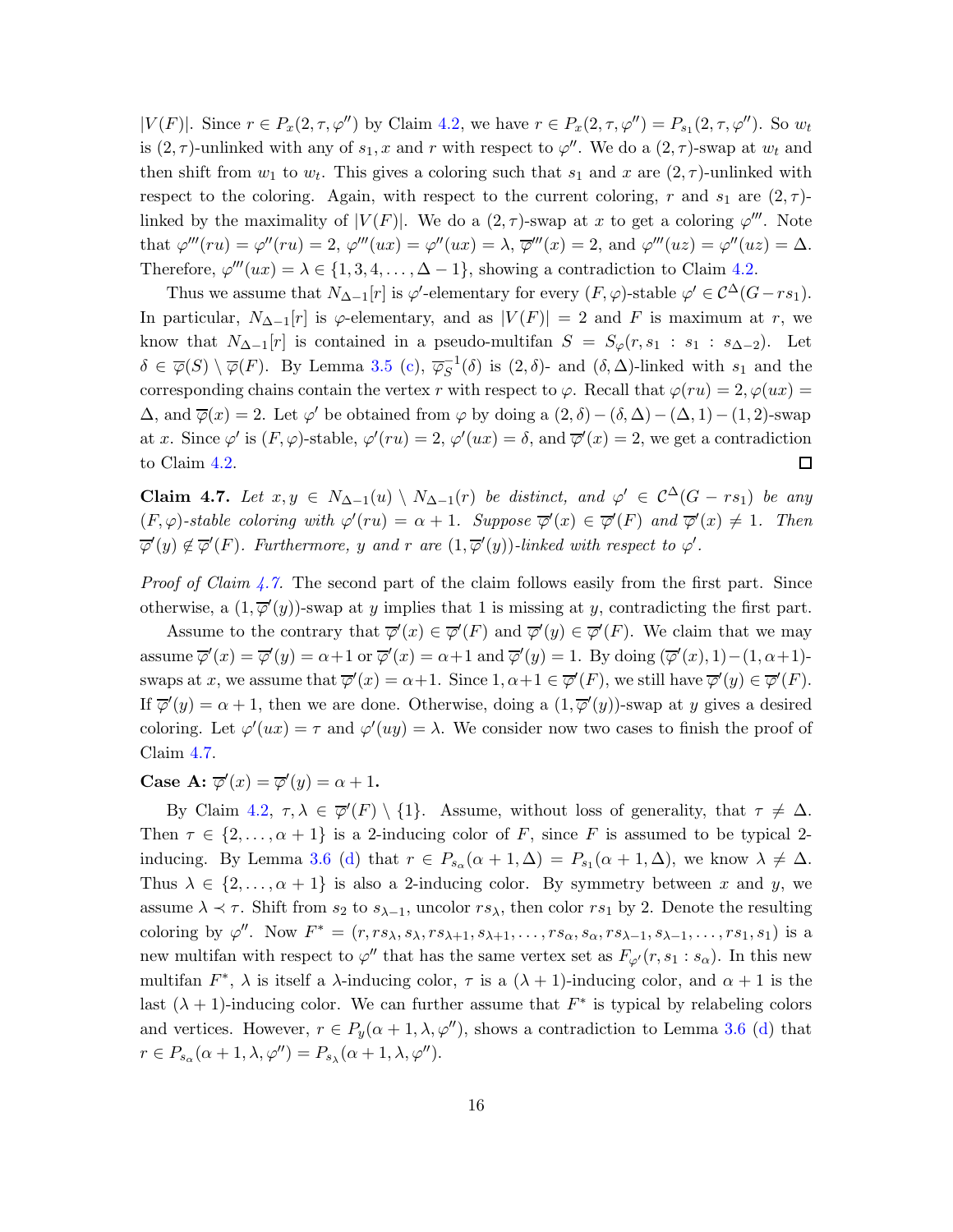$|V(F)|$. Since $r \in P_x(2,\tau,\varphi'')$ by Claim 4.2, we have $r \in P_x(2,\tau,\varphi'') = P_{s_1}(2,\tau,\varphi'')$. So $w_t$ is $(2,\tau)$-unlinked with any of $s_1, x$ and $r$ with respect to $\varphi''$. We do a $(2,\tau)$-swap at $w_t$ and then shift from $w_1$ to $w_t$. This gives a coloring such that $s_1$ and $x$ are $(2,\tau)$-unlinked with respect to the coloring. Again, with respect to the current coloring, $r$ and $s_1$ are $(2,\tau)$-linked by the maximality of $|V(F)|$. We do a $(2,\tau)$-swap at $x$ to get a coloring $\varphi'''$. Note that $\varphi'''(ru) = \varphi''(ru) = 2$, $\varphi'''(ux) = \varphi''(ux) = \lambda$, $\overline{\varphi}'''(x) = 2$, and $\varphi'''(uz) = \varphi''(uz) = \Delta$. Therefore, $\varphi'''(ux) = \lambda \in \{1,3,4,\dots,\Delta-1\}$, showing a contradiction to Claim 4.2.

Thus we assume that $N_{\Delta-1}[r]$ is $\varphi'$-elementary for every $(F,\varphi)$-stable $\varphi' \in \mathcal{C}^\Delta(G-rs_1)$. In particular, $N_{\Delta-1}[r]$ is $\varphi$-elementary, and as $|V(F)| = 2$ and $F$ is maximum at $r$, we know that $N_{\Delta-1}[r]$ is contained in a pseudo-multifan $S = S_\varphi(r, s_1 : s_1 : s_{\Delta-2})$. Let $\delta \in \overline{\varphi}(S) \setminus \overline{\varphi}(F)$. By Lemma 3.5 (c), $\overline{\varphi}_S^{-1}(\delta)$ is $(2,\delta)$- and $(\delta,\Delta)$-linked with $s_1$ and the corresponding chains contain the vertex $r$ with respect to $\varphi$. Recall that $\varphi(ru) = 2, \varphi(ux) = \Delta$, and $\overline{\varphi}(x) = 2$. Let $\varphi'$ be obtained from $\varphi$ by doing a $(2,\delta)-(\delta,\Delta)-(\Delta,1)-(1,2)$-swap at $x$. Since $\varphi'$ is $(F,\varphi)$-stable, $\varphi'(ru) = 2$, $\varphi'(ux) = \delta$, and $\overline{\varphi}'(x) = 2$, we get a contradiction to Claim 4.2. $\square$

**Claim 4.7.** *Let $x, y \in N_{\Delta-1}(u) \setminus N_{\Delta-1}(r)$ be distinct, and $\varphi' \in \mathcal{C}^\Delta(G-rs_1)$ be any $(F,\varphi)$-stable coloring with $\varphi'(ru) = \alpha+1$. Suppose $\overline{\varphi}'(x) \in \overline{\varphi}'(F)$ and $\overline{\varphi}'(x) \neq 1$. Then $\overline{\varphi}'(y) \notin \overline{\varphi}'(F)$. Furthermore, $y$ and $r$ are $(1,\overline{\varphi}'(y))$-linked with respect to $\varphi'$.*

*Proof of Claim 4.7.* The second part of the claim follows easily from the first part. Since otherwise, a $(1,\overline{\varphi}'(y))$-swap at $y$ implies that 1 is missing at $y$, contradicting the first part.

Assume to the contrary that $\overline{\varphi}'(x) \in \overline{\varphi}'(F)$ and $\overline{\varphi}'(y) \in \overline{\varphi}'(F)$. We claim that we may assume $\overline{\varphi}'(x) = \overline{\varphi}'(y) = \alpha+1$ or $\overline{\varphi}'(x) = \alpha+1$ and $\overline{\varphi}'(y) = 1$. By doing $(\overline{\varphi}'(x),1)-(1,\alpha+1)$-swaps at $x$, we assume that $\overline{\varphi}'(x) = \alpha+1$. Since $1, \alpha+1 \in \overline{\varphi}'(F)$, we still have $\overline{\varphi}'(y) \in \overline{\varphi}'(F)$. If $\overline{\varphi}'(y) = \alpha+1$, then we are done. Otherwise, doing a $(1,\overline{\varphi}'(y))$-swap at $y$ gives a desired coloring. Let $\varphi'(ux) = \tau$ and $\varphi'(uy) = \lambda$. We consider now two cases to finish the proof of Claim 4.7.

**Case A: $\overline{\varphi}'(x) = \overline{\varphi}'(y) = \alpha+1$.**

By Claim 4.2, $\tau, \lambda \in \overline{\varphi}'(F) \setminus \{1\}$. Assume, without loss of generality, that $\tau \neq \Delta$. Then $\tau \in \{2,\dots,\alpha+1\}$ is a 2-inducing color of $F$, since $F$ is assumed to be typical 2-inducing. By Lemma 3.6 (d) that $r \in P_{s_\alpha}(\alpha+1,\Delta) = P_{s_1}(\alpha+1,\Delta)$, we know $\lambda \neq \Delta$. Thus $\lambda \in \{2,\dots,\alpha+1\}$ is also a 2-inducing color. By symmetry between $x$ and $y$, we assume $\lambda \prec \tau$. Shift from $s_2$ to $s_{\lambda-1}$, uncolor $rs_\lambda$, then color $rs_1$ by 2. Denote the resulting coloring by $\varphi''$. Now $F^* = (r, rs_\lambda, s_\lambda, rs_{\lambda+1}, s_{\lambda+1}, \dots, rs_\alpha, s_\alpha, rs_{\lambda-1}, s_{\lambda-1}, \dots, rs_1, s_1)$ is a new multifan with respect to $\varphi''$ that has the same vertex set as $F_{\varphi'}(r, s_1 : s_\alpha)$. In this new multifan $F^*$, $\lambda$ is itself a $\lambda$-inducing color, $\tau$ is a $(\lambda+1)$-inducing color, and $\alpha+1$ is the last $(\lambda+1)$-inducing color. We can further assume that $F^*$ is typical by relabeling colors and vertices. However, $r \in P_y(\alpha+1,\lambda,\varphi'')$, shows a contradiction to Lemma 3.6 (d) that $r \in P_{s_\alpha}(\alpha+1,\lambda,\varphi'') = P_{s_\lambda}(\alpha+1,\lambda,\varphi'')$.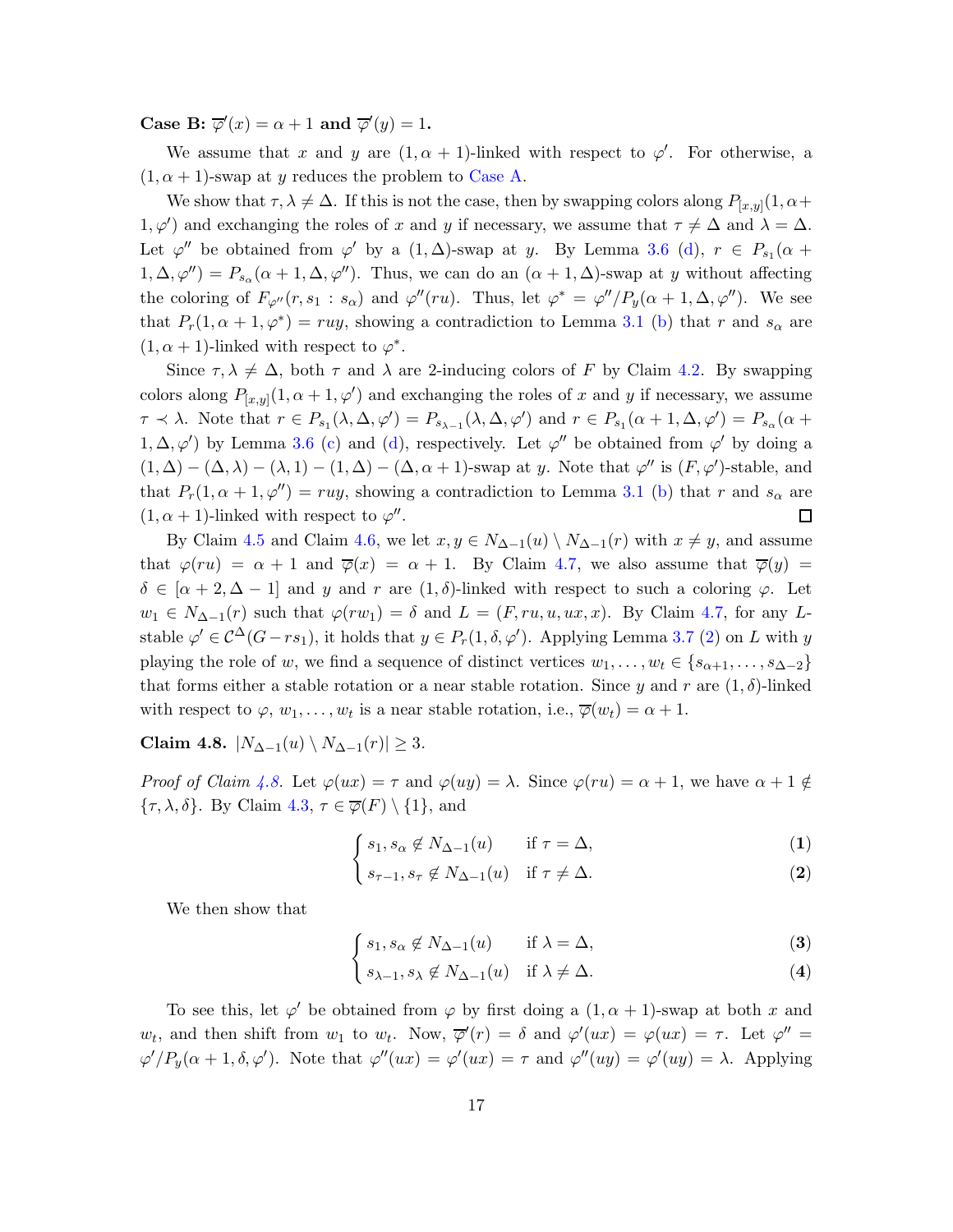**Case B: $\overline{\varphi}'(x) = \alpha+1$ and $\overline{\varphi}'(y) = 1$.**

We assume that $x$ and $y$ are $(1, \alpha+1)$-linked with respect to $\varphi'$. For otherwise, a $(1, \alpha+1)$-swap at $y$ reduces the problem to Case A.

We show that $\tau, \lambda \neq \Delta$. If this is not the case, then by swapping colors along $P_{[x,y]}(1, \alpha+1, \varphi')$ and exchanging the roles of $x$ and $y$ if necessary, we assume that $\tau \neq \Delta$ and $\lambda = \Delta$. Let $\varphi''$ be obtained from $\varphi'$ by a $(1, \Delta)$-swap at $y$. By Lemma 3.6 (d), $r \in P_{s_1}(\alpha+1, \Delta, \varphi'') = P_{s_\alpha}(\alpha+1, \Delta, \varphi'')$. Thus, we can do an $(\alpha+1, \Delta)$-swap at $y$ without affecting the coloring of $F_{\varphi''}(r, s_1 : s_\alpha)$ and $\varphi''(ru)$. Thus, let $\varphi^* = \varphi''/P_y(\alpha+1, \Delta, \varphi'')$. We see that $P_r(1, \alpha+1, \varphi^*) = ruy$, showing a contradiction to Lemma 3.1 (b) that $r$ and $s_\alpha$ are $(1, \alpha+1)$-linked with respect to $\varphi^*$.

Since $\tau, \lambda \neq \Delta$, both $\tau$ and $\lambda$ are 2-inducing colors of $F$ by Claim 4.2. By swapping colors along $P_{[x,y]}(1, \alpha+1, \varphi')$ and exchanging the roles of $x$ and $y$ if necessary, we assume $\tau \prec \lambda$. Note that $r \in P_{s_1}(\lambda, \Delta, \varphi') = P_{s_{\lambda-1}}(\lambda, \Delta, \varphi')$ and $r \in P_{s_1}(\alpha+1, \Delta, \varphi') = P_{s_\alpha}(\alpha+1, \Delta, \varphi')$ by Lemma 3.6 (c) and (d), respectively. Let $\varphi''$ be obtained from $\varphi'$ by doing a $(1, \Delta) - (\Delta, \lambda) - (\lambda, 1) - (1, \Delta) - (\Delta, \alpha+1)$-swap at $y$. Note that $\varphi''$ is $(F, \varphi')$-stable, and that $P_r(1, \alpha+1, \varphi'') = ruy$, showing a contradiction to Lemma 3.1 (b) that $r$ and $s_\alpha$ are $(1, \alpha+1)$-linked with respect to $\varphi''$. $\square$

By Claim 4.5 and Claim 4.6, we let $x, y \in N_{\Delta-1}(u) \setminus N_{\Delta-1}(r)$ with $x \neq y$, and assume that $\varphi(ru) = \alpha+1$ and $\overline{\varphi}(x) = \alpha+1$. By Claim 4.7, we also assume that $\overline{\varphi}(y) = \delta \in [\alpha+2, \Delta-1]$ and $y$ and $r$ are $(1, \delta)$-linked with respect to such a coloring $\varphi$. Let $w_1 \in N_{\Delta-1}(r)$ such that $\varphi(rw_1) = \delta$ and $L = (F, ru, u, ux, x)$. By Claim 4.7, for any $L$-stable $\varphi' \in \mathcal{C}^\Delta(G - rs_1)$, it holds that $y \in P_r(1, \delta, \varphi')$. Applying Lemma 3.7 (2) on $L$ with $y$ playing the role of $w$, we find a sequence of distinct vertices $w_1, \ldots, w_t \in \{s_{\alpha+1}, \ldots, s_{\Delta-2}\}$ that forms either a stable rotation or a near stable rotation. Since $y$ and $r$ are $(1, \delta)$-linked with respect to $\varphi$, $w_1, \ldots, w_t$ is a near stable rotation, i.e., $\overline{\varphi}(w_t) = \alpha+1$.

**Claim 4.8.** $|N_{\Delta-1}(u) \setminus N_{\Delta-1}(r)| \geq 3$.

*Proof of Claim 4.8.* Let $\varphi(ux) = \tau$ and $\varphi(uy) = \lambda$. Since $\varphi(ru) = \alpha+1$, we have $\alpha+1 \notin \{\tau, \lambda, \delta\}$. By Claim 4.3, $\tau \in \overline{\varphi}(F) \setminus \{1\}$, and

$$\begin{cases} s_1, s_\alpha \notin N_{\Delta-1}(u) & \text{if } \tau = \Delta, \quad (1) \\ s_{\tau-1}, s_\tau \notin N_{\Delta-1}(u) & \text{if } \tau \neq \Delta. \quad (2) \end{cases}$$

We then show that

$$\begin{cases} s_1, s_\alpha \notin N_{\Delta-1}(u) & \text{if } \lambda = \Delta, \quad (3) \\ s_{\lambda-1}, s_\lambda \notin N_{\Delta-1}(u) & \text{if } \lambda \neq \Delta. \quad (4) \end{cases}$$

To see this, let $\varphi'$ be obtained from $\varphi$ by first doing a $(1, \alpha+1)$-swap at both $x$ and $w_t$, and then shift from $w_1$ to $w_t$. Now, $\overline{\varphi}'(r) = \delta$ and $\varphi'(ux) = \varphi(ux) = \tau$. Let $\varphi'' = \varphi'/P_y(\alpha+1, \delta, \varphi')$. Note that $\varphi''(ux) = \varphi'(ux) = \tau$ and $\varphi''(uy) = \varphi'(uy) = \lambda$. Applying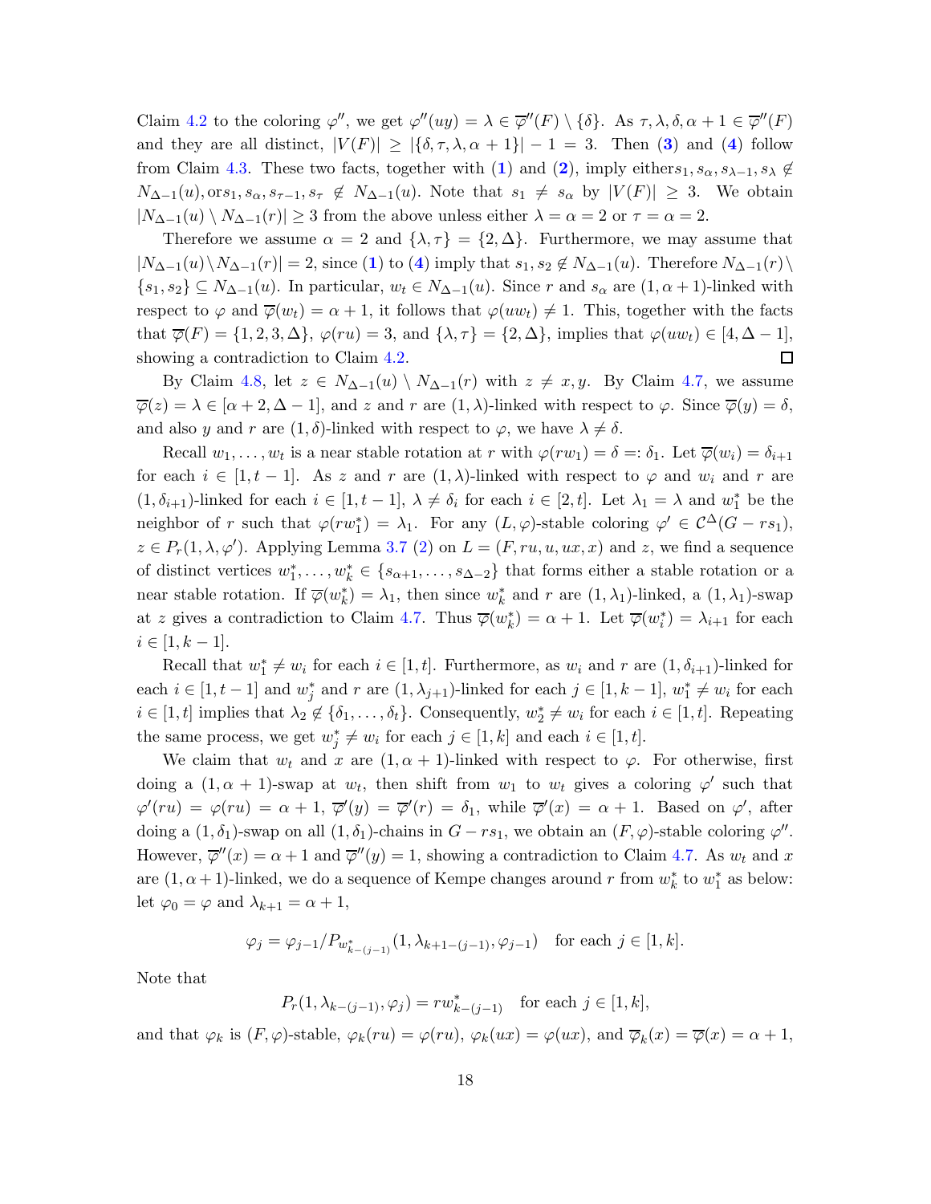Claim 4.2 to the coloring $\varphi''$, we get $\varphi''(uy) = \lambda \in \overline{\varphi}''(F) \setminus \{\delta\}$. As $\tau, \lambda, \delta, \alpha+1 \in \overline{\varphi}''(F)$ and they are all distinct, $|V(F)| \geq |\{\delta, \tau, \lambda, \alpha+1\}| - 1 = 3$. Then (**3**) and (**4**) follow from Claim 4.3. These two facts, together with (**1**) and (**2**), imply either$s_1, s_\alpha, s_{\lambda-1}, s_\lambda \notin N_{\Delta-1}(u)$, or$s_1, s_\alpha, s_{\tau-1}, s_\tau \notin N_{\Delta-1}(u)$. Note that $s_1 \neq s_\alpha$ by $|V(F)| \geq 3$. We obtain $|N_{\Delta-1}(u) \setminus N_{\Delta-1}(r)| \geq 3$ from the above unless either $\lambda = \alpha = 2$ or $\tau = \alpha = 2$.

Therefore we assume $\alpha = 2$ and $\{\lambda, \tau\} = \{2, \Delta\}$. Furthermore, we may assume that $|N_{\Delta-1}(u) \setminus N_{\Delta-1}(r)| = 2$, since (**1**) to (**4**) imply that $s_1, s_2 \notin N_{\Delta-1}(u)$. Therefore $N_{\Delta-1}(r) \setminus \{s_1, s_2\} \subseteq N_{\Delta-1}(u)$. In particular, $w_t \in N_{\Delta-1}(u)$. Since $r$ and $s_\alpha$ are $(1, \alpha+1)$-linked with respect to $\varphi$ and $\overline{\varphi}(w_t) = \alpha+1$, it follows that $\varphi(uw_t) \neq 1$. This, together with the facts that $\overline{\varphi}(F) = \{1, 2, 3, \Delta\}$, $\varphi(ru) = 3$, and $\{\lambda, \tau\} = \{2, \Delta\}$, implies that $\varphi(uw_t) \in [4, \Delta-1]$, showing a contradiction to Claim 4.2. $\square$

By Claim 4.8, let $z \in N_{\Delta-1}(u) \setminus N_{\Delta-1}(r)$ with $z \neq x, y$. By Claim 4.7, we assume $\overline{\varphi}(z) = \lambda \in [\alpha+2, \Delta-1]$, and $z$ and $r$ are $(1, \lambda)$-linked with respect to $\varphi$. Since $\overline{\varphi}(y) = \delta$, and also $y$ and $r$ are $(1, \delta)$-linked with respect to $\varphi$, we have $\lambda \neq \delta$.

Recall $w_1, \ldots, w_t$ is a near stable rotation at $r$ with $\varphi(rw_1) = \delta =: \delta_1$. Let $\overline{\varphi}(w_i) = \delta_{i+1}$ for each $i \in [1, t-1]$. As $z$ and $r$ are $(1, \lambda)$-linked with respect to $\varphi$ and $w_i$ and $r$ are $(1, \delta_{i+1})$-linked for each $i \in [1, t-1]$, $\lambda \neq \delta_i$ for each $i \in [2, t]$. Let $\lambda_1 = \lambda$ and $w_1^*$ be the neighbor of $r$ such that $\varphi(rw_1^*) = \lambda_1$. For any $(L, \varphi)$-stable coloring $\varphi' \in \mathcal{C}^\Delta(G - rs_1)$, $z \in P_r(1, \lambda, \varphi')$. Applying Lemma 3.7 (2) on $L = (F, ru, u, ux, x)$ and $z$, we find a sequence of distinct vertices $w_1^*, \ldots, w_k^* \in \{s_{\alpha+1}, \ldots, s_{\Delta-2}\}$ that forms either a stable rotation or a near stable rotation. If $\overline{\varphi}(w_k^*) = \lambda_1$, then since $w_k^*$ and $r$ are $(1, \lambda_1)$-linked, a $(1, \lambda_1)$-swap at $z$ gives a contradiction to Claim 4.7. Thus $\overline{\varphi}(w_k^*) = \alpha+1$. Let $\overline{\varphi}(w_i^*) = \lambda_{i+1}$ for each $i \in [1, k-1]$.

Recall that $w_1^* \neq w_i$ for each $i \in [1, t]$. Furthermore, as $w_i$ and $r$ are $(1, \delta_{i+1})$-linked for each $i \in [1, t-1]$ and $w_j^*$ and $r$ are $(1, \lambda_{j+1})$-linked for each $j \in [1, k-1]$, $w_1^* \neq w_i$ for each $i \in [1, t]$ implies that $\lambda_2 \notin \{\delta_1, \ldots, \delta_t\}$. Consequently, $w_2^* \neq w_i$ for each $i \in [1, t]$. Repeating the same process, we get $w_j^* \neq w_i$ for each $j \in [1, k]$ and each $i \in [1, t]$.

We claim that $w_t$ and $x$ are $(1, \alpha+1)$-linked with respect to $\varphi$. For otherwise, first doing a $(1, \alpha+1)$-swap at $w_t$, then shift from $w_1$ to $w_t$ gives a coloring $\varphi'$ such that $\varphi'(ru) = \varphi(ru) = \alpha+1$, $\overline{\varphi}'(y) = \overline{\varphi}'(r) = \delta_1$, while $\overline{\varphi}'(x) = \alpha+1$. Based on $\varphi'$, after doing a $(1, \delta_1)$-swap on all $(1, \delta_1)$-chains in $G - rs_1$, we obtain an $(F, \varphi)$-stable coloring $\varphi''$. However, $\overline{\varphi}''(x) = \alpha+1$ and $\overline{\varphi}''(y) = 1$, showing a contradiction to Claim 4.7. As $w_t$ and $x$ are $(1, \alpha+1)$-linked, we do a sequence of Kempe changes around $r$ from $w_k^*$ to $w_1^*$ as below: let $\varphi_0 = \varphi$ and $\lambda_{k+1} = \alpha+1$,

$$\varphi_j = \varphi_{j-1}/P_{w^*_{k-(j-1)}}(1, \lambda_{k+1-(j-1)}, \varphi_{j-1}) \quad \text{for each } j \in [1, k].$$

Note that

$$P_r(1, \lambda_{k-(j-1)}, \varphi_j) = rw^*_{k-(j-1)} \quad \text{for each } j \in [1, k],$$

and that $\varphi_k$ is $(F, \varphi)$-stable, $\varphi_k(ru) = \varphi(ru)$, $\varphi_k(ux) = \varphi(ux)$, and $\overline{\varphi}_k(x) = \overline{\varphi}(x) = \alpha+1$,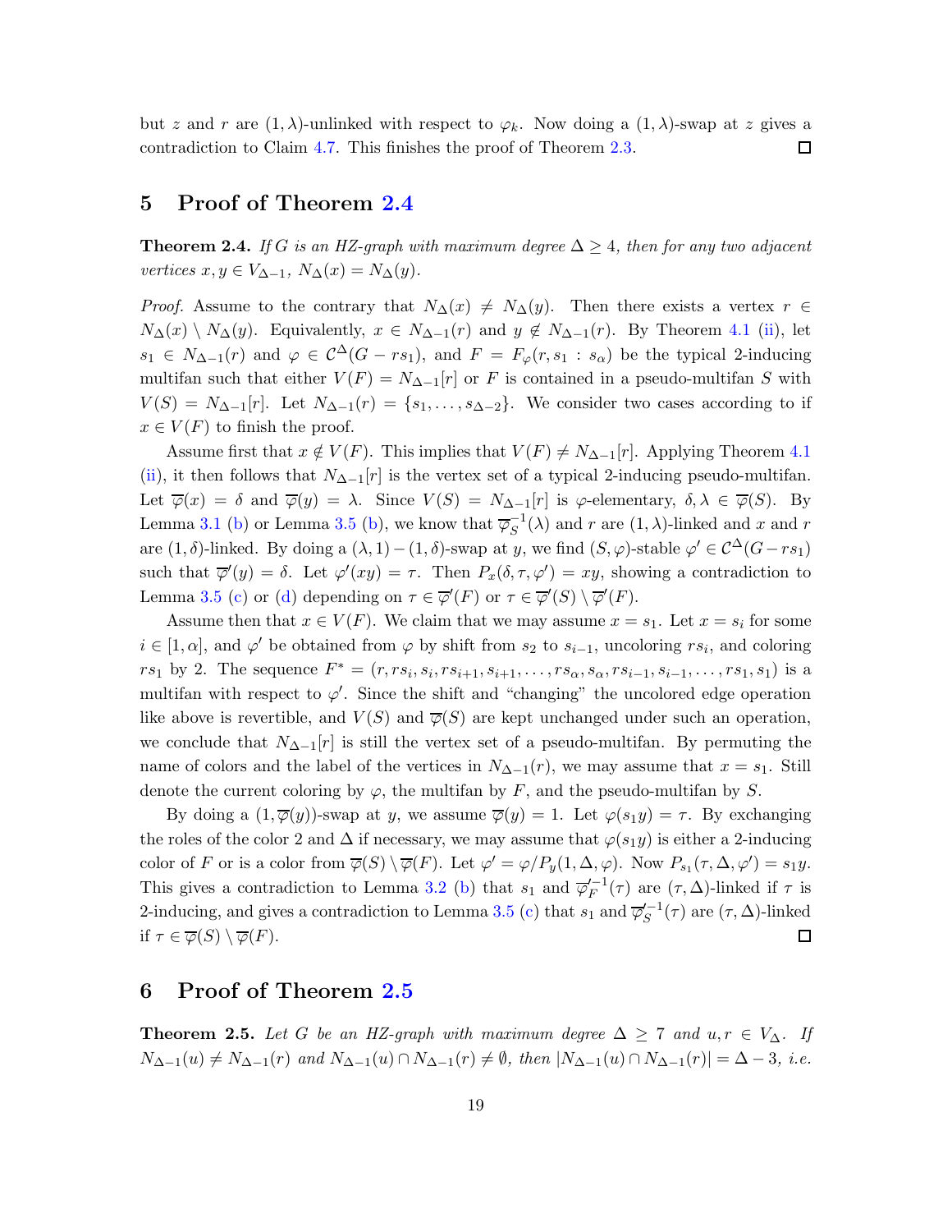but $z$ and $r$ are $(1,\lambda)$-unlinked with respect to $\varphi_k$. Now doing a $(1,\lambda)$-swap at $z$ gives a contradiction to Claim 4.7. This finishes the proof of Theorem 2.3. $\square$

## 5 Proof of Theorem 2.4

**Theorem 2.4.** *If $G$ is an HZ-graph with maximum degree $\Delta \geq 4$, then for any two adjacent vertices $x, y \in V_{\Delta-1}$, $N_\Delta(x) = N_\Delta(y)$.*

*Proof.* Assume to the contrary that $N_\Delta(x) \neq N_\Delta(y)$. Then there exists a vertex $r \in N_\Delta(x) \setminus N_\Delta(y)$. Equivalently, $x \in N_{\Delta-1}(r)$ and $y \notin N_{\Delta-1}(r)$. By Theorem 4.1 (ii), let $s_1 \in N_{\Delta-1}(r)$ and $\varphi \in \mathcal{C}^\Delta(G - rs_1)$, and $F = F_\varphi(r, s_1 : s_\alpha)$ be the typical 2-inducing multifan such that either $V(F) = N_{\Delta-1}[r]$ or $F$ is contained in a pseudo-multifan $S$ with $V(S) = N_{\Delta-1}[r]$. Let $N_{\Delta-1}(r) = \{s_1, \ldots, s_{\Delta-2}\}$. We consider two cases according to if $x \in V(F)$ to finish the proof.

Assume first that $x \notin V(F)$. This implies that $V(F) \neq N_{\Delta-1}[r]$. Applying Theorem 4.1 (ii), it then follows that $N_{\Delta-1}[r]$ is the vertex set of a typical 2-inducing pseudo-multifan. Let $\overline{\varphi}(x) = \delta$ and $\overline{\varphi}(y) = \lambda$. Since $V(S) = N_{\Delta-1}[r]$ is $\varphi$-elementary, $\delta, \lambda \in \overline{\varphi}(S)$. By Lemma 3.1 (b) or Lemma 3.5 (b), we know that $\overline{\varphi}_S^{-1}(\lambda)$ and $r$ are $(1,\lambda)$-linked and $x$ and $r$ are $(1,\delta)$-linked. By doing a $(\lambda, 1) - (1,\delta)$-swap at $y$, we find $(S,\varphi)$-stable $\varphi' \in \mathcal{C}^\Delta(G - rs_1)$ such that $\overline{\varphi}'(y) = \delta$. Let $\varphi'(xy) = \tau$. Then $P_x(\delta, \tau, \varphi') = xy$, showing a contradiction to Lemma 3.5 (c) or (d) depending on $\tau \in \overline{\varphi}'(F)$ or $\tau \in \overline{\varphi}'(S) \setminus \overline{\varphi}'(F)$.

Assume then that $x \in V(F)$. We claim that we may assume $x = s_1$. Let $x = s_i$ for some $i \in [1, \alpha]$, and $\varphi'$ be obtained from $\varphi$ by shift from $s_2$ to $s_{i-1}$, uncoloring $rs_i$, and coloring $rs_1$ by 2. The sequence $F^* = (r, rs_i, s_i, rs_{i+1}, s_{i+1}, \ldots, rs_\alpha, s_\alpha, rs_{i-1}, s_{i-1}, \ldots, rs_1, s_1)$ is a multifan with respect to $\varphi'$. Since the shift and "changing" the uncolored edge operation like above is revertible, and $V(S)$ and $\overline{\varphi}(S)$ are kept unchanged under such an operation, we conclude that $N_{\Delta-1}[r]$ is still the vertex set of a pseudo-multifan. By permuting the name of colors and the label of the vertices in $N_{\Delta-1}(r)$, we may assume that $x = s_1$. Still denote the current coloring by $\varphi$, the multifan by $F$, and the pseudo-multifan by $S$.

By doing a $(1, \overline{\varphi}(y))$-swap at $y$, we assume $\overline{\varphi}(y) = 1$. Let $\varphi(s_1 y) = \tau$. By exchanging the roles of the color 2 and $\Delta$ if necessary, we may assume that $\varphi(s_1 y)$ is either a 2-inducing color of $F$ or is a color from $\overline{\varphi}(S) \setminus \overline{\varphi}(F)$. Let $\varphi' = \varphi / P_y(1, \Delta, \varphi)$. Now $P_{s_1}(\tau, \Delta, \varphi') = s_1 y$. This gives a contradiction to Lemma 3.2 (b) that $s_1$ and $\overline{\varphi}_F'^{-1}(\tau)$ are $(\tau, \Delta)$-linked if $\tau$ is 2-inducing, and gives a contradiction to Lemma 3.5 (c) that $s_1$ and $\overline{\varphi}_S'^{-1}(\tau)$ are $(\tau, \Delta)$-linked if $\tau \in \overline{\varphi}(S) \setminus \overline{\varphi}(F)$. $\square$

## 6 Proof of Theorem 2.5

**Theorem 2.5.** *Let $G$ be an HZ-graph with maximum degree $\Delta \geq 7$ and $u, r \in V_\Delta$. If $N_{\Delta-1}(u) \neq N_{\Delta-1}(r)$ and $N_{\Delta-1}(u) \cap N_{\Delta-1}(r) \neq \emptyset$, then $|N_{\Delta-1}(u) \cap N_{\Delta-1}(r)| = \Delta - 3$, i.e.*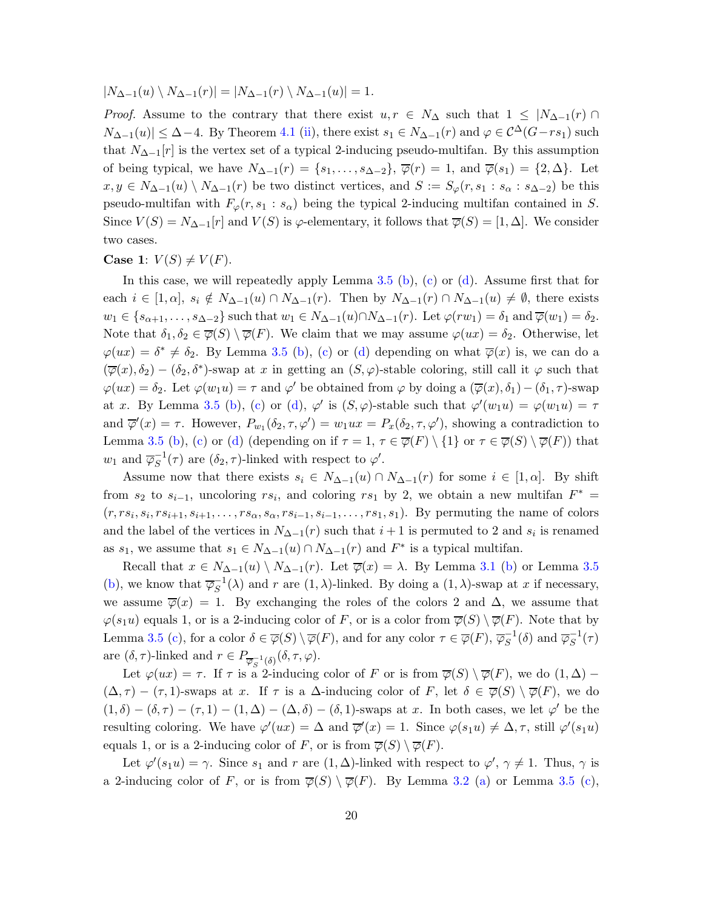$|N_{\Delta-1}(u) \setminus N_{\Delta-1}(r)| = |N_{\Delta-1}(r) \setminus N_{\Delta-1}(u)| = 1$.

*Proof.* Assume to the contrary that there exist $u, r \in N_\Delta$ such that $1 \le |N_{\Delta-1}(r) \cap N_{\Delta-1}(u)| \le \Delta - 4$. By Theorem 4.1 (ii), there exist $s_1 \in N_{\Delta-1}(r)$ and $\varphi \in \mathcal{C}^\Delta(G - rs_1)$ such that $N_{\Delta-1}[r]$ is the vertex set of a typical 2-inducing pseudo-multifan. By this assumption of being typical, we have $N_{\Delta-1}(r) = \{s_1, \dots, s_{\Delta-2}\}$, $\overline{\varphi}(r) = 1$, and $\overline{\varphi}(s_1) = \{2, \Delta\}$. Let $x, y \in N_{\Delta-1}(u) \setminus N_{\Delta-1}(r)$ be two distinct vertices, and $S := S_\varphi(r, s_1 : s_\alpha : s_{\Delta-2})$ be this pseudo-multifan with $F_\varphi(r, s_1 : s_\alpha)$ being the typical 2-inducing multifan contained in $S$. Since $V(S) = N_{\Delta-1}[r]$ and $V(S)$ is $\varphi$-elementary, it follows that $\overline{\varphi}(S) = [1, \Delta]$. We consider two cases.

**Case 1**: $V(S) \ne V(F)$.

In this case, we will repeatedly apply Lemma 3.5 (b), (c) or (d). Assume first that for each $i \in [1, \alpha]$, $s_i \notin N_{\Delta-1}(u) \cap N_{\Delta-1}(r)$. Then by $N_{\Delta-1}(r) \cap N_{\Delta-1}(u) \ne \emptyset$, there exists $w_1 \in \{s_{\alpha+1}, \dots, s_{\Delta-2}\}$ such that $w_1 \in N_{\Delta-1}(u) \cap N_{\Delta-1}(r)$. Let $\varphi(rw_1) = \delta_1$ and $\overline{\varphi}(w_1) = \delta_2$. Note that $\delta_1, \delta_2 \in \overline{\varphi}(S) \setminus \overline{\varphi}(F)$. We claim that we may assume $\varphi(ux) = \delta_2$. Otherwise, let $\varphi(ux) = \delta^* \ne \delta_2$. By Lemma 3.5 (b), (c) or (d) depending on what $\overline{\varphi}(x)$ is, we can do a $(\overline{\varphi}(x), \delta_2) - (\delta_2, \delta^*)$-swap at $x$ in getting an $(S, \varphi)$-stable coloring, still call it $\varphi$ such that $\varphi(ux) = \delta_2$. Let $\varphi(w_1 u) = \tau$ and $\varphi'$ be obtained from $\varphi$ by doing a $(\overline{\varphi}(x), \delta_1) - (\delta_1, \tau)$-swap at $x$. By Lemma 3.5 (b), (c) or (d), $\varphi'$ is $(S, \varphi)$-stable such that $\varphi'(w_1 u) = \varphi(w_1 u) = \tau$ and $\overline{\varphi}'(x) = \tau$. However, $P_{w_1}(\delta_2, \tau, \varphi') = w_1 u x = P_x(\delta_2, \tau, \varphi')$, showing a contradiction to Lemma 3.5 (b), (c) or (d) (depending on if $\tau = 1$, $\tau \in \overline{\varphi}(F) \setminus \{1\}$ or $\tau \in \overline{\varphi}(S) \setminus \overline{\varphi}(F)$) that $w_1$ and $\overline{\varphi}_S^{-1}(\tau)$ are $(\delta_2, \tau)$-linked with respect to $\varphi'$.

Assume now that there exists $s_i \in N_{\Delta-1}(u) \cap N_{\Delta-1}(r)$ for some $i \in [1, \alpha]$. By shift from $s_2$ to $s_{i-1}$, uncoloring $rs_i$, and coloring $rs_1$ by 2, we obtain a new multifan $F^* = (r, rs_i, s_i, rs_{i+1}, s_{i+1}, \dots, rs_\alpha, s_\alpha, rs_{i-1}, s_{i-1}, \dots, rs_1, s_1)$. By permuting the name of colors and the label of the vertices in $N_{\Delta-1}(r)$ such that $i+1$ is permuted to 2 and $s_i$ is renamed as $s_1$, we assume that $s_1 \in N_{\Delta-1}(u) \cap N_{\Delta-1}(r)$ and $F^*$ is a typical multifan.

Recall that $x \in N_{\Delta-1}(u) \setminus N_{\Delta-1}(r)$. Let $\overline{\varphi}(x) = \lambda$. By Lemma 3.1 (b) or Lemma 3.5 (b), we know that $\overline{\varphi}_S^{-1}(\lambda)$ and $r$ are $(1, \lambda)$-linked. By doing a $(1, \lambda)$-swap at $x$ if necessary, we assume $\overline{\varphi}(x) = 1$. By exchanging the roles of the colors 2 and $\Delta$, we assume that $\varphi(s_1 u)$ equals 1, or is a 2-inducing color of $F$, or is a color from $\overline{\varphi}(S) \setminus \overline{\varphi}(F)$. Note that by Lemma 3.5 (c), for a color $\delta \in \overline{\varphi}(S) \setminus \overline{\varphi}(F)$, and for any color $\tau \in \overline{\varphi}(F)$, $\overline{\varphi}_S^{-1}(\delta)$ and $\overline{\varphi}_S^{-1}(\tau)$ are $(\delta, \tau)$-linked and $r \in P_{\overline{\varphi}_S^{-1}(\delta)}(\delta, \tau, \varphi)$.

Let $\varphi(ux) = \tau$. If $\tau$ is a 2-inducing color of $F$ or is from $\overline{\varphi}(S) \setminus \overline{\varphi}(F)$, we do $(1, \Delta) - (\Delta, \tau) - (\tau, 1)$-swaps at $x$. If $\tau$ is a $\Delta$-inducing color of $F$, let $\delta \in \overline{\varphi}(S) \setminus \overline{\varphi}(F)$, we do $(1, \delta) - (\delta, \tau) - (\tau, 1) - (1, \Delta) - (\Delta, \delta) - (\delta, 1)$-swaps at $x$. In both cases, we let $\varphi'$ be the resulting coloring. We have $\varphi'(ux) = \Delta$ and $\overline{\varphi}'(x) = 1$. Since $\varphi(s_1 u) \ne \Delta, \tau$, still $\varphi'(s_1 u)$ equals 1, or is a 2-inducing color of $F$, or is from $\overline{\varphi}(S) \setminus \overline{\varphi}(F)$.

Let $\varphi'(s_1 u) = \gamma$. Since $s_1$ and $r$ are $(1, \Delta)$-linked with respect to $\varphi'$, $\gamma \ne 1$. Thus, $\gamma$ is a 2-inducing color of $F$, or is from $\overline{\varphi}(S) \setminus \overline{\varphi}(F)$. By Lemma 3.2 (a) or Lemma 3.5 (c),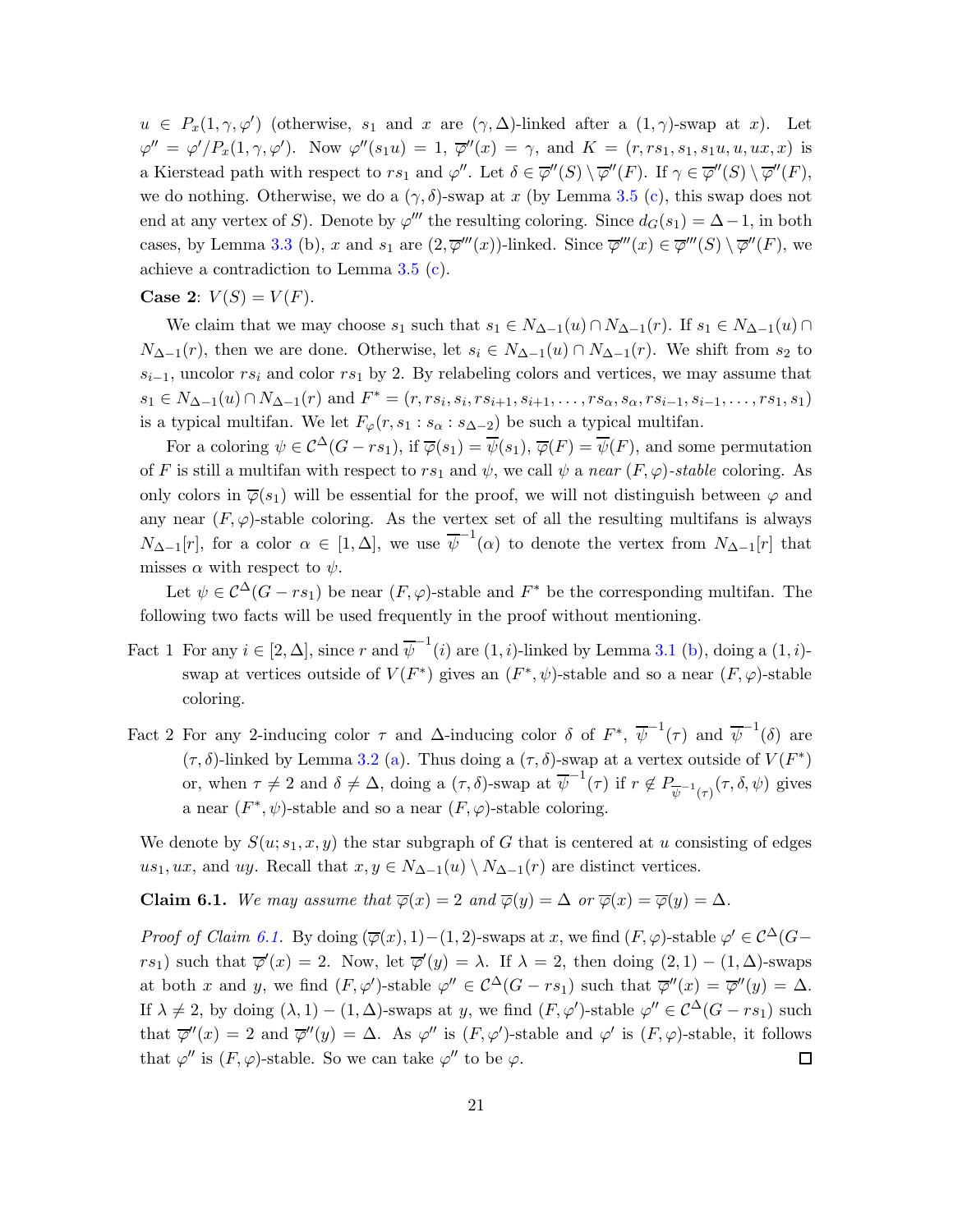$u \in P_x(1,\gamma,\varphi')$ (otherwise, $s_1$ and $x$ are $(\gamma,\Delta)$-linked after a $(1,\gamma)$-swap at $x$). Let $\varphi'' = \varphi'/P_x(1,\gamma,\varphi')$. Now $\varphi''(s_1u) = 1$, $\overline{\varphi}''(x) = \gamma$, and $K = (r, rs_1, s_1, s_1u, u, ux, x)$ is a Kierstead path with respect to $rs_1$ and $\varphi''$. Let $\delta \in \overline{\varphi}''(S) \setminus \overline{\varphi}''(F)$. If $\gamma \in \overline{\varphi}''(S) \setminus \overline{\varphi}''(F)$, we do nothing. Otherwise, we do a $(\gamma,\delta)$-swap at $x$ (by Lemma 3.5 (c), this swap does not end at any vertex of $S$). Denote by $\varphi'''$ the resulting coloring. Since $d_G(s_1) = \Delta - 1$, in both cases, by Lemma 3.3 (b), $x$ and $s_1$ are $(2, \overline{\varphi}'''(x))$-linked. Since $\overline{\varphi}'''(x) \in \overline{\varphi}'''(S) \setminus \overline{\varphi}''(F)$, we achieve a contradiction to Lemma 3.5 (c).

**Case 2**: $V(S) = V(F)$.

We claim that we may choose $s_1$ such that $s_1 \in N_{\Delta-1}(u) \cap N_{\Delta-1}(r)$. If $s_1 \in N_{\Delta-1}(u) \cap N_{\Delta-1}(r)$, then we are done. Otherwise, let $s_i \in N_{\Delta-1}(u) \cap N_{\Delta-1}(r)$. We shift from $s_2$ to $s_{i-1}$, uncolor $rs_i$ and color $rs_1$ by 2. By relabeling colors and vertices, we may assume that $s_1 \in N_{\Delta-1}(u) \cap N_{\Delta-1}(r)$ and $F^* = (r, rs_i, s_i, rs_{i+1}, s_{i+1}, \ldots, rs_\alpha, s_\alpha, rs_{i-1}, s_{i-1}, \ldots, rs_1, s_1)$ is a typical multifan. We let $F_\varphi(r, s_1 : s_\alpha : s_{\Delta-2})$ be such a typical multifan.

For a coloring $\psi \in \mathcal{C}^\Delta(G - rs_1)$, if $\overline{\varphi}(s_1) = \overline{\psi}(s_1)$, $\overline{\varphi}(F) = \overline{\psi}(F)$, and some permutation of $F$ is still a multifan with respect to $rs_1$ and $\psi$, we call $\psi$ a *near $(F,\varphi)$-stable* coloring. As only colors in $\overline{\varphi}(s_1)$ will be essential for the proof, we will not distinguish between $\varphi$ and any near $(F,\varphi)$-stable coloring. As the vertex set of all the resulting multifans is always $N_{\Delta-1}[r]$, for a color $\alpha \in [1,\Delta]$, we use $\overline{\psi}^{-1}(\alpha)$ to denote the vertex from $N_{\Delta-1}[r]$ that misses $\alpha$ with respect to $\psi$.

Let $\psi \in \mathcal{C}^\Delta(G - rs_1)$ be near $(F,\varphi)$-stable and $F^*$ be the corresponding multifan. The following two facts will be used frequently in the proof without mentioning.

- Fact 1 For any $i \in [2,\Delta]$, since $r$ and $\overline{\psi}^{-1}(i)$ are $(1,i)$-linked by Lemma 3.1 (b), doing a $(1,i)$-swap at vertices outside of $V(F^*)$ gives an $(F^*,\psi)$-stable and so a near $(F,\varphi)$-stable coloring.
- Fact 2 For any 2-inducing color $\tau$ and $\Delta$-inducing color $\delta$ of $F^*$, $\overline{\psi}^{-1}(\tau)$ and $\overline{\psi}^{-1}(\delta)$ are $(\tau,\delta)$-linked by Lemma 3.2 (a). Thus doing a $(\tau,\delta)$-swap at a vertex outside of $V(F^*)$ or, when $\tau \neq 2$ and $\delta \neq \Delta$, doing a $(\tau,\delta)$-swap at $\overline{\psi}^{-1}(\tau)$ if $r \notin P_{\overline{\psi}^{-1}(\tau)}(\tau,\delta,\psi)$ gives a near $(F^*,\psi)$-stable and so a near $(F,\varphi)$-stable coloring.

We denote by $S(u; s_1, x, y)$ the star subgraph of $G$ that is centered at $u$ consisting of edges $us_1$, $ux$, and $uy$. Recall that $x, y \in N_{\Delta-1}(u) \setminus N_{\Delta-1}(r)$ are distinct vertices.

**Claim 6.1.** *We may assume that $\overline{\varphi}(x) = 2$ and $\overline{\varphi}(y) = \Delta$ or $\overline{\varphi}(x) = \overline{\varphi}(y) = \Delta$.*

*Proof of Claim 6.1.* By doing $(\overline{\varphi}(x), 1) - (1,2)$-swaps at $x$, we find $(F,\varphi)$-stable $\varphi' \in \mathcal{C}^\Delta(G - rs_1)$ such that $\overline{\varphi}'(x) = 2$. Now, let $\overline{\varphi}'(y) = \lambda$. If $\lambda = 2$, then doing $(2,1) - (1,\Delta)$-swaps at both $x$ and $y$, we find $(F,\varphi')$-stable $\varphi'' \in \mathcal{C}^\Delta(G - rs_1)$ such that $\overline{\varphi}''(x) = \overline{\varphi}''(y) = \Delta$. If $\lambda \neq 2$, by doing $(\lambda, 1) - (1,\Delta)$-swaps at $y$, we find $(F,\varphi')$-stable $\varphi'' \in \mathcal{C}^\Delta(G - rs_1)$ such that $\overline{\varphi}''(x) = 2$ and $\overline{\varphi}''(y) = \Delta$. As $\varphi''$ is $(F,\varphi')$-stable and $\varphi'$ is $(F,\varphi)$-stable, it follows that $\varphi''$ is $(F,\varphi)$-stable. So we can take $\varphi''$ to be $\varphi$. $\square$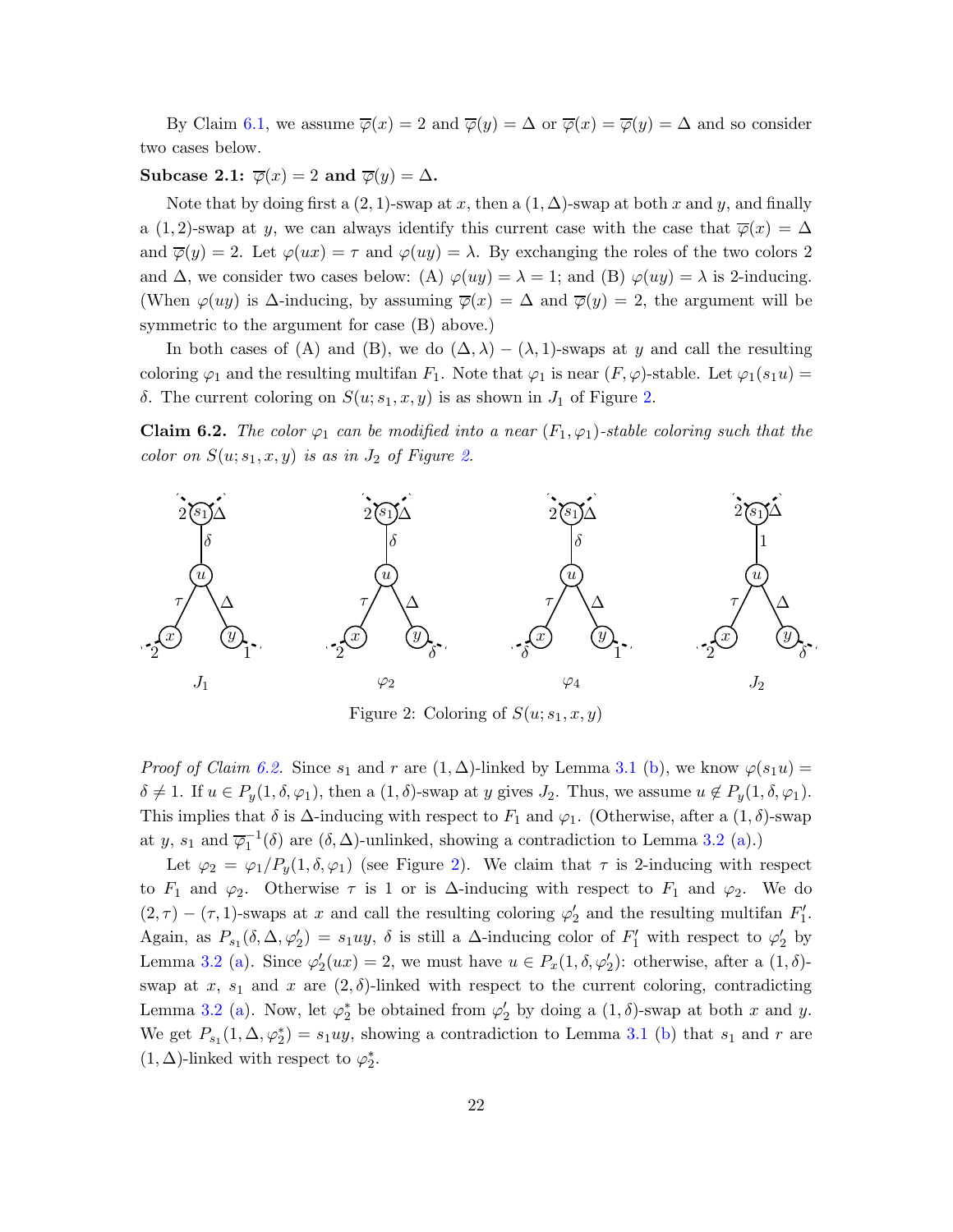By Claim 6.1, we assume $\overline{\varphi}(x) = 2$ and $\overline{\varphi}(y) = \Delta$ or $\overline{\varphi}(x) = \overline{\varphi}(y) = \Delta$ and so consider two cases below.

**Subcase 2.1: $\overline{\varphi}(x) = 2$ and $\overline{\varphi}(y) = \Delta$.**

Note that by doing first a $(2,1)$-swap at $x$, then a $(1,\Delta)$-swap at both $x$ and $y$, and finally a $(1,2)$-swap at $y$, we can always identify this current case with the case that $\overline{\varphi}(x) = \Delta$ and $\overline{\varphi}(y) = 2$. Let $\varphi(ux) = \tau$ and $\varphi(uy) = \lambda$. By exchanging the roles of the two colors 2 and $\Delta$, we consider two cases below: (A) $\varphi(uy) = \lambda = 1$; and (B) $\varphi(uy) = \lambda$ is 2-inducing. (When $\varphi(uy)$ is $\Delta$-inducing, by assuming $\overline{\varphi}(x) = \Delta$ and $\overline{\varphi}(y) = 2$, the argument will be symmetric to the argument for case (B) above.)

In both cases of (A) and (B), we do $(\Delta, \lambda) - (\lambda, 1)$-swaps at $y$ and call the resulting coloring $\varphi_1$ and the resulting multifan $F_1$. Note that $\varphi_1$ is near $(F,\varphi)$-stable. Let $\varphi_1(s_1u) = \delta$. The current coloring on $S(u; s_1, x, y)$ is as shown in $J_1$ of Figure 2.

**Claim 6.2.** *The color $\varphi_1$ can be modified into a near $(F_1, \varphi_1)$-stable coloring such that the color on $S(u; s_1, x, y)$ is as in $J_2$ of Figure 2.*

Figure 2: Coloring of $S(u; s_1, x, y)$

*Proof of Claim 6.2.* Since $s_1$ and $r$ are $(1,\Delta)$-linked by Lemma 3.1 (b), we know $\varphi(s_1u) = \delta \neq 1$. If $u \in P_y(1, \delta, \varphi_1)$, then a $(1,\delta)$-swap at $y$ gives $J_2$. Thus, we assume $u \notin P_y(1, \delta, \varphi_1)$. This implies that $\delta$ is $\Delta$-inducing with respect to $F_1$ and $\varphi_1$. (Otherwise, after a $(1,\delta)$-swap at $y$, $s_1$ and $\overline{\varphi}_1^{-1}(\delta)$ are $(\delta, \Delta)$-unlinked, showing a contradiction to Lemma 3.2 (a).)

Let $\varphi_2 = \varphi_1 / P_y(1, \delta, \varphi_1)$ (see Figure 2). We claim that $\tau$ is 2-inducing with respect to $F_1$ and $\varphi_2$. Otherwise $\tau$ is 1 or is $\Delta$-inducing with respect to $F_1$ and $\varphi_2$. We do $(2,\tau) - (\tau, 1)$-swaps at $x$ and call the resulting coloring $\varphi_2'$ and the resulting multifan $F_1'$. Again, as $P_{s_1}(\delta, \Delta, \varphi_2') = s_1uy$, $\delta$ is still a $\Delta$-inducing color of $F_1'$ with respect to $\varphi_2'$ by Lemma 3.2 (a). Since $\varphi_2'(ux) = 2$, we must have $u \in P_x(1, \delta, \varphi_2')$: otherwise, after a $(1,\delta)$-swap at $x$, $s_1$ and $x$ are $(2,\delta)$-linked with respect to the current coloring, contradicting Lemma 3.2 (a). Now, let $\varphi_2^*$ be obtained from $\varphi_2'$ by doing a $(1,\delta)$-swap at both $x$ and $y$. We get $P_{s_1}(1, \Delta, \varphi_2^*) = s_1uy$, showing a contradiction to Lemma 3.1 (b) that $s_1$ and $r$ are $(1,\Delta)$-linked with respect to $\varphi_2^*$.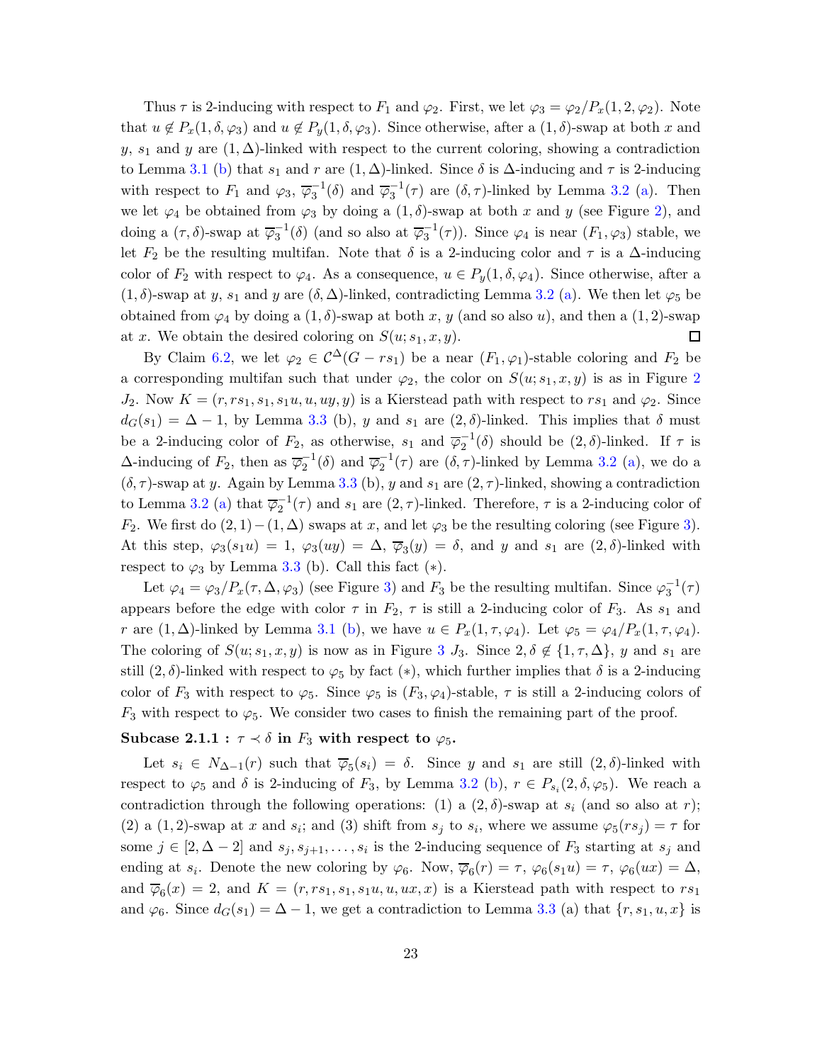Thus $\tau$ is 2-inducing with respect to $F_1$ and $\varphi_2$. First, we let $\varphi_3 = \varphi_2/P_x(1, 2, \varphi_2)$. Note that $u \notin P_x(1, \delta, \varphi_3)$ and $u \notin P_y(1, \delta, \varphi_3)$. Since otherwise, after a $(1, \delta)$-swap at both $x$ and $y$, $s_1$ and $y$ are $(1, \Delta)$-linked with respect to the current coloring, showing a contradiction to Lemma 3.1 (b) that $s_1$ and $r$ are $(1, \Delta)$-linked. Since $\delta$ is $\Delta$-inducing and $\tau$ is 2-inducing with respect to $F_1$ and $\varphi_3$, $\overline{\varphi}_3^{-1}(\delta)$ and $\overline{\varphi}_3^{-1}(\tau)$ are $(\delta, \tau)$-linked by Lemma 3.2 (a). Then we let $\varphi_4$ be obtained from $\varphi_3$ by doing a $(1, \delta)$-swap at both $x$ and $y$ (see Figure 2), and doing a $(\tau, \delta)$-swap at $\overline{\varphi}_3^{-1}(\delta)$ (and so also at $\overline{\varphi}_3^{-1}(\tau)$). Since $\varphi_4$ is near $(F_1, \varphi_3)$ stable, we let $F_2$ be the resulting multifan. Note that $\delta$ is a 2-inducing color and $\tau$ is a $\Delta$-inducing color of $F_2$ with respect to $\varphi_4$. As a consequence, $u \in P_y(1, \delta, \varphi_4)$. Since otherwise, after a $(1, \delta)$-swap at $y$, $s_1$ and $y$ are $(\delta, \Delta)$-linked, contradicting Lemma 3.2 (a). We then let $\varphi_5$ be obtained from $\varphi_4$ by doing a $(1, \delta)$-swap at both $x$, $y$ (and so also $u$), and then a $(1, 2)$-swap at $x$. We obtain the desired coloring on $S(u; s_1, x, y)$. □

By Claim 6.2, we let $\varphi_2 \in \mathcal{C}^\Delta(G - rs_1)$ be a near $(F_1, \varphi_1)$-stable coloring and $F_2$ be a corresponding multifan such that under $\varphi_2$, the color on $S(u; s_1, x, y)$ is as in Figure 2 $J_2$. Now $K = (r, rs_1, s_1, s_1u, u, uy, y)$ is a Kierstead path with respect to $rs_1$ and $\varphi_2$. Since $d_G(s_1) = \Delta - 1$, by Lemma 3.3 (b), $y$ and $s_1$ are $(2, \delta)$-linked. This implies that $\delta$ must be a 2-inducing color of $F_2$, as otherwise, $s_1$ and $\overline{\varphi}_2^{-1}(\delta)$ should be $(2, \delta)$-linked. If $\tau$ is $\Delta$-inducing of $F_2$, then as $\overline{\varphi}_2^{-1}(\delta)$ and $\overline{\varphi}_2^{-1}(\tau)$ are $(\delta, \tau)$-linked by Lemma 3.2 (a), we do a $(\delta, \tau)$-swap at $y$. Again by Lemma 3.3 (b), $y$ and $s_1$ are $(2, \tau)$-linked, showing a contradiction to Lemma 3.2 (a) that $\overline{\varphi}_2^{-1}(\tau)$ and $s_1$ are $(2, \tau)$-linked. Therefore, $\tau$ is a 2-inducing color of $F_2$. We first do $(2, 1) - (1, \Delta)$ swaps at $x$, and let $\varphi_3$ be the resulting coloring (see Figure 3). At this step, $\varphi_3(s_1u) = 1$, $\varphi_3(uy) = \Delta$, $\overline{\varphi}_3(y) = \delta$, and $y$ and $s_1$ are $(2, \delta)$-linked with respect to $\varphi_3$ by Lemma 3.3 (b). Call this fact $(*)$.

Let $\varphi_4 = \varphi_3/P_x(\tau, \Delta, \varphi_3)$ (see Figure 3) and $F_3$ be the resulting multifan. Since $\varphi_3^{-1}(\tau)$ appears before the edge with color $\tau$ in $F_2$, $\tau$ is still a 2-inducing color of $F_3$. As $s_1$ and $r$ are $(1, \Delta)$-linked by Lemma 3.1 (b), we have $u \in P_x(1, \tau, \varphi_4)$. Let $\varphi_5 = \varphi_4/P_x(1, \tau, \varphi_4)$. The coloring of $S(u; s_1, x, y)$ is now as in Figure 3 $J_3$. Since $2, \delta \notin \{1, \tau, \Delta\}$, $y$ and $s_1$ are still $(2, \delta)$-linked with respect to $\varphi_5$ by fact $(*)$, which further implies that $\delta$ is a 2-inducing color of $F_3$ with respect to $\varphi_5$. Since $\varphi_5$ is $(F_3, \varphi_4)$-stable, $\tau$ is still a 2-inducing colors of $F_3$ with respect to $\varphi_5$. We consider two cases to finish the remaining part of the proof.

**Subcase 2.1.1 : $\tau \prec \delta$ in $F_3$ with respect to $\varphi_5$.**

Let $s_i \in N_{\Delta-1}(r)$ such that $\overline{\varphi}_5(s_i) = \delta$. Since $y$ and $s_1$ are still $(2, \delta)$-linked with respect to $\varphi_5$ and $\delta$ is 2-inducing of $F_3$, by Lemma 3.2 (b), $r \in P_{s_i}(2, \delta, \varphi_5)$. We reach a contradiction through the following operations: (1) a $(2, \delta)$-swap at $s_i$ (and so also at $r$); (2) a $(1, 2)$-swap at $x$ and $s_i$; and (3) shift from $s_j$ to $s_i$, where we assume $\varphi_5(rs_j) = \tau$ for some $j \in [2, \Delta - 2]$ and $s_j, s_{j+1}, \ldots, s_i$ is the 2-inducing sequence of $F_3$ starting at $s_j$ and ending at $s_i$. Denote the new coloring by $\varphi_6$. Now, $\overline{\varphi}_6(r) = \tau$, $\varphi_6(s_1u) = \tau$, $\varphi_6(ux) = \Delta$, and $\overline{\varphi}_6(x) = 2$, and $K = (r, rs_1, s_1, s_1u, u, ux, x)$ is a Kierstead path with respect to $rs_1$ and $\varphi_6$. Since $d_G(s_1) = \Delta - 1$, we get a contradiction to Lemma 3.3 (a) that $\{r, s_1, u, x\}$ is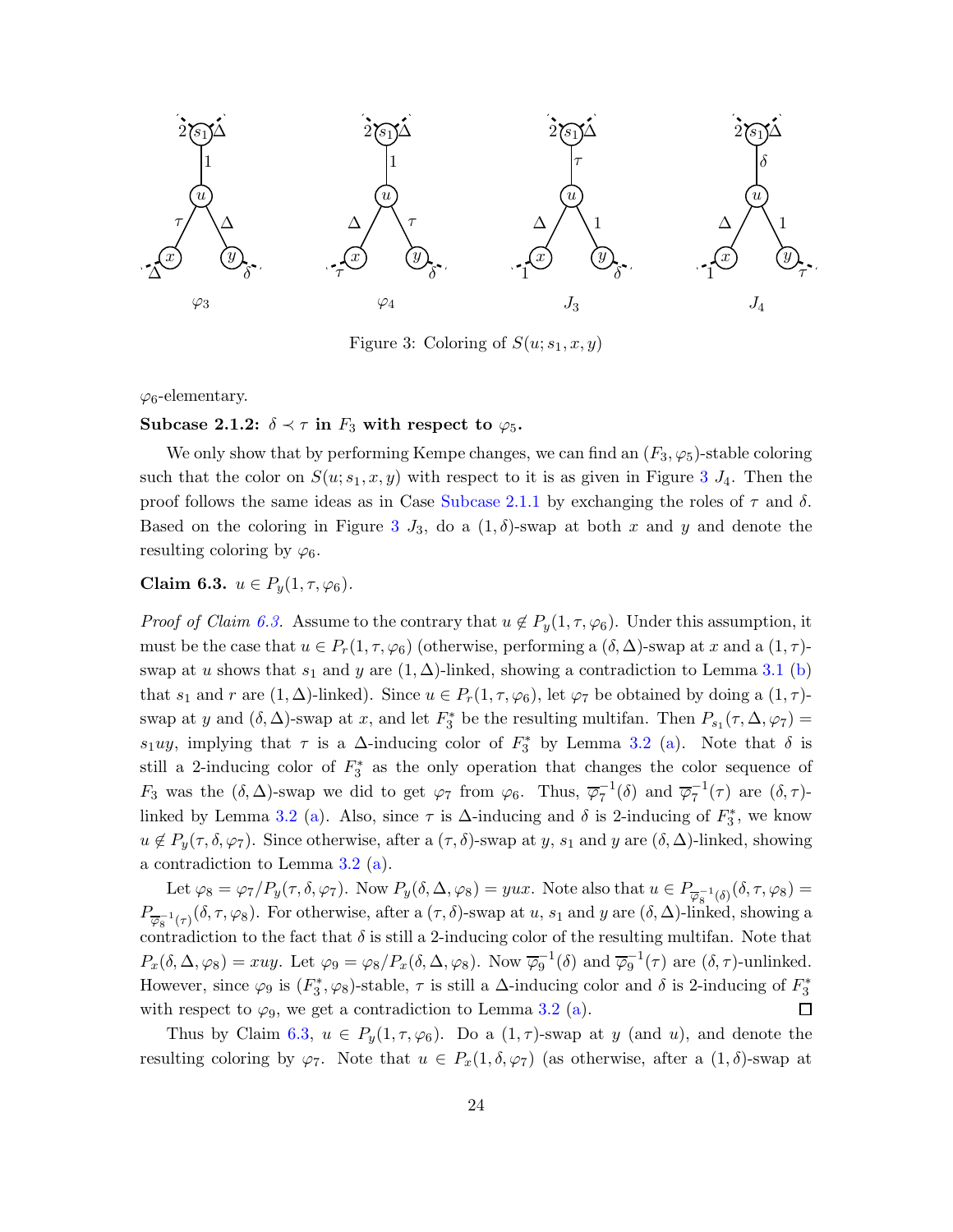Figure 3: Coloring of $S(u; s_1, x, y)$

$\varphi_6$-elementary.

**Subcase 2.1.2: $\delta \prec \tau$ in $F_3$ with respect to $\varphi_5$.**

We only show that by performing Kempe changes, we can find an $(F_3, \varphi_5)$-stable coloring such that the color on $S(u; s_1, x, y)$ with respect to it is as given in Figure 3 $J_4$. Then the proof follows the same ideas as in Case Subcase 2.1.1 by exchanging the roles of $\tau$ and $\delta$. Based on the coloring in Figure 3 $J_3$, do a $(1, \delta)$-swap at both $x$ and $y$ and denote the resulting coloring by $\varphi_6$.

**Claim 6.3.** $u \in P_y(1, \tau, \varphi_6)$.

*Proof of Claim 6.3.* Assume to the contrary that $u \notin P_y(1, \tau, \varphi_6)$. Under this assumption, it must be the case that $u \in P_r(1, \tau, \varphi_6)$ (otherwise, performing a $(\delta, \Delta)$-swap at $x$ and a $(1, \tau)$-swap at $u$ shows that $s_1$ and $y$ are $(1, \Delta)$-linked, showing a contradiction to Lemma 3.1 (b) that $s_1$ and $r$ are $(1, \Delta)$-linked). Since $u \in P_r(1, \tau, \varphi_6)$, let $\varphi_7$ be obtained by doing a $(1, \tau)$-swap at $y$ and $(\delta, \Delta)$-swap at $x$, and let $F_3^*$ be the resulting multifan. Then $P_{s_1}(\tau, \Delta, \varphi_7) = s_1 u y$, implying that $\tau$ is a $\Delta$-inducing color of $F_3^*$ by Lemma 3.2 (a). Note that $\delta$ is still a 2-inducing color of $F_3^*$ as the only operation that changes the color sequence of $F_3$ was the $(\delta, \Delta)$-swap we did to get $\varphi_7$ from $\varphi_6$. Thus, $\overline{\varphi}_7^{-1}(\delta)$ and $\overline{\varphi}_7^{-1}(\tau)$ are $(\delta, \tau)$-linked by Lemma 3.2 (a). Also, since $\tau$ is $\Delta$-inducing and $\delta$ is 2-inducing of $F_3^*$, we know $u \notin P_y(\tau, \delta, \varphi_7)$. Since otherwise, after a $(\tau, \delta)$-swap at $y$, $s_1$ and $y$ are $(\delta, \Delta)$-linked, showing a contradiction to Lemma 3.2 (a).

Let $\varphi_8 = \varphi_7 / P_y(\tau, \delta, \varphi_7)$. Now $P_y(\delta, \Delta, \varphi_8) = yux$. Note also that $u \in P_{\overline{\varphi}_8^{-1}(\delta)}(\delta, \tau, \varphi_8) = P_{\overline{\varphi}_8^{-1}(\tau)}(\delta, \tau, \varphi_8)$. For otherwise, after a $(\tau, \delta)$-swap at $u$, $s_1$ and $y$ are $(\delta, \Delta)$-linked, showing a contradiction to the fact that $\delta$ is still a 2-inducing color of the resulting multifan. Note that $P_x(\delta, \Delta, \varphi_8) = xuy$. Let $\varphi_9 = \varphi_8 / P_x(\delta, \Delta, \varphi_8)$. Now $\overline{\varphi}_9^{-1}(\delta)$ and $\overline{\varphi}_9^{-1}(\tau)$ are $(\delta, \tau)$-unlinked. However, since $\varphi_9$ is $(F_3^*, \varphi_8)$-stable, $\tau$ is still a $\Delta$-inducing color and $\delta$ is 2-inducing of $F_3^*$ with respect to $\varphi_9$, we get a contradiction to Lemma 3.2 (a). $\square$

Thus by Claim 6.3, $u \in P_y(1, \tau, \varphi_6)$. Do a $(1, \tau)$-swap at $y$ (and $u$), and denote the resulting coloring by $\varphi_7$. Note that $u \in P_x(1, \delta, \varphi_7)$ (as otherwise, after a $(1, \delta)$-swap at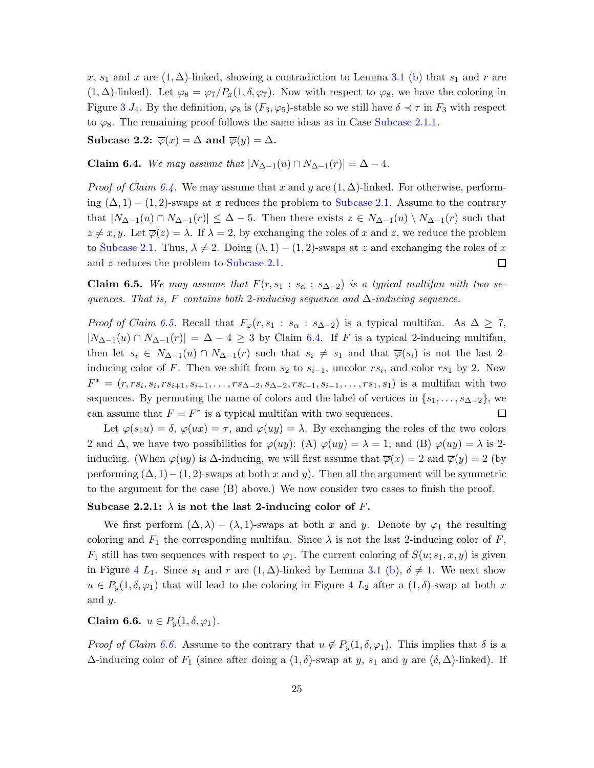$x$, $s_1$ and $x$ are $(1,\Delta)$-linked, showing a contradiction to Lemma 3.1 (b) that $s_1$ and $r$ are $(1,\Delta)$-linked). Let $\varphi_8 = \varphi_7/P_x(1,\delta,\varphi_7)$. Now with respect to $\varphi_8$, we have the coloring in Figure 3 $J_4$. By the definition, $\varphi_8$ is $(F_3,\varphi_5)$-stable so we still have $\delta \prec \tau$ in $F_3$ with respect to $\varphi_8$. The remaining proof follows the same ideas as in Case Subcase 2.1.1.

**Subcase 2.2: $\overline{\varphi}(x) = \Delta$ and $\overline{\varphi}(y) = \Delta$.**

**Claim 6.4.** *We may assume that* $|N_{\Delta-1}(u) \cap N_{\Delta-1}(r)| = \Delta - 4$.

*Proof of Claim 6.4.* We may assume that $x$ and $y$ are $(1,\Delta)$-linked. For otherwise, performing $(\Delta,1)-(1,2)$-swaps at $x$ reduces the problem to Subcase 2.1. Assume to the contrary that $|N_{\Delta-1}(u) \cap N_{\Delta-1}(r)| \le \Delta - 5$. Then there exists $z \in N_{\Delta-1}(u) \setminus N_{\Delta-1}(r)$ such that $z \ne x, y$. Let $\overline{\varphi}(z) = \lambda$. If $\lambda = 2$, by exchanging the roles of $x$ and $z$, we reduce the problem to Subcase 2.1. Thus, $\lambda \ne 2$. Doing $(\lambda,1)-(1,2)$-swaps at $z$ and exchanging the roles of $x$ and $z$ reduces the problem to Subcase 2.1. $\square$

**Claim 6.5.** *We may assume that* $F(r, s_1 : s_\alpha : s_{\Delta-2})$ *is a typical multifan with two sequences. That is,* $F$ *contains both* 2*-inducing sequence and* $\Delta$*-inducing sequence.*

*Proof of Claim 6.5.* Recall that $F_\varphi(r, s_1 : s_\alpha : s_{\Delta-2})$ is a typical multifan. As $\Delta \ge 7$, $|N_{\Delta-1}(u) \cap N_{\Delta-1}(r)| = \Delta - 4 \ge 3$ by Claim 6.4. If $F$ is a typical 2-inducing multifan, then let $s_i \in N_{\Delta-1}(u) \cap N_{\Delta-1}(r)$ such that $s_i \ne s_1$ and that $\overline{\varphi}(s_i)$ is not the last 2-inducing color of $F$. Then we shift from $s_2$ to $s_{i-1}$, uncolor $rs_i$, and color $rs_1$ by 2. Now $F^* = (r, rs_i, s_i, rs_{i+1}, s_{i+1}, \ldots, rs_{\Delta-2}, s_{\Delta-2}, rs_{i-1}, s_{i-1}, \ldots, rs_1, s_1)$ is a multifan with two sequences. By permuting the name of colors and the label of vertices in $\{s_1, \ldots, s_{\Delta-2}\}$, we can assume that $F = F^*$ is a typical multifan with two sequences. $\square$

Let $\varphi(s_1u) = \delta$, $\varphi(ux) = \tau$, and $\varphi(uy) = \lambda$. By exchanging the roles of the two colors 2 and $\Delta$, we have two possibilities for $\varphi(uy)$: (A) $\varphi(uy) = \lambda = 1$; and (B) $\varphi(uy) = \lambda$ is 2-inducing. (When $\varphi(uy)$ is $\Delta$-inducing, we will first assume that $\overline{\varphi}(x) = 2$ and $\overline{\varphi}(y) = 2$ (by performing $(\Delta,1)-(1,2)$-swaps at both $x$ and $y$). Then all the argument will be symmetric to the argument for the case (B) above.) We now consider two cases to finish the proof.

**Subcase 2.2.1: $\lambda$ is not the last 2-inducing color of $F$.**

We first perform $(\Delta,\lambda)-(\lambda,1)$-swaps at both $x$ and $y$. Denote by $\varphi_1$ the resulting coloring and $F_1$ the corresponding multifan. Since $\lambda$ is not the last 2-inducing color of $F$, $F_1$ still has two sequences with respect to $\varphi_1$. The current coloring of $S(u; s_1, x, y)$ is given in Figure 4 $L_1$. Since $s_1$ and $r$ are $(1,\Delta)$-linked by Lemma 3.1 (b), $\delta \ne 1$. We next show $u \in P_y(1,\delta,\varphi_1)$ that will lead to the coloring in Figure 4 $L_2$ after a $(1,\delta)$-swap at both $x$ and $y$.

**Claim 6.6.** $u \in P_y(1,\delta,\varphi_1)$.

*Proof of Claim 6.6.* Assume to the contrary that $u \notin P_y(1,\delta,\varphi_1)$. This implies that $\delta$ is a $\Delta$-inducing color of $F_1$ (since after doing a $(1,\delta)$-swap at $y$, $s_1$ and $y$ are $(\delta,\Delta)$-linked). If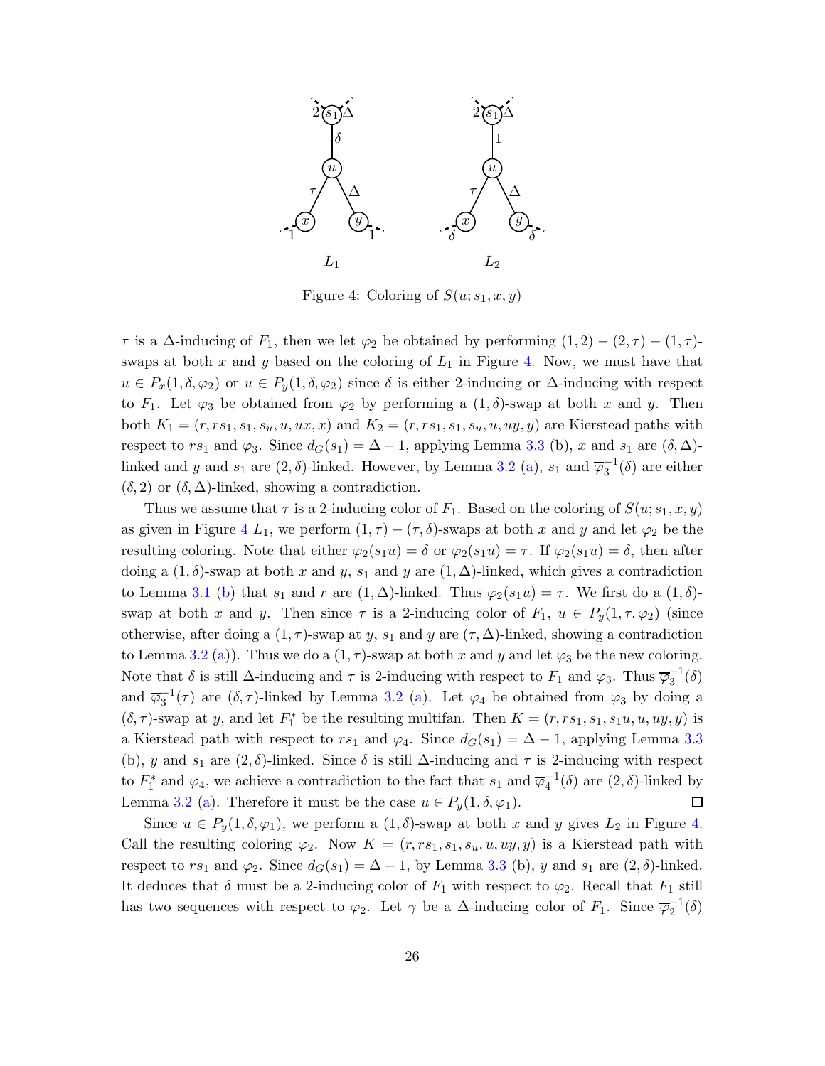Figure 4: Coloring of $S(u; s_1, x, y)$

$\tau$ is a $\Delta$-inducing of $F_1$, then we let $\varphi_2$ be obtained by performing $(1,2)-(2,\tau)-(1,\tau)$-swaps at both $x$ and $y$ based on the coloring of $L_1$ in Figure 4. Now, we must have that $u \in P_x(1,\delta,\varphi_2)$ or $u \in P_y(1,\delta,\varphi_2)$ since $\delta$ is either 2-inducing or $\Delta$-inducing with respect to $F_1$. Let $\varphi_3$ be obtained from $\varphi_2$ by performing a $(1,\delta)$-swap at both $x$ and $y$. Then both $K_1 = (r, rs_1, s_1, s_u, u, ux, x)$ and $K_2 = (r, rs_1, s_1, s_u, u, uy, y)$ are Kierstead paths with respect to $rs_1$ and $\varphi_3$. Since $d_G(s_1) = \Delta - 1$, applying Lemma 3.3 (b), $x$ and $s_1$ are $(\delta,\Delta)$-linked and $y$ and $s_1$ are $(2,\delta)$-linked. However, by Lemma 3.2 (a), $s_1$ and $\overline{\varphi}_3^{-1}(\delta)$ are either $(\delta,2)$ or $(\delta,\Delta)$-linked, showing a contradiction.

Thus we assume that $\tau$ is a 2-inducing color of $F_1$. Based on the coloring of $S(u; s_1, x, y)$ as given in Figure 4 $L_1$, we perform $(1,\tau)-(\tau,\delta)$-swaps at both $x$ and $y$ and let $\varphi_2$ be the resulting coloring. Note that either $\varphi_2(s_1u) = \delta$ or $\varphi_2(s_1u) = \tau$. If $\varphi_2(s_1u) = \delta$, then after doing a $(1,\delta)$-swap at both $x$ and $y$, $s_1$ and $y$ are $(1,\Delta)$-linked, which gives a contradiction to Lemma 3.1 (b) that $s_1$ and $r$ are $(1,\Delta)$-linked. Thus $\varphi_2(s_1u) = \tau$. We first do a $(1,\delta)$-swap at both $x$ and $y$. Then since $\tau$ is a 2-inducing color of $F_1$, $u \in P_y(1,\tau,\varphi_2)$ (since otherwise, after doing a $(1,\tau)$-swap at $y$, $s_1$ and $y$ are $(\tau,\Delta)$-linked, showing a contradiction to Lemma 3.2 (a)). Thus we do a $(1,\tau)$-swap at both $x$ and $y$ and let $\varphi_3$ be the new coloring. Note that $\delta$ is still $\Delta$-inducing and $\tau$ is 2-inducing with respect to $F_1$ and $\varphi_3$. Thus $\overline{\varphi}_3^{-1}(\delta)$ and $\overline{\varphi}_3^{-1}(\tau)$ are $(\delta,\tau)$-linked by Lemma 3.2 (a). Let $\varphi_4$ be obtained from $\varphi_3$ by doing a $(\delta,\tau)$-swap at $y$, and let $F_1^*$ be the resulting multifan. Then $K = (r, rs_1, s_1, s_1u, u, uy, y)$ is a Kierstead path with respect to $rs_1$ and $\varphi_4$. Since $d_G(s_1) = \Delta - 1$, applying Lemma 3.3 (b), $y$ and $s_1$ are $(2,\delta)$-linked. Since $\delta$ is still $\Delta$-inducing and $\tau$ is 2-inducing with respect to $F_1^*$ and $\varphi_4$, we achieve a contradiction to the fact that $s_1$ and $\overline{\varphi}_4^{-1}(\delta)$ are $(2,\delta)$-linked by Lemma 3.2 (a). Therefore it must be the case $u \in P_y(1,\delta,\varphi_1)$. $\square$

Since $u \in P_y(1,\delta,\varphi_1)$, we perform a $(1,\delta)$-swap at both $x$ and $y$ gives $L_2$ in Figure 4. Call the resulting coloring $\varphi_2$. Now $K = (r, rs_1, s_1, s_u, u, uy, y)$ is a Kierstead path with respect to $rs_1$ and $\varphi_2$. Since $d_G(s_1) = \Delta - 1$, by Lemma 3.3 (b), $y$ and $s_1$ are $(2,\delta)$-linked. It deduces that $\delta$ must be a 2-inducing color of $F_1$ with respect to $\varphi_2$. Recall that $F_1$ still has two sequences with respect to $\varphi_2$. Let $\gamma$ be a $\Delta$-inducing color of $F_1$. Since $\overline{\varphi}_2^{-1}(\delta)$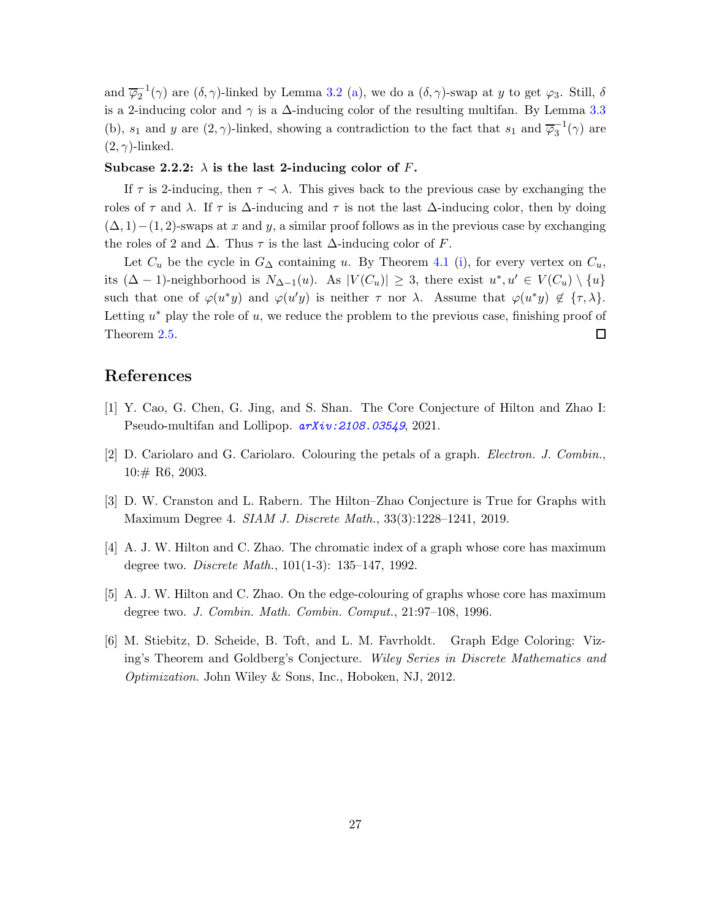and $\overline{\varphi}_2^{-1}(\gamma)$ are $(\delta,\gamma)$-linked by Lemma 3.2 (a), we do a $(\delta,\gamma)$-swap at $y$ to get $\varphi_3$. Still, $\delta$ is a 2-inducing color and $\gamma$ is a $\Delta$-inducing color of the resulting multifan. By Lemma 3.3 (b), $s_1$ and $y$ are $(2,\gamma)$-linked, showing a contradiction to the fact that $s_1$ and $\overline{\varphi}_3^{-1}(\gamma)$ are $(2,\gamma)$-linked.

**Subcase 2.2.2: $\lambda$ is the last 2-inducing color of $F$.**

If $\tau$ is 2-inducing, then $\tau \prec \lambda$. This gives back to the previous case by exchanging the roles of $\tau$ and $\lambda$. If $\tau$ is $\Delta$-inducing and $\tau$ is not the last $\Delta$-inducing color, then by doing $(\Delta,1)-(1,2)$-swaps at $x$ and $y$, a similar proof follows as in the previous case by exchanging the roles of 2 and $\Delta$. Thus $\tau$ is the last $\Delta$-inducing color of $F$.

Let $C_u$ be the cycle in $G_\Delta$ containing $u$. By Theorem 4.1 (i), for every vertex on $C_u$, its $(\Delta-1)$-neighborhood is $N_{\Delta-1}(u)$. As $|V(C_u)| \geq 3$, there exist $u^*, u' \in V(C_u) \setminus \{u\}$ such that one of $\varphi(u^*y)$ and $\varphi(u'y)$ is neither $\tau$ nor $\lambda$. Assume that $\varphi(u^*y) \notin \{\tau,\lambda\}$. Letting $u^*$ play the role of $u$, we reduce the problem to the previous case, finishing proof of Theorem 2.5. □

## References

[1] Y. Cao, G. Chen, G. Jing, and S. Shan. The Core Conjecture of Hilton and Zhao I: Pseudo-multifan and Lollipop. *arXiv:2108.03549*, 2021.

[2] D. Cariolaro and G. Cariolaro. Colouring the petals of a graph. *Electron. J. Combin.*, 10:# R6, 2003.

[3] D. W. Cranston and L. Rabern. The Hilton–Zhao Conjecture is True for Graphs with Maximum Degree 4. *SIAM J. Discrete Math.*, 33(3):1228–1241, 2019.

[4] A. J. W. Hilton and C. Zhao. The chromatic index of a graph whose core has maximum degree two. *Discrete Math.*, 101(1-3): 135–147, 1992.

[5] A. J. W. Hilton and C. Zhao. On the edge-colouring of graphs whose core has maximum degree two. *J. Combin. Math. Combin. Comput.*, 21:97–108, 1996.

[6] M. Stiebitz, D. Scheide, B. Toft, and L. M. Favrholdt. Graph Edge Coloring: Vizing's Theorem and Goldberg's Conjecture. *Wiley Series in Discrete Mathematics and Optimization.* John Wiley & Sons, Inc., Hoboken, NJ, 2012.